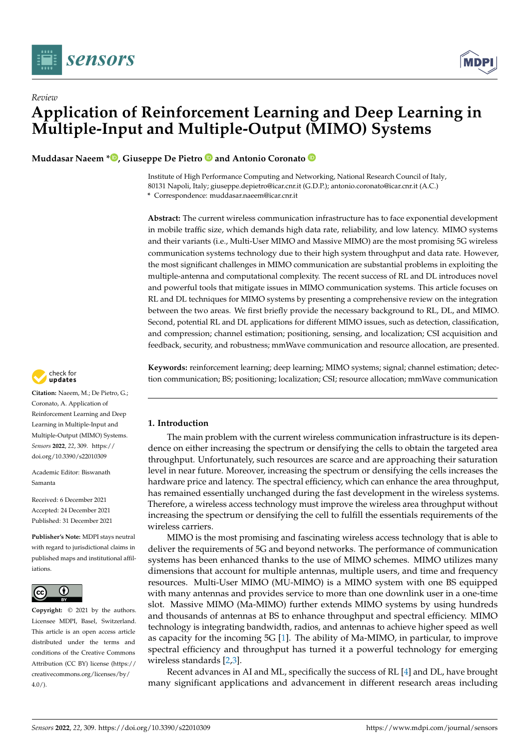*Review*

# Application of Reinforcement Learning and Deep Learning in Multiple-Input and Multiple-Output (MIMO) Systems

**Muddasar Naeem \*, Giuseppe De Pietro and Antonio Coronato**

Institute of High Performance Computing and Networking, National Research Council of Italy, 80131 Napoli, Italy; giuseppe.depietro@icar.cnr.it (G.D.P.); antonio.coronato@icar.cnr.it (A.C.)
\* Correspondence: muddasar.naeem@icar.cnr.it

**Abstract:** The current wireless communication infrastructure has to face exponential development in mobile traffic size, which demands high data rate, reliability, and low latency. MIMO systems and their variants (i.e., Multi-User MIMO and Massive MIMO) are the most promising 5G wireless communication systems technology due to their high system throughput and data rate. However, the most significant challenges in MIMO communication are substantial problems in exploiting the multiple-antenna and computational complexity. The recent success of RL and DL introduces novel and powerful tools that mitigate issues in MIMO communication systems. This article focuses on RL and DL techniques for MIMO systems by presenting a comprehensive review on the integration between the two areas. We first briefly provide the necessary background to RL, DL, and MIMO. Second, potential RL and DL applications for different MIMO issues, such as detection, classification, and compression; channel estimation; positioning, sensing, and localization; CSI acquisition and feedback, security, and robustness; mmWave communication and resource allocation, are presented.

**Keywords:** reinforcement learning; deep learning; MIMO systems; signal; channel estimation; detection communication; BS; positioning; localization; CSI; resource allocation; mmWave communication

**Citation:** Naeem, M.; De Pietro, G.; Coronato, A. Application of Reinforcement Learning and Deep Learning in Multiple-Input and Multiple-Output (MIMO) Systems. *Sensors* **2022**, *22*, 309. https://doi.org/10.3390/s22010309

Academic Editor: Biswanath Samanta

Received: 6 December 2021
Accepted: 24 December 2021
Published: 31 December 2021

**Publisher's Note:** MDPI stays neutral with regard to jurisdictional claims in published maps and institutional affiliations.

**Copyright:** © 2021 by the authors. Licensee MDPI, Basel, Switzerland. This article is an open access article distributed under the terms and conditions of the Creative Commons Attribution (CC BY) license (https://creativecommons.org/licenses/by/4.0/).

## 1. Introduction

The main problem with the current wireless communication infrastructure is its dependence on either increasing the spectrum or densifying the cells to obtain the targeted area throughput. Unfortunately, such resources are scarce and are approaching their saturation level in near future. Moreover, increasing the spectrum or densifying the cells increases the hardware price and latency. The spectral efficiency, which can enhance the area throughput, has remained essentially unchanged during the fast development in the wireless systems. Therefore, a wireless access technology must improve the wireless area throughput without increasing the spectrum or densifying the cell to fulfill the essentials requirements of the wireless carriers.

MIMO is the most promising and fascinating wireless access technology that is able to deliver the requirements of 5G and beyond networks. The performance of communication systems has been enhanced thanks to the use of MIMO schemes. MIMO utilizes many dimensions that account for multiple antennas, multiple users, and time and frequency resources. Multi-User MIMO (MU-MIMO) is a MIMO system with one BS equipped with many antennas and provides service to more than one downlink user in a one-time slot. Massive MIMO (Ma-MIMO) further extends MIMO systems by using hundreds and thousands of antennas at BS to enhance throughput and spectral efficiency. MIMO technology is integrating bandwidth, radios, and antennas to achieve higher speed as well as capacity for the incoming 5G [1]. The ability of Ma-MIMO, in particular, to improve spectral efficiency and throughput has turned it a powerful technology for emerging wireless standards [2,3].

Recent advances in AI and ML, specifically the success of RL [4] and DL, have brought many significant applications and advancement in different research areas including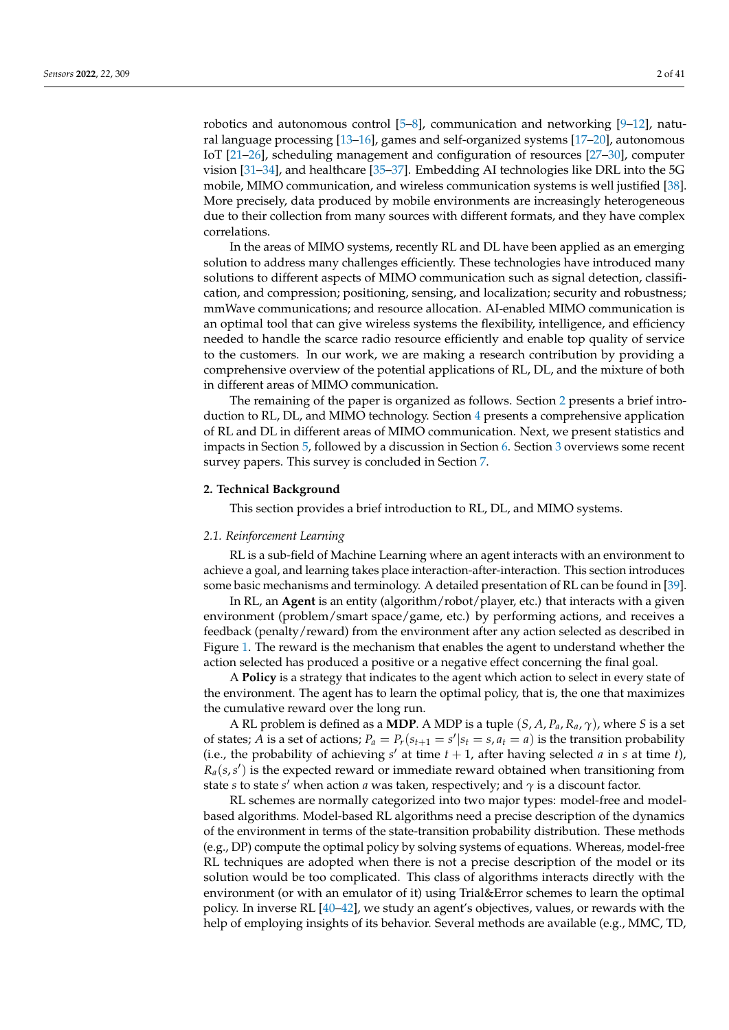robotics and autonomous control [5–8], communication and networking [9–12], natural language processing [13–16], games and self-organized systems [17–20], autonomous IoT [21–26], scheduling management and configuration of resources [27–30], computer vision [31–34], and healthcare [35–37]. Embedding AI technologies like DRL into the 5G mobile, MIMO communication, and wireless communication systems is well justified [38]. More precisely, data produced by mobile environments are increasingly heterogeneous due to their collection from many sources with different formats, and they have complex correlations.

In the areas of MIMO systems, recently RL and DL have been applied as an emerging solution to address many challenges efficiently. These technologies have introduced many solutions to different aspects of MIMO communication such as signal detection, classification, and compression; positioning, sensing, and localization; security and robustness; mmWave communications; and resource allocation. AI-enabled MIMO communication is an optimal tool that can give wireless systems the flexibility, intelligence, and efficiency needed to handle the scarce radio resource efficiently and enable top quality of service to the customers. In our work, we are making a research contribution by providing a comprehensive overview of the potential applications of RL, DL, and the mixture of both in different areas of MIMO communication.

The remaining of the paper is organized as follows. Section 2 presents a brief introduction to RL, DL, and MIMO technology. Section 4 presents a comprehensive application of RL and DL in different areas of MIMO communication. Next, we present statistics and impacts in Section 5, followed by a discussion in Section 6. Section 3 overviews some recent survey papers. This survey is concluded in Section 7.

## 2. Technical Background

This section provides a brief introduction to RL, DL, and MIMO systems.

### *2.1. Reinforcement Learning*

RL is a sub-field of Machine Learning where an agent interacts with an environment to achieve a goal, and learning takes place interaction-after-interaction. This section introduces some basic mechanisms and terminology. A detailed presentation of RL can be found in [39].

In RL, an **Agent** is an entity (algorithm/robot/player, etc.) that interacts with a given environment (problem/smart space/game, etc.) by performing actions, and receives a feedback (penalty/reward) from the environment after any action selected as described in Figure 1. The reward is the mechanism that enables the agent to understand whether the action selected has produced a positive or a negative effect concerning the final goal.

A **Policy** is a strategy that indicates to the agent which action to select in every state of the environment. The agent has to learn the optimal policy, that is, the one that maximizes the cumulative reward over the long run.

A RL problem is defined as a **MDP**. A MDP is a tuple $(S, A, P_a, R_a, \gamma)$, where $S$ is a set of states; $A$ is a set of actions; $P_a = P_r(s_{t+1} = s'|s_t = s, a_t = a)$ is the transition probability (i.e., the probability of achieving $s'$ at time $t+1$, after having selected $a$ in $s$ at time $t$), $R_a(s, s')$ is the expected reward or immediate reward obtained when transitioning from state $s$ to state $s'$ when action $a$ was taken, respectively; and $\gamma$ is a discount factor.

RL schemes are normally categorized into two major types: model-free and model-based algorithms. Model-based RL algorithms need a precise description of the dynamics of the environment in terms of the state-transition probability distribution. These methods (e.g., DP) compute the optimal policy by solving systems of equations. Whereas, model-free RL techniques are adopted when there is not a precise description of the model or its solution would be too complicated. This class of algorithms interacts directly with the environment (or with an emulator of it) using Trial&Error schemes to learn the optimal policy. In inverse RL [40–42], we study an agent's objectives, values, or rewards with the help of employing insights of its behavior. Several methods are available (e.g., MMC, TD,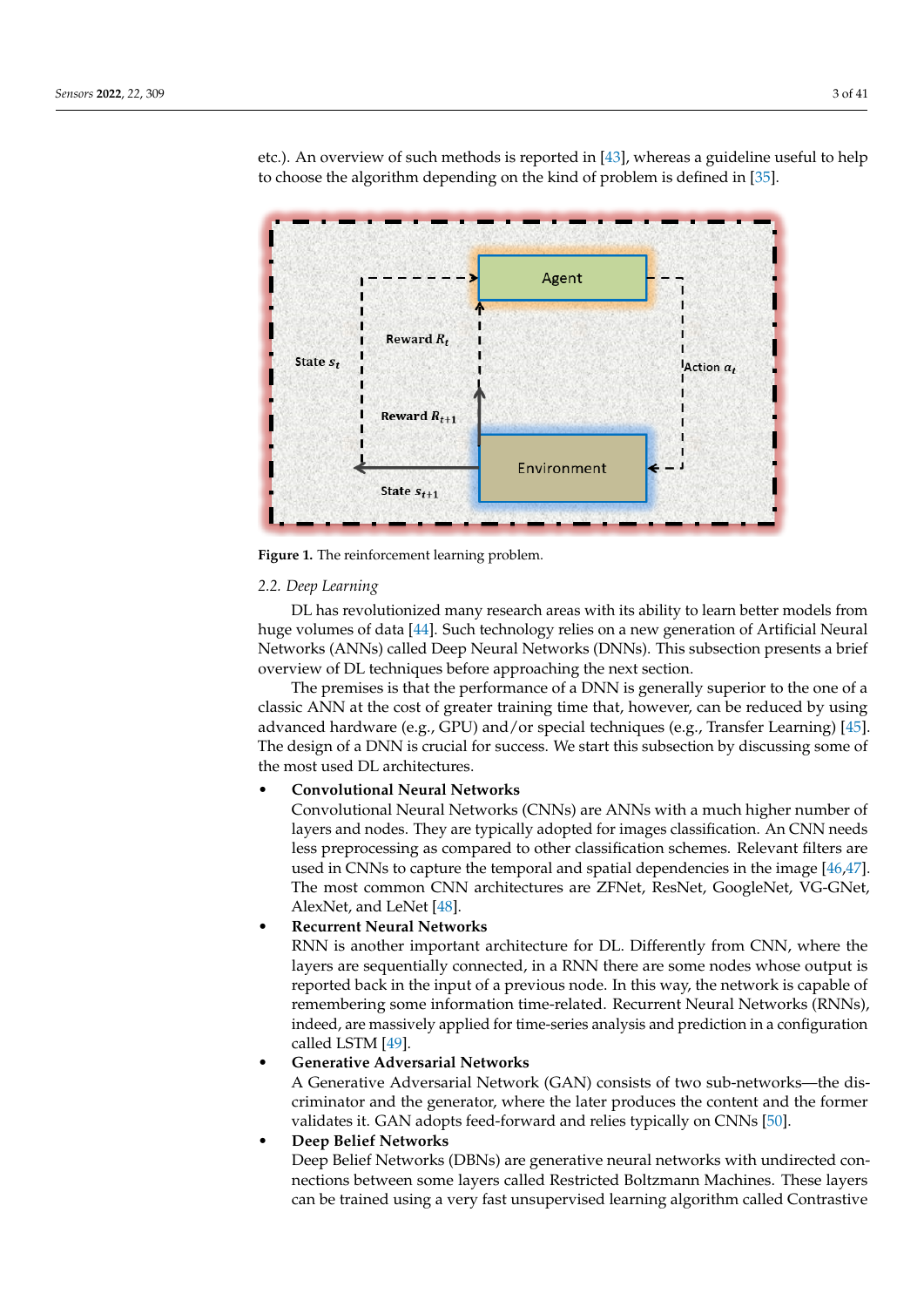etc.). An overview of such methods is reported in [43], whereas a guideline useful to help to choose the algorithm depending on the kind of problem is defined in [35].

**Figure 1.** The reinforcement learning problem.

### 2.2. Deep Learning

DL has revolutionized many research areas with its ability to learn better models from huge volumes of data [44]. Such technology relies on a new generation of Artificial Neural Networks (ANNs) called Deep Neural Networks (DNNs). This subsection presents a brief overview of DL techniques before approaching the next section.

The premises is that the performance of a DNN is generally superior to the one of a classic ANN at the cost of greater training time that, however, can be reduced by using advanced hardware (e.g., GPU) and/or special techniques (e.g., Transfer Learning) [45]. The design of a DNN is crucial for success. We start this subsection by discussing some of the most used DL architectures.

- **Convolutional Neural Networks**
  Convolutional Neural Networks (CNNs) are ANNs with a much higher number of layers and nodes. They are typically adopted for images classification. An CNN needs less preprocessing as compared to other classification schemes. Relevant filters are used in CNNs to capture the temporal and spatial dependencies in the image [46,47]. The most common CNN architectures are ZFNet, ResNet, GoogleNet, VG-GNet, AlexNet, and LeNet [48].
- **Recurrent Neural Networks**
  RNN is another important architecture for DL. Differently from CNN, where the layers are sequentially connected, in a RNN there are some nodes whose output is reported back in the input of a previous node. In this way, the network is capable of remembering some information time-related. Recurrent Neural Networks (RNNs), indeed, are massively applied for time-series analysis and prediction in a configuration called LSTM [49].
- **Generative Adversarial Networks**
  A Generative Adversarial Network (GAN) consists of two sub-networks—the discriminator and the generator, where the later produces the content and the former validates it. GAN adopts feed-forward and relies typically on CNNs [50].
- **Deep Belief Networks**
  Deep Belief Networks (DBNs) are generative neural networks with undirected connections between some layers called Restricted Boltzmann Machines. These layers can be trained using a very fast unsupervised learning algorithm called Contrastive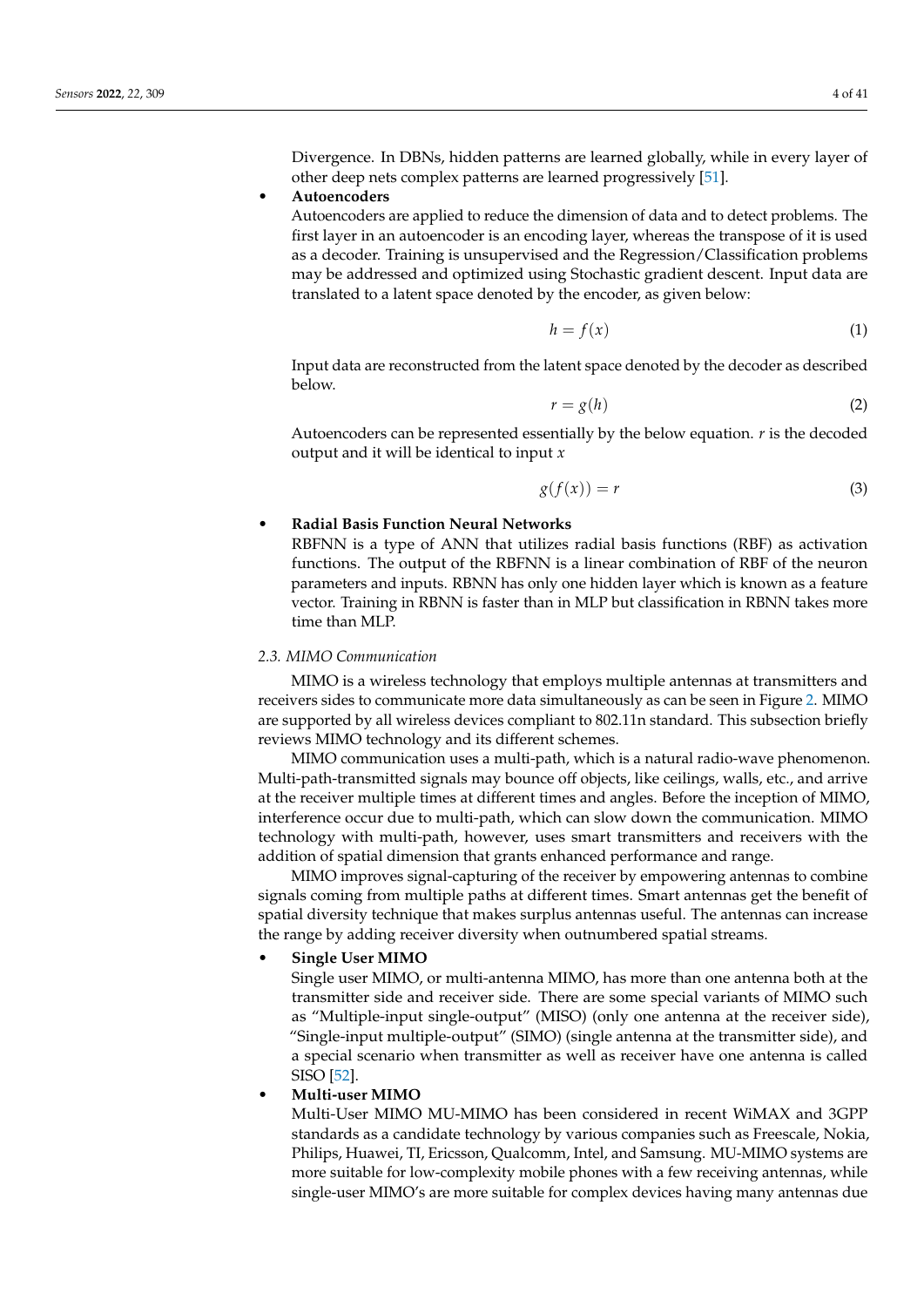Divergence. In DBNs, hidden patterns are learned globally, while in every layer of other deep nets complex patterns are learned progressively [51].

- **Autoencoders**

  Autoencoders are applied to reduce the dimension of data and to detect problems. The first layer in an autoencoder is an encoding layer, whereas the transpose of it is used as a decoder. Training is unsupervised and the Regression/Classification problems may be addressed and optimized using Stochastic gradient descent. Input data are translated to a latent space denoted by the encoder, as given below:

  $$h = f(x) \tag{1}$$

  Input data are reconstructed from the latent space denoted by the decoder as described below.

  $$r = g(h) \tag{2}$$

  Autoencoders can be represented essentially by the below equation. $r$ is the decoded output and it will be identical to input $x$

  $$g(f(x)) = r \tag{3}$$

- **Radial Basis Function Neural Networks**

  RBFNN is a type of ANN that utilizes radial basis functions (RBF) as activation functions. The output of the RBFNN is a linear combination of RBF of the neuron parameters and inputs. RBNN has only one hidden layer which is known as a feature vector. Training in RBNN is faster than in MLP but classification in RBNN takes more time than MLP.

### *2.3. MIMO Communication*

MIMO is a wireless technology that employs multiple antennas at transmitters and receivers sides to communicate more data simultaneously as can be seen in Figure 2. MIMO are supported by all wireless devices compliant to 802.11n standard. This subsection briefly reviews MIMO technology and its different schemes.

MIMO communication uses a multi-path, which is a natural radio-wave phenomenon. Multi-path-transmitted signals may bounce off objects, like ceilings, walls, etc., and arrive at the receiver multiple times at different times and angles. Before the inception of MIMO, interference occur due to multi-path, which can slow down the communication. MIMO technology with multi-path, however, uses smart transmitters and receivers with the addition of spatial dimension that grants enhanced performance and range.

MIMO improves signal-capturing of the receiver by empowering antennas to combine signals coming from multiple paths at different times. Smart antennas get the benefit of spatial diversity technique that makes surplus antennas useful. The antennas can increase the range by adding receiver diversity when outnumbered spatial streams.

- **Single User MIMO**

  Single user MIMO, or multi-antenna MIMO, has more than one antenna both at the transmitter side and receiver side. There are some special variants of MIMO such as "Multiple-input single-output" (MISO) (only one antenna at the receiver side), "Single-input multiple-output" (SIMO) (single antenna at the transmitter side), and a special scenario when transmitter as well as receiver have one antenna is called SISO [52].

- **Multi-user MIMO**

  Multi-User MIMO MU-MIMO has been considered in recent WiMAX and 3GPP standards as a candidate technology by various companies such as Freescale, Nokia, Philips, Huawei, TI, Ericsson, Qualcomm, Intel, and Samsung. MU-MIMO systems are more suitable for low-complexity mobile phones with a few receiving antennas, while single-user MIMO's are more suitable for complex devices having many antennas due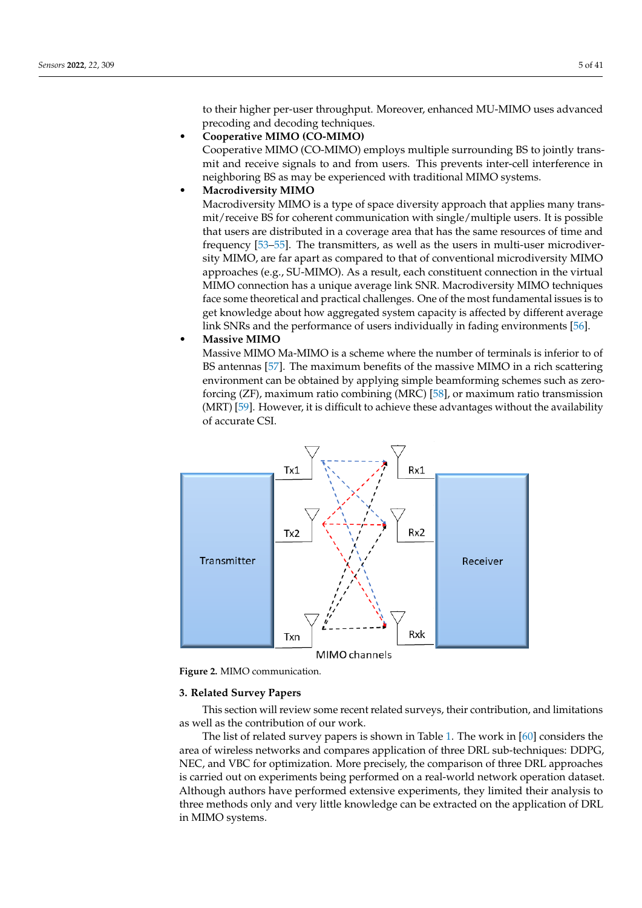to their higher per-user throughput. Moreover, enhanced MU-MIMO uses advanced precoding and decoding techniques.

- **Cooperative MIMO (CO-MIMO)**
  Cooperative MIMO (CO-MIMO) employs multiple surrounding BS to jointly transmit and receive signals to and from users. This prevents inter-cell interference in neighboring BS as may be experienced with traditional MIMO systems.
- **Macrodiversity MIMO**
  Macrodiversity MIMO is a type of space diversity approach that applies many transmit/receive BS for coherent communication with single/multiple users. It is possible that users are distributed in a coverage area that has the same resources of time and frequency [53–55]. The transmitters, as well as the users in multi-user microdiversity MIMO, are far apart as compared to that of conventional microdiversity MIMO approaches (e.g., SU-MIMO). As a result, each constituent connection in the virtual MIMO connection has a unique average link SNR. Macrodiversity MIMO techniques face some theoretical and practical challenges. One of the most fundamental issues is to get knowledge about how aggregated system capacity is affected by different average link SNRs and the performance of users individually in fading environments [56].
- **Massive MIMO**
  Massive MIMO Ma-MIMO is a scheme where the number of terminals is inferior to of BS antennas [57]. The maximum benefits of the massive MIMO in a rich scattering environment can be obtained by applying simple beamforming schemes such as zero-forcing (ZF), maximum ratio combining (MRC) [58], or maximum ratio transmission (MRT) [59]. However, it is difficult to achieve these advantages without the availability of accurate CSI.

**Figure 2.** MIMO communication.

## 3. Related Survey Papers

This section will review some recent related surveys, their contribution, and limitations as well as the contribution of our work.

The list of related survey papers is shown in Table 1. The work in [60] considers the area of wireless networks and compares application of three DRL sub-techniques: DDPG, NEC, and VBC for optimization. More precisely, the comparison of three DRL approaches is carried out on experiments being performed on a real-world network operation dataset. Although authors have performed extensive experiments, they limited their analysis to three methods only and very little knowledge can be extracted on the application of DRL in MIMO systems.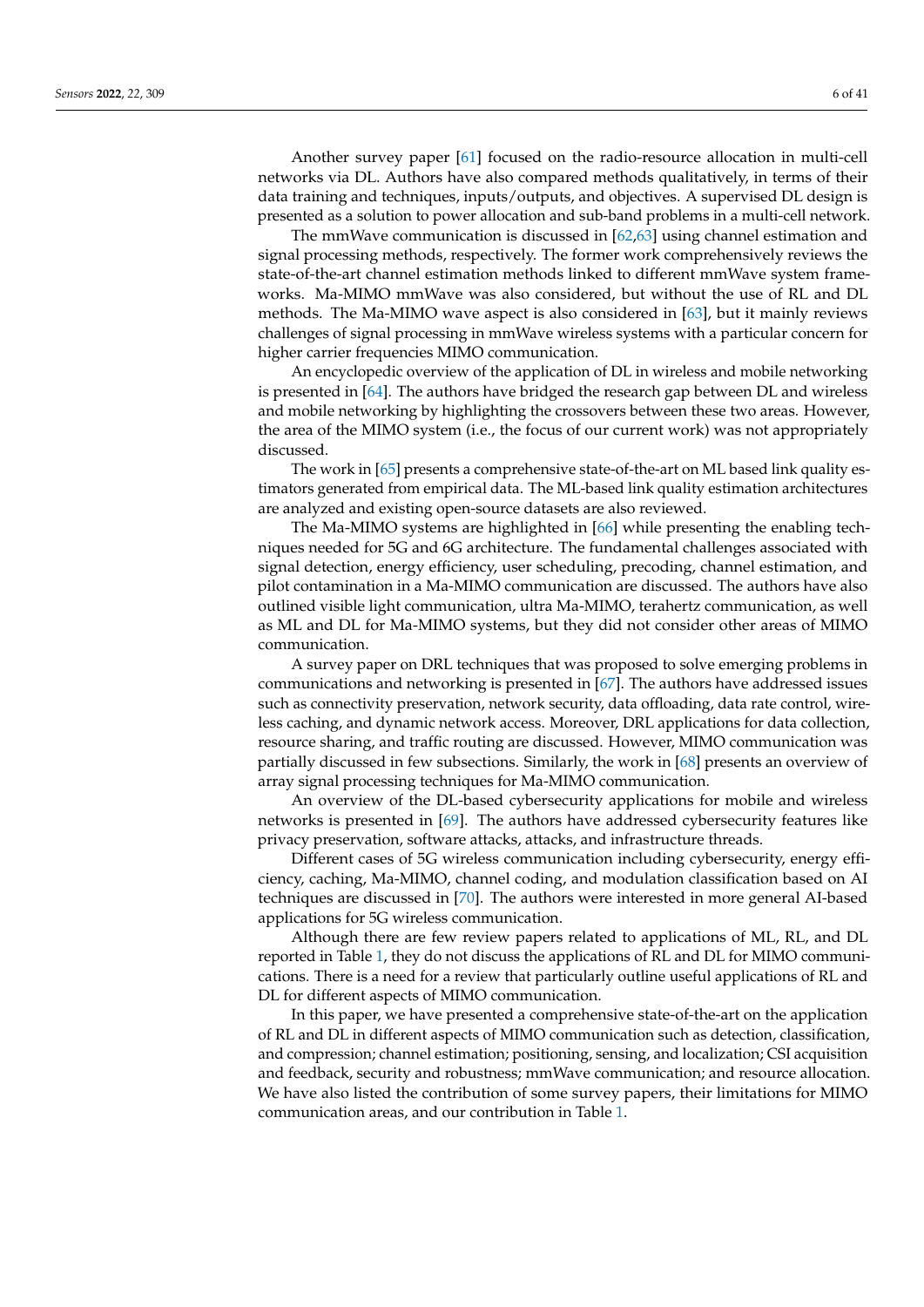Another survey paper [61] focused on the radio-resource allocation in multi-cell networks via DL. Authors have also compared methods qualitatively, in terms of their data training and techniques, inputs/outputs, and objectives. A supervised DL design is presented as a solution to power allocation and sub-band problems in a multi-cell network.

The mmWave communication is discussed in [62,63] using channel estimation and signal processing methods, respectively. The former work comprehensively reviews the state-of-the-art channel estimation methods linked to different mmWave system frameworks. Ma-MIMO mmWave was also considered, but without the use of RL and DL methods. The Ma-MIMO wave aspect is also considered in [63], but it mainly reviews challenges of signal processing in mmWave wireless systems with a particular concern for higher carrier frequencies MIMO communication.

An encyclopedic overview of the application of DL in wireless and mobile networking is presented in [64]. The authors have bridged the research gap between DL and wireless and mobile networking by highlighting the crossovers between these two areas. However, the area of the MIMO system (i.e., the focus of our current work) was not appropriately discussed.

The work in [65] presents a comprehensive state-of-the-art on ML based link quality estimators generated from empirical data. The ML-based link quality estimation architectures are analyzed and existing open-source datasets are also reviewed.

The Ma-MIMO systems are highlighted in [66] while presenting the enabling techniques needed for 5G and 6G architecture. The fundamental challenges associated with signal detection, energy efficiency, user scheduling, precoding, channel estimation, and pilot contamination in a Ma-MIMO communication are discussed. The authors have also outlined visible light communication, ultra Ma-MIMO, terahertz communication, as well as ML and DL for Ma-MIMO systems, but they did not consider other areas of MIMO communication.

A survey paper on DRL techniques that was proposed to solve emerging problems in communications and networking is presented in [67]. The authors have addressed issues such as connectivity preservation, network security, data offloading, data rate control, wireless caching, and dynamic network access. Moreover, DRL applications for data collection, resource sharing, and traffic routing are discussed. However, MIMO communication was partially discussed in few subsections. Similarly, the work in [68] presents an overview of array signal processing techniques for Ma-MIMO communication.

An overview of the DL-based cybersecurity applications for mobile and wireless networks is presented in [69]. The authors have addressed cybersecurity features like privacy preservation, software attacks, attacks, and infrastructure threads.

Different cases of 5G wireless communication including cybersecurity, energy efficiency, caching, Ma-MIMO, channel coding, and modulation classification based on AI techniques are discussed in [70]. The authors were interested in more general AI-based applications for 5G wireless communication.

Although there are few review papers related to applications of ML, RL, and DL reported in Table 1, they do not discuss the applications of RL and DL for MIMO communications. There is a need for a review that particularly outline useful applications of RL and DL for different aspects of MIMO communication.

In this paper, we have presented a comprehensive state-of-the-art on the application of RL and DL in different aspects of MIMO communication such as detection, classification, and compression; channel estimation; positioning, sensing, and localization; CSI acquisition and feedback, security and robustness; mmWave communication; and resource allocation. We have also listed the contribution of some survey papers, their limitations for MIMO communication areas, and our contribution in Table 1.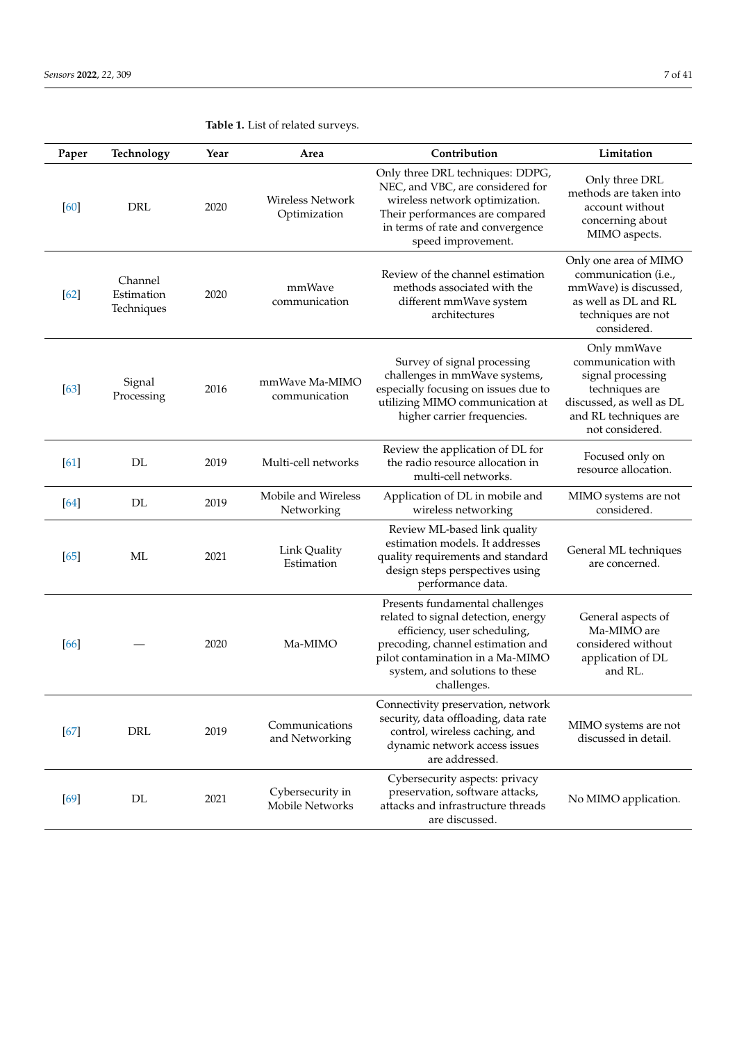**Table 1.** List of related surveys.

| Paper | Technology | Year | Area | Contribution | Limitation |
|---|---|---|---|---|---|
| [60] | DRL | 2020 | Wireless Network Optimization | Only three DRL techniques: DDPG, NEC, and VBC, are considered for wireless network optimization. Their performances are compared in terms of rate and convergence speed improvement. | Only three DRL methods are taken into account without concerning about MIMO aspects. |
| [62] | Channel Estimation Techniques | 2020 | mmWave communication | Review of the channel estimation methods associated with the different mmWave system architectures | Only one area of MIMO communication (i.e., mmWave) is discussed, as well as DL and RL techniques are not considered. |
| [63] | Signal Processing | 2016 | mmWave Ma-MIMO communication | Survey of signal processing challenges in mmWave systems, especially focusing on issues due to utilizing MIMO communication at higher carrier frequencies. | Only mmWave communication with signal processing techniques are discussed, as well as DL and RL techniques are not considered. |
| [61] | DL | 2019 | Multi-cell networks | Review the application of DL for the radio resource allocation in multi-cell networks. | Focused only on resource allocation. |
| [64] | DL | 2019 | Mobile and Wireless Networking | Application of DL in mobile and wireless networking | MIMO systems are not considered. |
| [65] | ML | 2021 | Link Quality Estimation | Review ML-based link quality estimation models. It addresses quality requirements and standard design steps perspectives using performance data. | General ML techniques are concerned. |
| [66] | — | 2020 | Ma-MIMO | Presents fundamental challenges related to signal detection, energy efficiency, user scheduling, precoding, channel estimation and pilot contamination in a Ma-MIMO system, and solutions to these challenges. | General aspects of Ma-MIMO are considered without application of DL and RL. |
| [67] | DRL | 2019 | Communications and Networking | Connectivity preservation, network security, data offloading, data rate control, wireless caching, and dynamic network access issues are addressed. | MIMO systems are not discussed in detail. |
| [69] | DL | 2021 | Cybersecurity in Mobile Networks | Cybersecurity aspects: privacy preservation, software attacks, attacks and infrastructure threads are discussed. | No MIMO application. |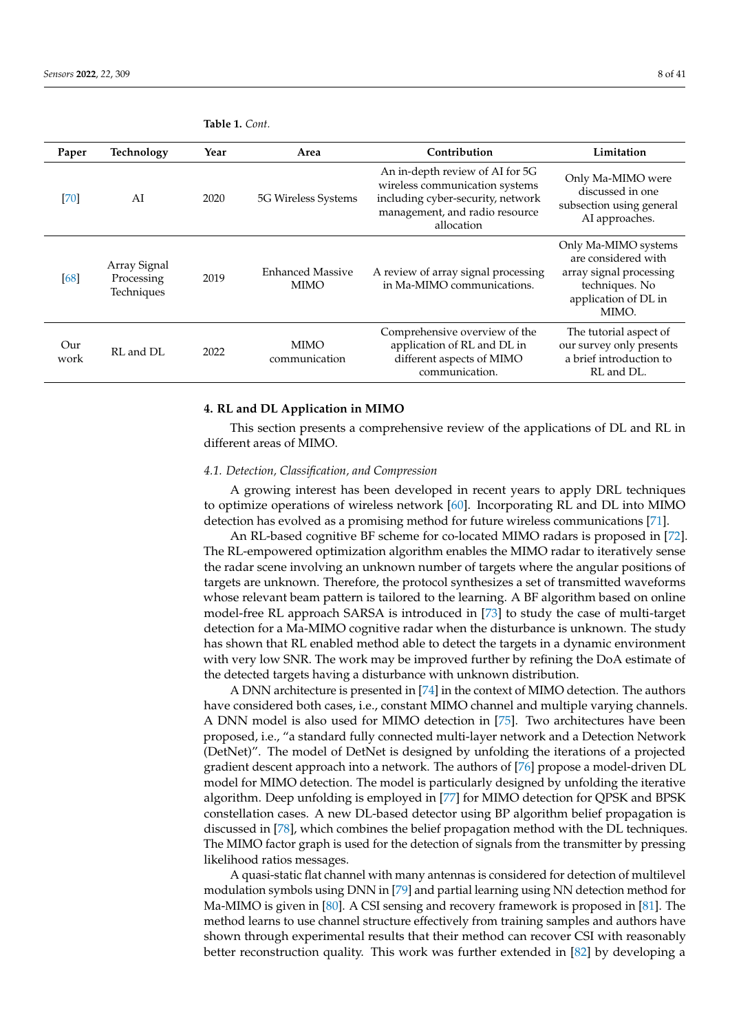**Table 1.** *Cont.*

| Paper | Technology | Year | Area | Contribution | Limitation |
|---|---|---|---|---|---|
| [70] | AI | 2020 | 5G Wireless Systems | An in-depth review of AI for 5G wireless communication systems including cyber-security, network management, and radio resource allocation | Only Ma-MIMO were discussed in one subsection using general AI approaches. |
| [68] | Array Signal Processing Techniques | 2019 | Enhanced Massive MIMO | A review of array signal processing in Ma-MIMO communications. | Only Ma-MIMO systems are considered with array signal processing techniques. No application of DL in MIMO. |
| Our work | RL and DL | 2022 | MIMO communication | Comprehensive overview of the application of RL and DL in different aspects of MIMO communication. | The tutorial aspect of our survey only presents a brief introduction to RL and DL. |

## 4. RL and DL Application in MIMO

This section presents a comprehensive review of the applications of DL and RL in different areas of MIMO.

### *4.1. Detection, Classification, and Compression*

A growing interest has been developed in recent years to apply DRL techniques to optimize operations of wireless network [60]. Incorporating RL and DL into MIMO detection has evolved as a promising method for future wireless communications [71].

An RL-based cognitive BF scheme for co-located MIMO radars is proposed in [72]. The RL-empowered optimization algorithm enables the MIMO radar to iteratively sense the radar scene involving an unknown number of targets where the angular positions of targets are unknown. Therefore, the protocol synthesizes a set of transmitted waveforms whose relevant beam pattern is tailored to the learning. A BF algorithm based on online model-free RL approach SARSA is introduced in [73] to study the case of multi-target detection for a Ma-MIMO cognitive radar when the disturbance is unknown. The study has shown that RL enabled method able to detect the targets in a dynamic environment with very low SNR. The work may be improved further by refining the DoA estimate of the detected targets having a disturbance with unknown distribution.

A DNN architecture is presented in [74] in the context of MIMO detection. The authors have considered both cases, i.e., constant MIMO channel and multiple varying channels. A DNN model is also used for MIMO detection in [75]. Two architectures have been proposed, i.e., "a standard fully connected multi-layer network and a Detection Network (DetNet)". The model of DetNet is designed by unfolding the iterations of a projected gradient descent approach into a network. The authors of [76] propose a model-driven DL model for MIMO detection. The model is particularly designed by unfolding the iterative algorithm. Deep unfolding is employed in [77] for MIMO detection for QPSK and BPSK constellation cases. A new DL-based detector using BP algorithm belief propagation is discussed in [78], which combines the belief propagation method with the DL techniques. The MIMO factor graph is used for the detection of signals from the transmitter by pressing likelihood ratios messages.

A quasi-static flat channel with many antennas is considered for detection of multilevel modulation symbols using DNN in [79] and partial learning using NN detection method for Ma-MIMO is given in [80]. A CSI sensing and recovery framework is proposed in [81]. The method learns to use channel structure effectively from training samples and authors have shown through experimental results that their method can recover CSI with reasonably better reconstruction quality. This work was further extended in [82] by developing a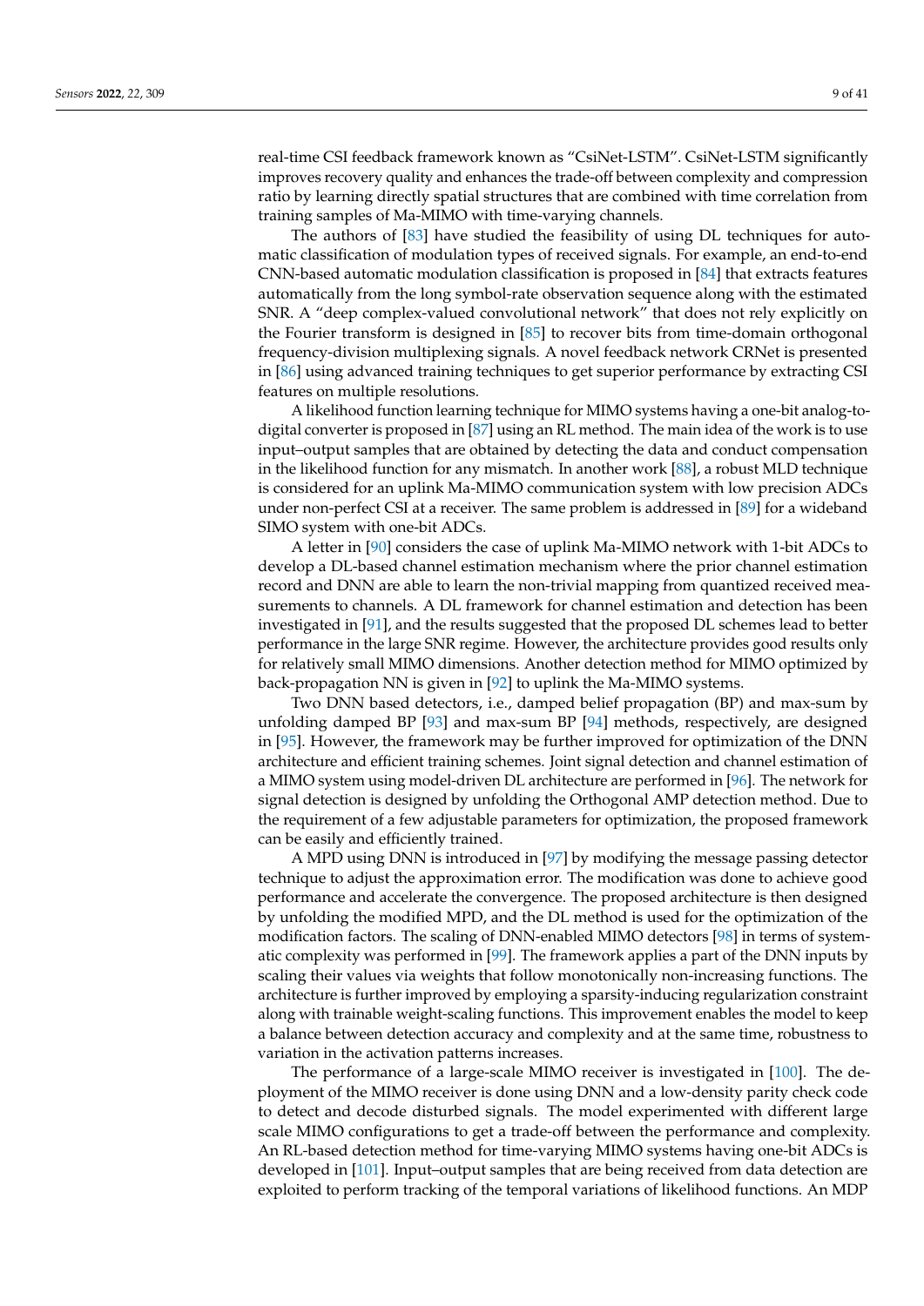real-time CSI feedback framework known as "CsiNet-LSTM". CsiNet-LSTM significantly improves recovery quality and enhances the trade-off between complexity and compression ratio by learning directly spatial structures that are combined with time correlation from training samples of Ma-MIMO with time-varying channels.

The authors of [83] have studied the feasibility of using DL techniques for automatic classification of modulation types of received signals. For example, an end-to-end CNN-based automatic modulation classification is proposed in [84] that extracts features automatically from the long symbol-rate observation sequence along with the estimated SNR. A "deep complex-valued convolutional network" that does not rely explicitly on the Fourier transform is designed in [85] to recover bits from time-domain orthogonal frequency-division multiplexing signals. A novel feedback network CRNet is presented in [86] using advanced training techniques to get superior performance by extracting CSI features on multiple resolutions.

A likelihood function learning technique for MIMO systems having a one-bit analog-to-digital converter is proposed in [87] using an RL method. The main idea of the work is to use input–output samples that are obtained by detecting the data and conduct compensation in the likelihood function for any mismatch. In another work [88], a robust MLD technique is considered for an uplink Ma-MIMO communication system with low precision ADCs under non-perfect CSI at a receiver. The same problem is addressed in [89] for a wideband SIMO system with one-bit ADCs.

A letter in [90] considers the case of uplink Ma-MIMO network with 1-bit ADCs to develop a DL-based channel estimation mechanism where the prior channel estimation record and DNN are able to learn the non-trivial mapping from quantized received measurements to channels. A DL framework for channel estimation and detection has been investigated in [91], and the results suggested that the proposed DL schemes lead to better performance in the large SNR regime. However, the architecture provides good results only for relatively small MIMO dimensions. Another detection method for MIMO optimized by back-propagation NN is given in [92] to uplink the Ma-MIMO systems.

Two DNN based detectors, i.e., damped belief propagation (BP) and max-sum by unfolding damped BP [93] and max-sum BP [94] methods, respectively, are designed in [95]. However, the framework may be further improved for optimization of the DNN architecture and efficient training schemes. Joint signal detection and channel estimation of a MIMO system using model-driven DL architecture are performed in [96]. The network for signal detection is designed by unfolding the Orthogonal AMP detection method. Due to the requirement of a few adjustable parameters for optimization, the proposed framework can be easily and efficiently trained.

A MPD using DNN is introduced in [97] by modifying the message passing detector technique to adjust the approximation error. The modification was done to achieve good performance and accelerate the convergence. The proposed architecture is then designed by unfolding the modified MPD, and the DL method is used for the optimization of the modification factors. The scaling of DNN-enabled MIMO detectors [98] in terms of systematic complexity was performed in [99]. The framework applies a part of the DNN inputs by scaling their values via weights that follow monotonically non-increasing functions. The architecture is further improved by employing a sparsity-inducing regularization constraint along with trainable weight-scaling functions. This improvement enables the model to keep a balance between detection accuracy and complexity and at the same time, robustness to variation in the activation patterns increases.

The performance of a large-scale MIMO receiver is investigated in [100]. The deployment of the MIMO receiver is done using DNN and a low-density parity check code to detect and decode disturbed signals. The model experimented with different large scale MIMO configurations to get a trade-off between the performance and complexity. An RL-based detection method for time-varying MIMO systems having one-bit ADCs is developed in [101]. Input–output samples that are being received from data detection are exploited to perform tracking of the temporal variations of likelihood functions. An MDP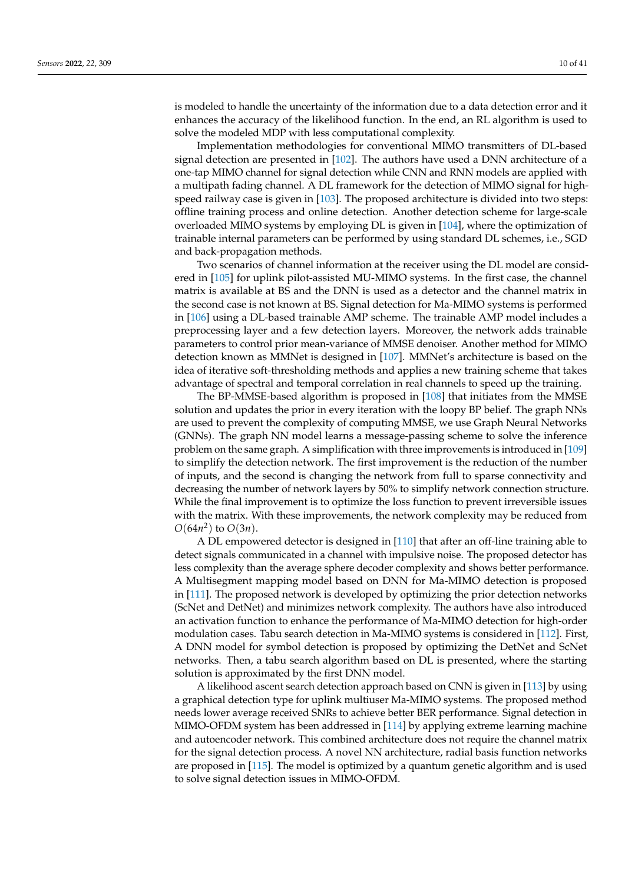is modeled to handle the uncertainty of the information due to a data detection error and it enhances the accuracy of the likelihood function. In the end, an RL algorithm is used to solve the modeled MDP with less computational complexity.

Implementation methodologies for conventional MIMO transmitters of DL-based signal detection are presented in [102]. The authors have used a DNN architecture of a one-tap MIMO channel for signal detection while CNN and RNN models are applied with a multipath fading channel. A DL framework for the detection of MIMO signal for high-speed railway case is given in [103]. The proposed architecture is divided into two steps: offline training process and online detection. Another detection scheme for large-scale overloaded MIMO systems by employing DL is given in [104], where the optimization of trainable internal parameters can be performed by using standard DL schemes, i.e., SGD and back-propagation methods.

Two scenarios of channel information at the receiver using the DL model are considered in [105] for uplink pilot-assisted MU-MIMO systems. In the first case, the channel matrix is available at BS and the DNN is used as a detector and the channel matrix in the second case is not known at BS. Signal detection for Ma-MIMO systems is performed in [106] using a DL-based trainable AMP scheme. The trainable AMP model includes a preprocessing layer and a few detection layers. Moreover, the network adds trainable parameters to control prior mean-variance of MMSE denoiser. Another method for MIMO detection known as MMNet is designed in [107]. MMNet's architecture is based on the idea of iterative soft-thresholding methods and applies a new training scheme that takes advantage of spectral and temporal correlation in real channels to speed up the training.

The BP-MMSE-based algorithm is proposed in [108] that initiates from the MMSE solution and updates the prior in every iteration with the loopy BP belief. The graph NNs are used to prevent the complexity of computing MMSE, we use Graph Neural Networks (GNNs). The graph NN model learns a message-passing scheme to solve the inference problem on the same graph. A simplification with three improvements is introduced in [109] to simplify the detection network. The first improvement is the reduction of the number of inputs, and the second is changing the network from full to sparse connectivity and decreasing the number of network layers by 50% to simplify network connection structure. While the final improvement is to optimize the loss function to prevent irreversible issues with the matrix. With these improvements, the network complexity may be reduced from $O(64n^2)$ to $O(3n)$.

A DL empowered detector is designed in [110] that after an off-line training able to detect signals communicated in a channel with impulsive noise. The proposed detector has less complexity than the average sphere decoder complexity and shows better performance. A Multisegment mapping model based on DNN for Ma-MIMO detection is proposed in [111]. The proposed network is developed by optimizing the prior detection networks (ScNet and DetNet) and minimizes network complexity. The authors have also introduced an activation function to enhance the performance of Ma-MIMO detection for high-order modulation cases. Tabu search detection in Ma-MIMO systems is considered in [112]. First, A DNN model for symbol detection is proposed by optimizing the DetNet and ScNet networks. Then, a tabu search algorithm based on DL is presented, where the starting solution is approximated by the first DNN model.

A likelihood ascent search detection approach based on CNN is given in [113] by using a graphical detection type for uplink multiuser Ma-MIMO systems. The proposed method needs lower average received SNRs to achieve better BER performance. Signal detection in MIMO-OFDM system has been addressed in [114] by applying extreme learning machine and autoencoder network. This combined architecture does not require the channel matrix for the signal detection process. A novel NN architecture, radial basis function networks are proposed in [115]. The model is optimized by a quantum genetic algorithm and is used to solve signal detection issues in MIMO-OFDM.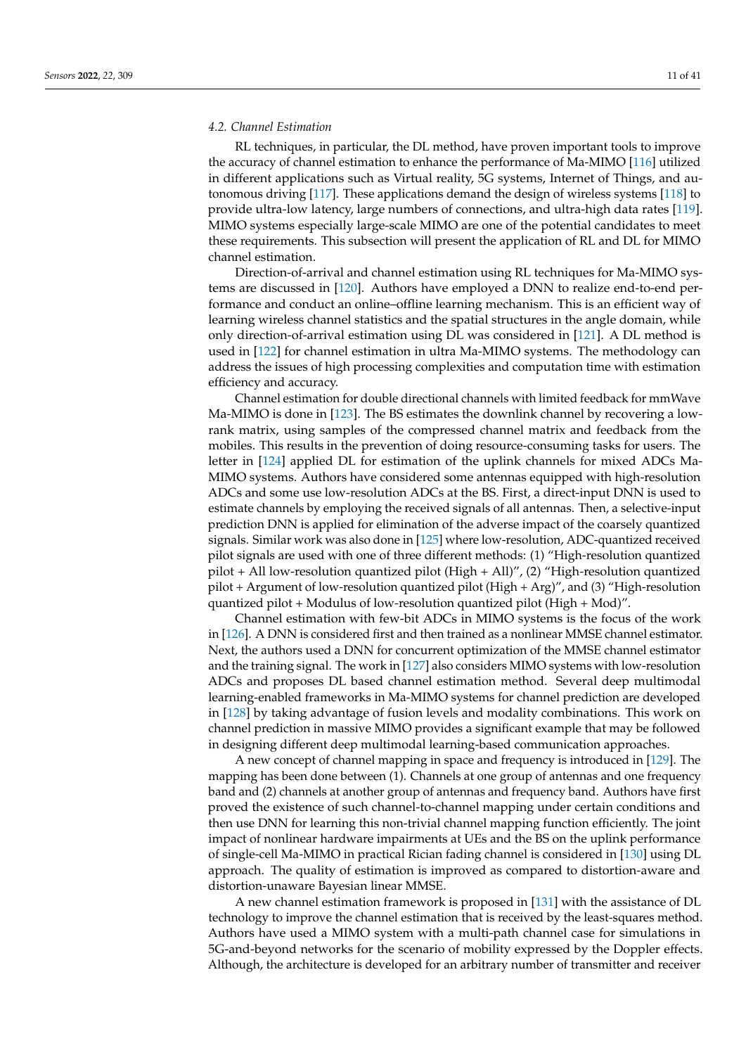### 4.2. Channel Estimation

RL techniques, in particular, the DL method, have proven important tools to improve the accuracy of channel estimation to enhance the performance of Ma-MIMO [116] utilized in different applications such as Virtual reality, 5G systems, Internet of Things, and autonomous driving [117]. These applications demand the design of wireless systems [118] to provide ultra-low latency, large numbers of connections, and ultra-high data rates [119]. MIMO systems especially large-scale MIMO are one of the potential candidates to meet these requirements. This subsection will present the application of RL and DL for MIMO channel estimation.

Direction-of-arrival and channel estimation using RL techniques for Ma-MIMO systems are discussed in [120]. Authors have employed a DNN to realize end-to-end performance and conduct an online–offline learning mechanism. This is an efficient way of learning wireless channel statistics and the spatial structures in the angle domain, while only direction-of-arrival estimation using DL was considered in [121]. A DL method is used in [122] for channel estimation in ultra Ma-MIMO systems. The methodology can address the issues of high processing complexities and computation time with estimation efficiency and accuracy.

Channel estimation for double directional channels with limited feedback for mmWave Ma-MIMO is done in [123]. The BS estimates the downlink channel by recovering a low-rank matrix, using samples of the compressed channel matrix and feedback from the mobiles. This results in the prevention of doing resource-consuming tasks for users. The letter in [124] applied DL for estimation of the uplink channels for mixed ADCs Ma-MIMO systems. Authors have considered some antennas equipped with high-resolution ADCs and some use low-resolution ADCs at the BS. First, a direct-input DNN is used to estimate channels by employing the received signals of all antennas. Then, a selective-input prediction DNN is applied for elimination of the adverse impact of the coarsely quantized signals. Similar work was also done in [125] where low-resolution, ADC-quantized received pilot signals are used with one of three different methods: (1) "High-resolution quantized pilot + All low-resolution quantized pilot (High + All)", (2) "High-resolution quantized pilot + Argument of low-resolution quantized pilot (High + Arg)", and (3) "High-resolution quantized pilot + Modulus of low-resolution quantized pilot (High + Mod)".

Channel estimation with few-bit ADCs in MIMO systems is the focus of the work in [126]. A DNN is considered first and then trained as a nonlinear MMSE channel estimator. Next, the authors used a DNN for concurrent optimization of the MMSE channel estimator and the training signal. The work in [127] also considers MIMO systems with low-resolution ADCs and proposes DL based channel estimation method. Several deep multimodal learning-enabled frameworks in Ma-MIMO systems for channel prediction are developed in [128] by taking advantage of fusion levels and modality combinations. This work on channel prediction in massive MIMO provides a significant example that may be followed in designing different deep multimodal learning-based communication approaches.

A new concept of channel mapping in space and frequency is introduced in [129]. The mapping has been done between (1). Channels at one group of antennas and one frequency band and (2) channels at another group of antennas and frequency band. Authors have first proved the existence of such channel-to-channel mapping under certain conditions and then use DNN for learning this non-trivial channel mapping function efficiently. The joint impact of nonlinear hardware impairments at UEs and the BS on the uplink performance of single-cell Ma-MIMO in practical Rician fading channel is considered in [130] using DL approach. The quality of estimation is improved as compared to distortion-aware and distortion-unaware Bayesian linear MMSE.

A new channel estimation framework is proposed in [131] with the assistance of DL technology to improve the channel estimation that is received by the least-squares method. Authors have used a MIMO system with a multi-path channel case for simulations in 5G-and-beyond networks for the scenario of mobility expressed by the Doppler effects. Although, the architecture is developed for an arbitrary number of transmitter and receiver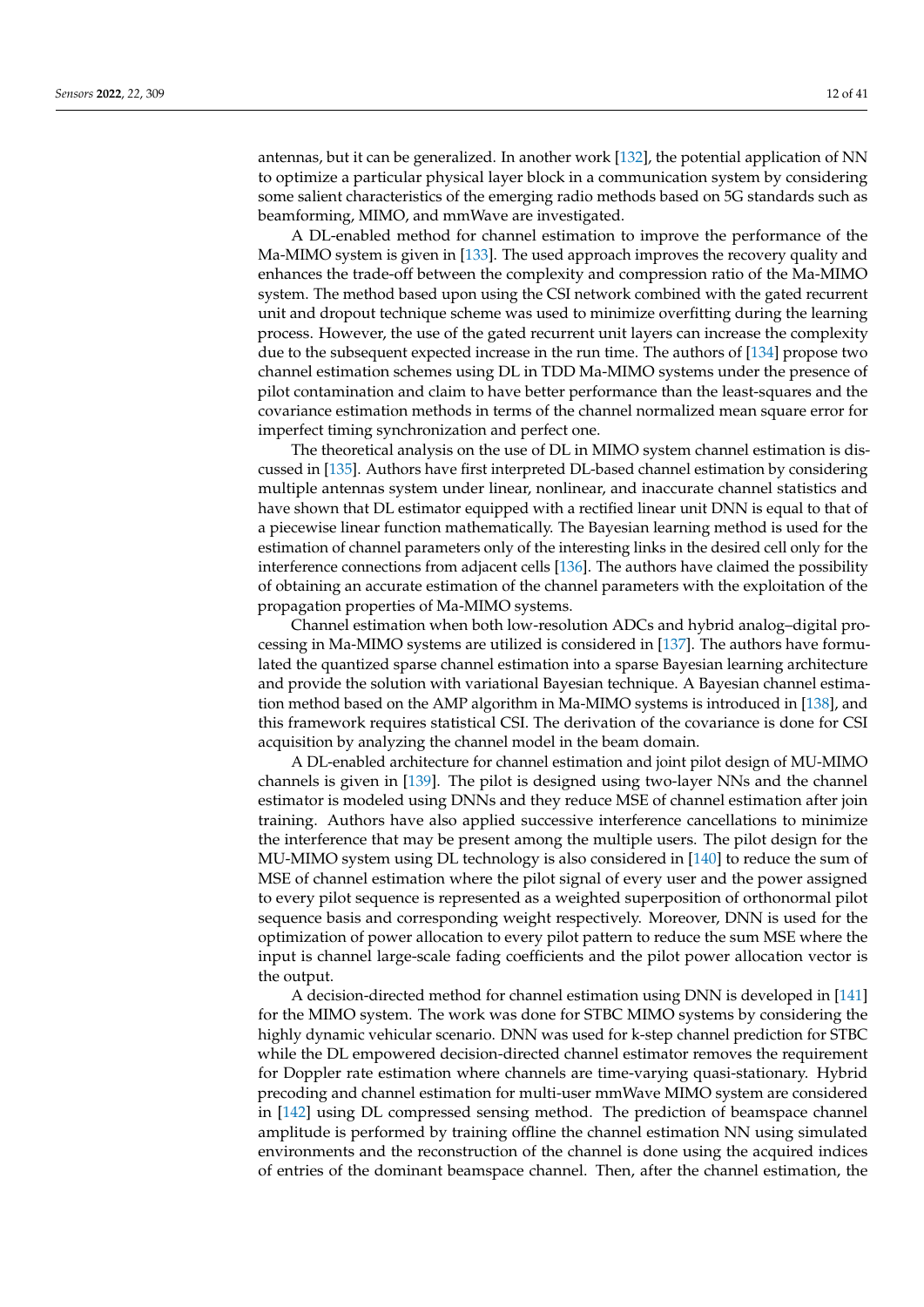antennas, but it can be generalized. In another work [132], the potential application of NN to optimize a particular physical layer block in a communication system by considering some salient characteristics of the emerging radio methods based on 5G standards such as beamforming, MIMO, and mmWave are investigated.

A DL-enabled method for channel estimation to improve the performance of the Ma-MIMO system is given in [133]. The used approach improves the recovery quality and enhances the trade-off between the complexity and compression ratio of the Ma-MIMO system. The method based upon using the CSI network combined with the gated recurrent unit and dropout technique scheme was used to minimize overfitting during the learning process. However, the use of the gated recurrent unit layers can increase the complexity due to the subsequent expected increase in the run time. The authors of [134] propose two channel estimation schemes using DL in TDD Ma-MIMO systems under the presence of pilot contamination and claim to have better performance than the least-squares and the covariance estimation methods in terms of the channel normalized mean square error for imperfect timing synchronization and perfect one.

The theoretical analysis on the use of DL in MIMO system channel estimation is discussed in [135]. Authors have first interpreted DL-based channel estimation by considering multiple antennas system under linear, nonlinear, and inaccurate channel statistics and have shown that DL estimator equipped with a rectified linear unit DNN is equal to that of a piecewise linear function mathematically. The Bayesian learning method is used for the estimation of channel parameters only of the interesting links in the desired cell only for the interference connections from adjacent cells [136]. The authors have claimed the possibility of obtaining an accurate estimation of the channel parameters with the exploitation of the propagation properties of Ma-MIMO systems.

Channel estimation when both low-resolution ADCs and hybrid analog–digital processing in Ma-MIMO systems are utilized is considered in [137]. The authors have formulated the quantized sparse channel estimation into a sparse Bayesian learning architecture and provide the solution with variational Bayesian technique. A Bayesian channel estimation method based on the AMP algorithm in Ma-MIMO systems is introduced in [138], and this framework requires statistical CSI. The derivation of the covariance is done for CSI acquisition by analyzing the channel model in the beam domain.

A DL-enabled architecture for channel estimation and joint pilot design of MU-MIMO channels is given in [139]. The pilot is designed using two-layer NNs and the channel estimator is modeled using DNNs and they reduce MSE of channel estimation after join training. Authors have also applied successive interference cancellations to minimize the interference that may be present among the multiple users. The pilot design for the MU-MIMO system using DL technology is also considered in [140] to reduce the sum of MSE of channel estimation where the pilot signal of every user and the power assigned to every pilot sequence is represented as a weighted superposition of orthonormal pilot sequence basis and corresponding weight respectively. Moreover, DNN is used for the optimization of power allocation to every pilot pattern to reduce the sum MSE where the input is channel large-scale fading coefficients and the pilot power allocation vector is the output.

A decision-directed method for channel estimation using DNN is developed in [141] for the MIMO system. The work was done for STBC MIMO systems by considering the highly dynamic vehicular scenario. DNN was used for k-step channel prediction for STBC while the DL empowered decision-directed channel estimator removes the requirement for Doppler rate estimation where channels are time-varying quasi-stationary. Hybrid precoding and channel estimation for multi-user mmWave MIMO system are considered in [142] using DL compressed sensing method. The prediction of beamspace channel amplitude is performed by training offline the channel estimation NN using simulated environments and the reconstruction of the channel is done using the acquired indices of entries of the dominant beamspace channel. Then, after the channel estimation, the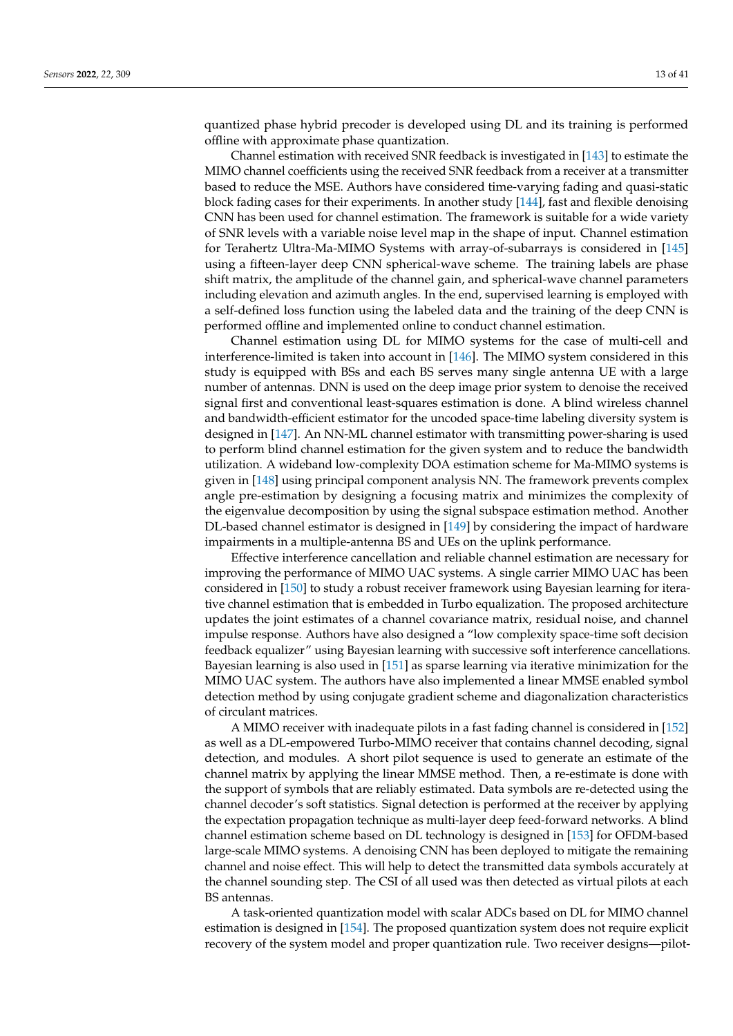quantized phase hybrid precoder is developed using DL and its training is performed offline with approximate phase quantization.

Channel estimation with received SNR feedback is investigated in [143] to estimate the MIMO channel coefficients using the received SNR feedback from a receiver at a transmitter based to reduce the MSE. Authors have considered time-varying fading and quasi-static block fading cases for their experiments. In another study [144], fast and flexible denoising CNN has been used for channel estimation. The framework is suitable for a wide variety of SNR levels with a variable noise level map in the shape of input. Channel estimation for Terahertz Ultra-Ma-MIMO Systems with array-of-subarrays is considered in [145] using a fifteen-layer deep CNN spherical-wave scheme. The training labels are phase shift matrix, the amplitude of the channel gain, and spherical-wave channel parameters including elevation and azimuth angles. In the end, supervised learning is employed with a self-defined loss function using the labeled data and the training of the deep CNN is performed offline and implemented online to conduct channel estimation.

Channel estimation using DL for MIMO systems for the case of multi-cell and interference-limited is taken into account in [146]. The MIMO system considered in this study is equipped with BSs and each BS serves many single antenna UE with a large number of antennas. DNN is used on the deep image prior system to denoise the received signal first and conventional least-squares estimation is done. A blind wireless channel and bandwidth-efficient estimator for the uncoded space-time labeling diversity system is designed in [147]. An NN-ML channel estimator with transmitting power-sharing is used to perform blind channel estimation for the given system and to reduce the bandwidth utilization. A wideband low-complexity DOA estimation scheme for Ma-MIMO systems is given in [148] using principal component analysis NN. The framework prevents complex angle pre-estimation by designing a focusing matrix and minimizes the complexity of the eigenvalue decomposition by using the signal subspace estimation method. Another DL-based channel estimator is designed in [149] by considering the impact of hardware impairments in a multiple-antenna BS and UEs on the uplink performance.

Effective interference cancellation and reliable channel estimation are necessary for improving the performance of MIMO UAC systems. A single carrier MIMO UAC has been considered in [150] to study a robust receiver framework using Bayesian learning for iterative channel estimation that is embedded in Turbo equalization. The proposed architecture updates the joint estimates of a channel covariance matrix, residual noise, and channel impulse response. Authors have also designed a "low complexity space-time soft decision feedback equalizer" using Bayesian learning with successive soft interference cancellations. Bayesian learning is also used in [151] as sparse learning via iterative minimization for the MIMO UAC system. The authors have also implemented a linear MMSE enabled symbol detection method by using conjugate gradient scheme and diagonalization characteristics of circulant matrices.

A MIMO receiver with inadequate pilots in a fast fading channel is considered in [152] as well as a DL-empowered Turbo-MIMO receiver that contains channel decoding, signal detection, and modules. A short pilot sequence is used to generate an estimate of the channel matrix by applying the linear MMSE method. Then, a re-estimate is done with the support of symbols that are reliably estimated. Data symbols are re-detected using the channel decoder's soft statistics. Signal detection is performed at the receiver by applying the expectation propagation technique as multi-layer deep feed-forward networks. A blind channel estimation scheme based on DL technology is designed in [153] for OFDM-based large-scale MIMO systems. A denoising CNN has been deployed to mitigate the remaining channel and noise effect. This will help to detect the transmitted data symbols accurately at the channel sounding step. The CSI of all used was then detected as virtual pilots at each BS antennas.

A task-oriented quantization model with scalar ADCs based on DL for MIMO channel estimation is designed in [154]. The proposed quantization system does not require explicit recovery of the system model and proper quantization rule. Two receiver designs—pilot-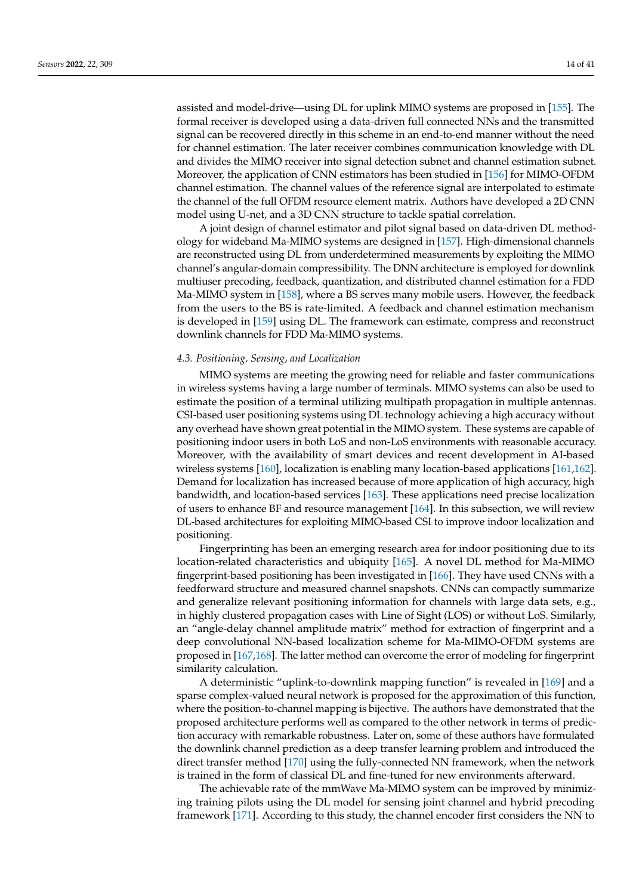assisted and model-drive—using DL for uplink MIMO systems are proposed in [155]. The formal receiver is developed using a data-driven full connected NNs and the transmitted signal can be recovered directly in this scheme in an end-to-end manner without the need for channel estimation. The later receiver combines communication knowledge with DL and divides the MIMO receiver into signal detection subnet and channel estimation subnet. Moreover, the application of CNN estimators has been studied in [156] for MIMO-OFDM channel estimation. The channel values of the reference signal are interpolated to estimate the channel of the full OFDM resource element matrix. Authors have developed a 2D CNN model using U-net, and a 3D CNN structure to tackle spatial correlation.

A joint design of channel estimator and pilot signal based on data-driven DL methodology for wideband Ma-MIMO systems are designed in [157]. High-dimensional channels are reconstructed using DL from underdetermined measurements by exploiting the MIMO channel's angular-domain compressibility. The DNN architecture is employed for downlink multiuser precoding, feedback, quantization, and distributed channel estimation for a FDD Ma-MIMO system in [158], where a BS serves many mobile users. However, the feedback from the users to the BS is rate-limited. A feedback and channel estimation mechanism is developed in [159] using DL. The framework can estimate, compress and reconstruct downlink channels for FDD Ma-MIMO systems.

### *4.3. Positioning, Sensing, and Localization*

MIMO systems are meeting the growing need for reliable and faster communications in wireless systems having a large number of terminals. MIMO systems can also be used to estimate the position of a terminal utilizing multipath propagation in multiple antennas. CSI-based user positioning systems using DL technology achieving a high accuracy without any overhead have shown great potential in the MIMO system. These systems are capable of positioning indoor users in both LoS and non-LoS environments with reasonable accuracy. Moreover, with the availability of smart devices and recent development in AI-based wireless systems [160], localization is enabling many location-based applications [161,162]. Demand for localization has increased because of more application of high accuracy, high bandwidth, and location-based services [163]. These applications need precise localization of users to enhance BF and resource management [164]. In this subsection, we will review DL-based architectures for exploiting MIMO-based CSI to improve indoor localization and positioning.

Fingerprinting has been an emerging research area for indoor positioning due to its location-related characteristics and ubiquity [165]. A novel DL method for Ma-MIMO fingerprint-based positioning has been investigated in [166]. They have used CNNs with a feedforward structure and measured channel snapshots. CNNs can compactly summarize and generalize relevant positioning information for channels with large data sets, e.g., in highly clustered propagation cases with Line of Sight (LOS) or without LoS. Similarly, an "angle-delay channel amplitude matrix" method for extraction of fingerprint and a deep convolutional NN-based localization scheme for Ma-MIMO-OFDM systems are proposed in [167,168]. The latter method can overcome the error of modeling for fingerprint similarity calculation.

A deterministic "uplink-to-downlink mapping function" is revealed in [169] and a sparse complex-valued neural network is proposed for the approximation of this function, where the position-to-channel mapping is bijective. The authors have demonstrated that the proposed architecture performs well as compared to the other network in terms of prediction accuracy with remarkable robustness. Later on, some of these authors have formulated the downlink channel prediction as a deep transfer learning problem and introduced the direct transfer method [170] using the fully-connected NN framework, when the network is trained in the form of classical DL and fine-tuned for new environments afterward.

The achievable rate of the mmWave Ma-MIMO system can be improved by minimizing training pilots using the DL model for sensing joint channel and hybrid precoding framework [171]. According to this study, the channel encoder first considers the NN to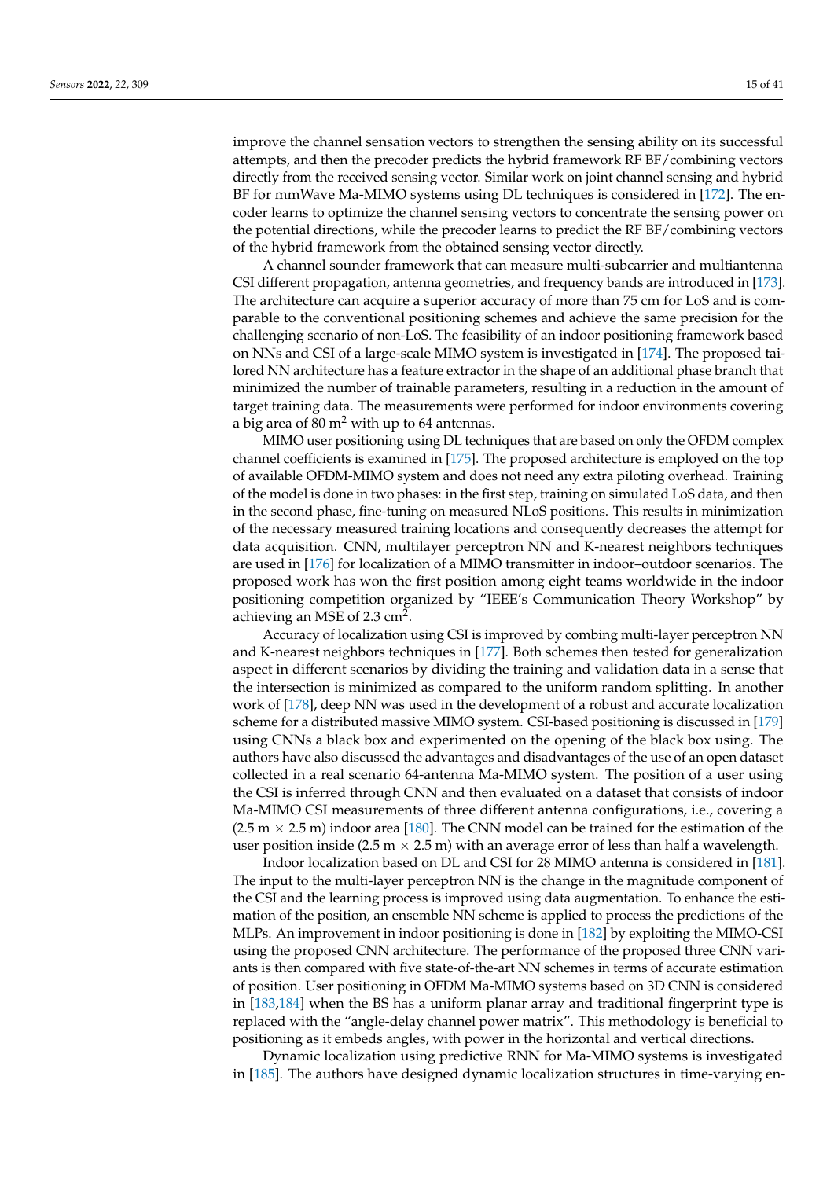improve the channel sensation vectors to strengthen the sensing ability on its successful attempts, and then the precoder predicts the hybrid framework RF BF/combining vectors directly from the received sensing vector. Similar work on joint channel sensing and hybrid BF for mmWave Ma-MIMO systems using DL techniques is considered in [172]. The encoder learns to optimize the channel sensing vectors to concentrate the sensing power on the potential directions, while the precoder learns to predict the RF BF/combining vectors of the hybrid framework from the obtained sensing vector directly.

A channel sounder framework that can measure multi-subcarrier and multiantenna CSI different propagation, antenna geometries, and frequency bands are introduced in [173]. The architecture can acquire a superior accuracy of more than 75 cm for LoS and is comparable to the conventional positioning schemes and achieve the same precision for the challenging scenario of non-LoS. The feasibility of an indoor positioning framework based on NNs and CSI of a large-scale MIMO system is investigated in [174]. The proposed tailored NN architecture has a feature extractor in the shape of an additional phase branch that minimized the number of trainable parameters, resulting in a reduction in the amount of target training data. The measurements were performed for indoor environments covering a big area of 80 $m^2$ with up to 64 antennas.

MIMO user positioning using DL techniques that are based on only the OFDM complex channel coefficients is examined in [175]. The proposed architecture is employed on the top of available OFDM-MIMO system and does not need any extra piloting overhead. Training of the model is done in two phases: in the first step, training on simulated LoS data, and then in the second phase, fine-tuning on measured NLoS positions. This results in minimization of the necessary measured training locations and consequently decreases the attempt for data acquisition. CNN, multilayer perceptron NN and K-nearest neighbors techniques are used in [176] for localization of a MIMO transmitter in indoor–outdoor scenarios. The proposed work has won the first position among eight teams worldwide in the indoor positioning competition organized by “IEEE’s Communication Theory Workshop” by achieving an MSE of 2.3 $cm^2$.

Accuracy of localization using CSI is improved by combing multi-layer perceptron NN and K-nearest neighbors techniques in [177]. Both schemes then tested for generalization aspect in different scenarios by dividing the training and validation data in a sense that the intersection is minimized as compared to the uniform random splitting. In another work of [178], deep NN was used in the development of a robust and accurate localization scheme for a distributed massive MIMO system. CSI-based positioning is discussed in [179] using CNNs a black box and experimented on the opening of the black box using. The authors have also discussed the advantages and disadvantages of the use of an open dataset collected in a real scenario 64-antenna Ma-MIMO system. The position of a user using the CSI is inferred through CNN and then evaluated on a dataset that consists of indoor Ma-MIMO CSI measurements of three different antenna configurations, i.e., covering a (2.5 m $\times$ 2.5 m) indoor area [180]. The CNN model can be trained for the estimation of the user position inside (2.5 m $\times$ 2.5 m) with an average error of less than half a wavelength.

Indoor localization based on DL and CSI for 28 MIMO antenna is considered in [181]. The input to the multi-layer perceptron NN is the change in the magnitude component of the CSI and the learning process is improved using data augmentation. To enhance the estimation of the position, an ensemble NN scheme is applied to process the predictions of the MLPs. An improvement in indoor positioning is done in [182] by exploiting the MIMO-CSI using the proposed CNN architecture. The performance of the proposed three CNN variants is then compared with five state-of-the-art NN schemes in terms of accurate estimation of position. User positioning in OFDM Ma-MIMO systems based on 3D CNN is considered in [183,184] when the BS has a uniform planar array and traditional fingerprint type is replaced with the “angle-delay channel power matrix”. This methodology is beneficial to positioning as it embeds angles, with power in the horizontal and vertical directions.

Dynamic localization using predictive RNN for Ma-MIMO systems is investigated in [185]. The authors have designed dynamic localization structures in time-varying en-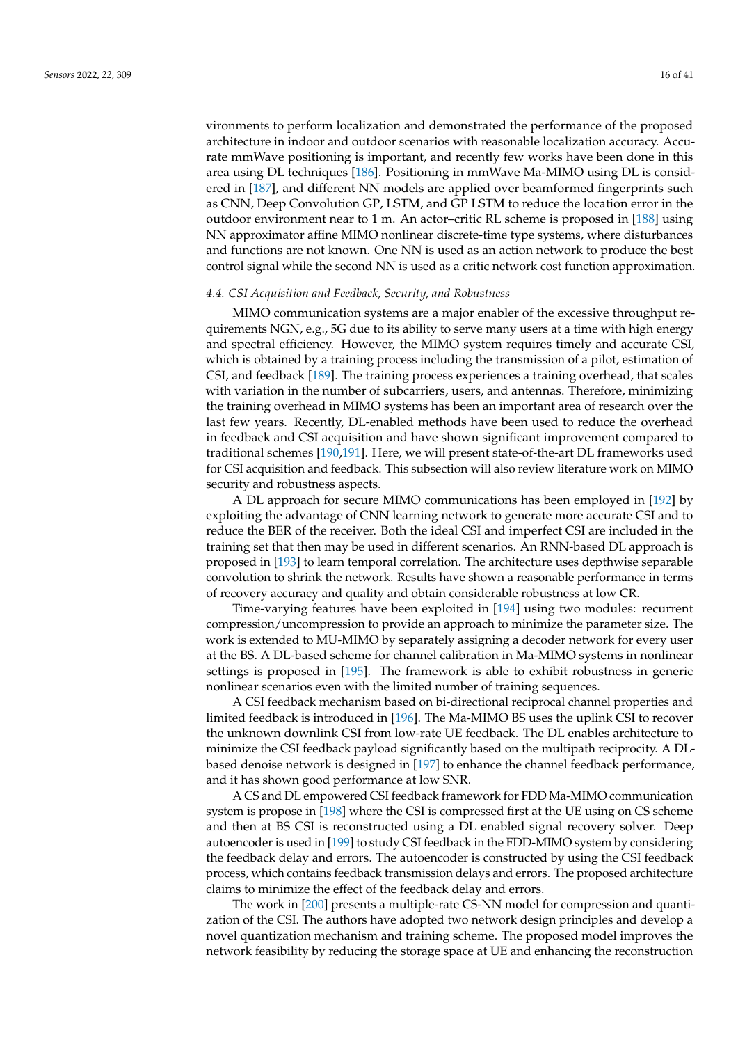vironments to perform localization and demonstrated the performance of the proposed architecture in indoor and outdoor scenarios with reasonable localization accuracy. Accurate mmWave positioning is important, and recently few works have been done in this area using DL techniques [186]. Positioning in mmWave Ma-MIMO using DL is considered in [187], and different NN models are applied over beamformed fingerprints such as CNN, Deep Convolution GP, LSTM, and GP LSTM to reduce the location error in the outdoor environment near to 1 m. An actor–critic RL scheme is proposed in [188] using NN approximator affine MIMO nonlinear discrete-time type systems, where disturbances and functions are not known. One NN is used as an action network to produce the best control signal while the second NN is used as a critic network cost function approximation.

### *4.4. CSI Acquisition and Feedback, Security, and Robustness*

MIMO communication systems are a major enabler of the excessive throughput requirements NGN, e.g., 5G due to its ability to serve many users at a time with high energy and spectral efficiency. However, the MIMO system requires timely and accurate CSI, which is obtained by a training process including the transmission of a pilot, estimation of CSI, and feedback [189]. The training process experiences a training overhead, that scales with variation in the number of subcarriers, users, and antennas. Therefore, minimizing the training overhead in MIMO systems has been an important area of research over the last few years. Recently, DL-enabled methods have been used to reduce the overhead in feedback and CSI acquisition and have shown significant improvement compared to traditional schemes [190,191]. Here, we will present state-of-the-art DL frameworks used for CSI acquisition and feedback. This subsection will also review literature work on MIMO security and robustness aspects.

A DL approach for secure MIMO communications has been employed in [192] by exploiting the advantage of CNN learning network to generate more accurate CSI and to reduce the BER of the receiver. Both the ideal CSI and imperfect CSI are included in the training set that then may be used in different scenarios. An RNN-based DL approach is proposed in [193] to learn temporal correlation. The architecture uses depthwise separable convolution to shrink the network. Results have shown a reasonable performance in terms of recovery accuracy and quality and obtain considerable robustness at low CR.

Time-varying features have been exploited in [194] using two modules: recurrent compression/uncompression to provide an approach to minimize the parameter size. The work is extended to MU-MIMO by separately assigning a decoder network for every user at the BS. A DL-based scheme for channel calibration in Ma-MIMO systems in nonlinear settings is proposed in [195]. The framework is able to exhibit robustness in generic nonlinear scenarios even with the limited number of training sequences.

A CSI feedback mechanism based on bi-directional reciprocal channel properties and limited feedback is introduced in [196]. The Ma-MIMO BS uses the uplink CSI to recover the unknown downlink CSI from low-rate UE feedback. The DL enables architecture to minimize the CSI feedback payload significantly based on the multipath reciprocity. A DL-based denoise network is designed in [197] to enhance the channel feedback performance, and it has shown good performance at low SNR.

A CS and DL empowered CSI feedback framework for FDD Ma-MIMO communication system is propose in [198] where the CSI is compressed first at the UE using on CS scheme and then at BS CSI is reconstructed using a DL enabled signal recovery solver. Deep autoencoder is used in [199] to study CSI feedback in the FDD-MIMO system by considering the feedback delay and errors. The autoencoder is constructed by using the CSI feedback process, which contains feedback transmission delays and errors. The proposed architecture claims to minimize the effect of the feedback delay and errors.

The work in [200] presents a multiple-rate CS-NN model for compression and quantization of the CSI. The authors have adopted two network design principles and develop a novel quantization mechanism and training scheme. The proposed model improves the network feasibility by reducing the storage space at UE and enhancing the reconstruction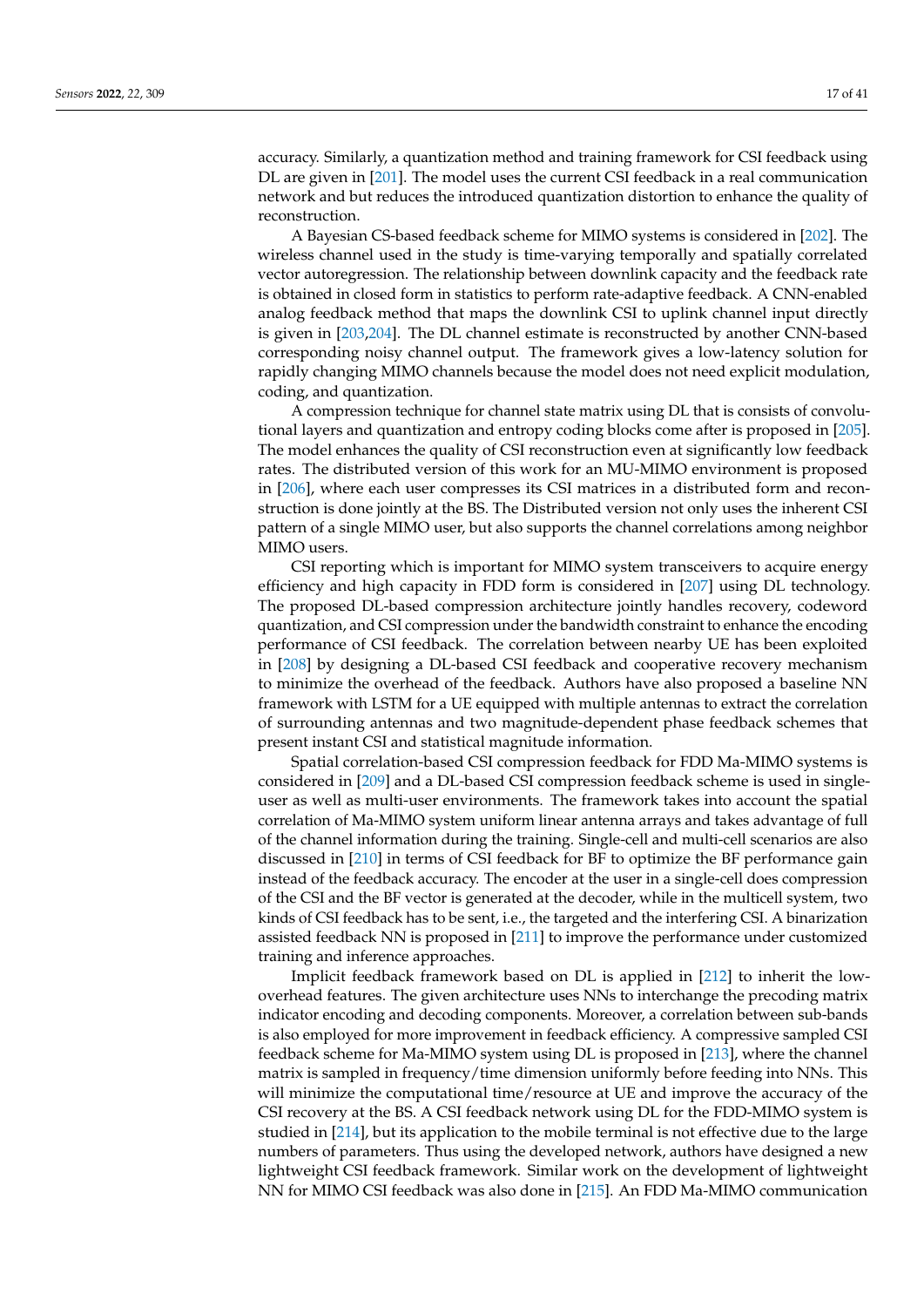accuracy. Similarly, a quantization method and training framework for CSI feedback using DL are given in [201]. The model uses the current CSI feedback in a real communication network and but reduces the introduced quantization distortion to enhance the quality of reconstruction.

A Bayesian CS-based feedback scheme for MIMO systems is considered in [202]. The wireless channel used in the study is time-varying temporally and spatially correlated vector autoregression. The relationship between downlink capacity and the feedback rate is obtained in closed form in statistics to perform rate-adaptive feedback. A CNN-enabled analog feedback method that maps the downlink CSI to uplink channel input directly is given in [203,204]. The DL channel estimate is reconstructed by another CNN-based corresponding noisy channel output. The framework gives a low-latency solution for rapidly changing MIMO channels because the model does not need explicit modulation, coding, and quantization.

A compression technique for channel state matrix using DL that is consists of convolutional layers and quantization and entropy coding blocks come after is proposed in [205]. The model enhances the quality of CSI reconstruction even at significantly low feedback rates. The distributed version of this work for an MU-MIMO environment is proposed in [206], where each user compresses its CSI matrices in a distributed form and reconstruction is done jointly at the BS. The Distributed version not only uses the inherent CSI pattern of a single MIMO user, but also supports the channel correlations among neighbor MIMO users.

CSI reporting which is important for MIMO system transceivers to acquire energy efficiency and high capacity in FDD form is considered in [207] using DL technology. The proposed DL-based compression architecture jointly handles recovery, codeword quantization, and CSI compression under the bandwidth constraint to enhance the encoding performance of CSI feedback. The correlation between nearby UE has been exploited in [208] by designing a DL-based CSI feedback and cooperative recovery mechanism to minimize the overhead of the feedback. Authors have also proposed a baseline NN framework with LSTM for a UE equipped with multiple antennas to extract the correlation of surrounding antennas and two magnitude-dependent phase feedback schemes that present instant CSI and statistical magnitude information.

Spatial correlation-based CSI compression feedback for FDD Ma-MIMO systems is considered in [209] and a DL-based CSI compression feedback scheme is used in single-user as well as multi-user environments. The framework takes into account the spatial correlation of Ma-MIMO system uniform linear antenna arrays and takes advantage of full of the channel information during the training. Single-cell and multi-cell scenarios are also discussed in [210] in terms of CSI feedback for BF to optimize the BF performance gain instead of the feedback accuracy. The encoder at the user in a single-cell does compression of the CSI and the BF vector is generated at the decoder, while in the multicell system, two kinds of CSI feedback has to be sent, i.e., the targeted and the interfering CSI. A binarization assisted feedback NN is proposed in [211] to improve the performance under customized training and inference approaches.

Implicit feedback framework based on DL is applied in [212] to inherit the low-overhead features. The given architecture uses NNs to interchange the precoding matrix indicator encoding and decoding components. Moreover, a correlation between sub-bands is also employed for more improvement in feedback efficiency. A compressive sampled CSI feedback scheme for Ma-MIMO system using DL is proposed in [213], where the channel matrix is sampled in frequency/time dimension uniformly before feeding into NNs. This will minimize the computational time/resource at UE and improve the accuracy of the CSI recovery at the BS. A CSI feedback network using DL for the FDD-MIMO system is studied in [214], but its application to the mobile terminal is not effective due to the large numbers of parameters. Thus using the developed network, authors have designed a new lightweight CSI feedback framework. Similar work on the development of lightweight NN for MIMO CSI feedback was also done in [215]. An FDD Ma-MIMO communication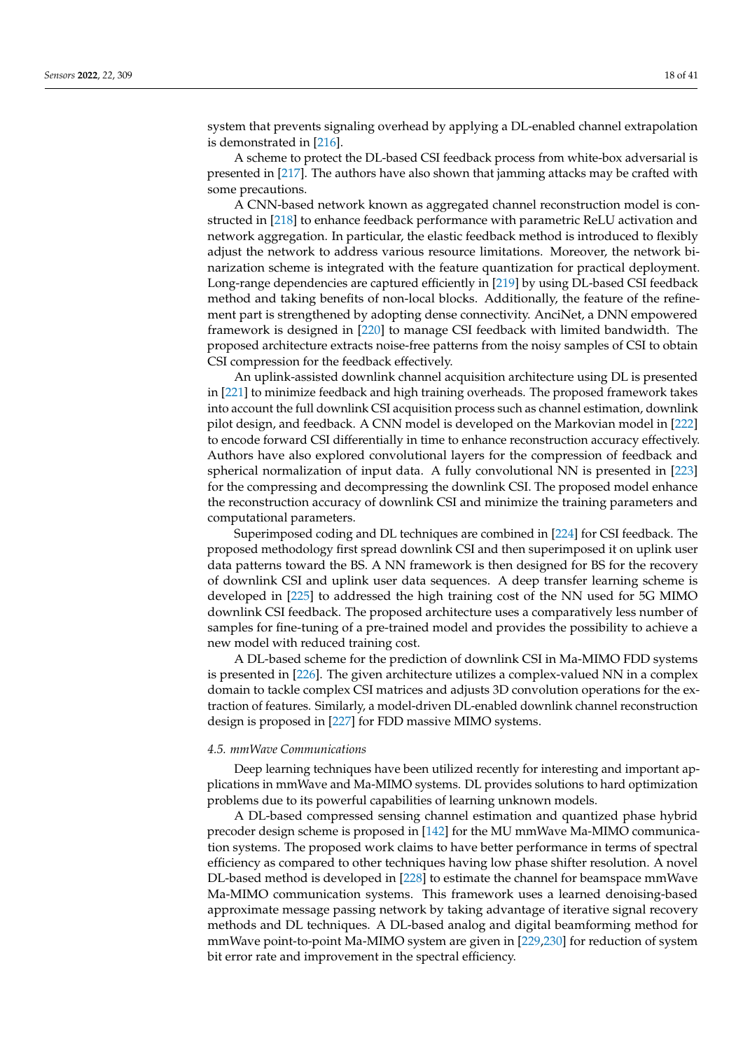system that prevents signaling overhead by applying a DL-enabled channel extrapolation is demonstrated in [216].

A scheme to protect the DL-based CSI feedback process from white-box adversarial is presented in [217]. The authors have also shown that jamming attacks may be crafted with some precautions.

A CNN-based network known as aggregated channel reconstruction model is constructed in [218] to enhance feedback performance with parametric ReLU activation and network aggregation. In particular, the elastic feedback method is introduced to flexibly adjust the network to address various resource limitations. Moreover, the network binarization scheme is integrated with the feature quantization for practical deployment. Long-range dependencies are captured efficiently in [219] by using DL-based CSI feedback method and taking benefits of non-local blocks. Additionally, the feature of the refinement part is strengthened by adopting dense connectivity. AnciNet, a DNN empowered framework is designed in [220] to manage CSI feedback with limited bandwidth. The proposed architecture extracts noise-free patterns from the noisy samples of CSI to obtain CSI compression for the feedback effectively.

An uplink-assisted downlink channel acquisition architecture using DL is presented in [221] to minimize feedback and high training overheads. The proposed framework takes into account the full downlink CSI acquisition process such as channel estimation, downlink pilot design, and feedback. A CNN model is developed on the Markovian model in [222] to encode forward CSI differentially in time to enhance reconstruction accuracy effectively. Authors have also explored convolutional layers for the compression of feedback and spherical normalization of input data. A fully convolutional NN is presented in [223] for the compressing and decompressing the downlink CSI. The proposed model enhance the reconstruction accuracy of downlink CSI and minimize the training parameters and computational parameters.

Superimposed coding and DL techniques are combined in [224] for CSI feedback. The proposed methodology first spread downlink CSI and then superimposed it on uplink user data patterns toward the BS. A NN framework is then designed for BS for the recovery of downlink CSI and uplink user data sequences. A deep transfer learning scheme is developed in [225] to addressed the high training cost of the NN used for 5G MIMO downlink CSI feedback. The proposed architecture uses a comparatively less number of samples for fine-tuning of a pre-trained model and provides the possibility to achieve a new model with reduced training cost.

A DL-based scheme for the prediction of downlink CSI in Ma-MIMO FDD systems is presented in [226]. The given architecture utilizes a complex-valued NN in a complex domain to tackle complex CSI matrices and adjusts 3D convolution operations for the extraction of features. Similarly, a model-driven DL-enabled downlink channel reconstruction design is proposed in [227] for FDD massive MIMO systems.

### *4.5. mmWave Communications*

Deep learning techniques have been utilized recently for interesting and important applications in mmWave and Ma-MIMO systems. DL provides solutions to hard optimization problems due to its powerful capabilities of learning unknown models.

A DL-based compressed sensing channel estimation and quantized phase hybrid precoder design scheme is proposed in [142] for the MU mmWave Ma-MIMO communication systems. The proposed work claims to have better performance in terms of spectral efficiency as compared to other techniques having low phase shifter resolution. A novel DL-based method is developed in [228] to estimate the channel for beamspace mmWave Ma-MIMO communication systems. This framework uses a learned denoising-based approximate message passing network by taking advantage of iterative signal recovery methods and DL techniques. A DL-based analog and digital beamforming method for mmWave point-to-point Ma-MIMO system are given in [229,230] for reduction of system bit error rate and improvement in the spectral efficiency.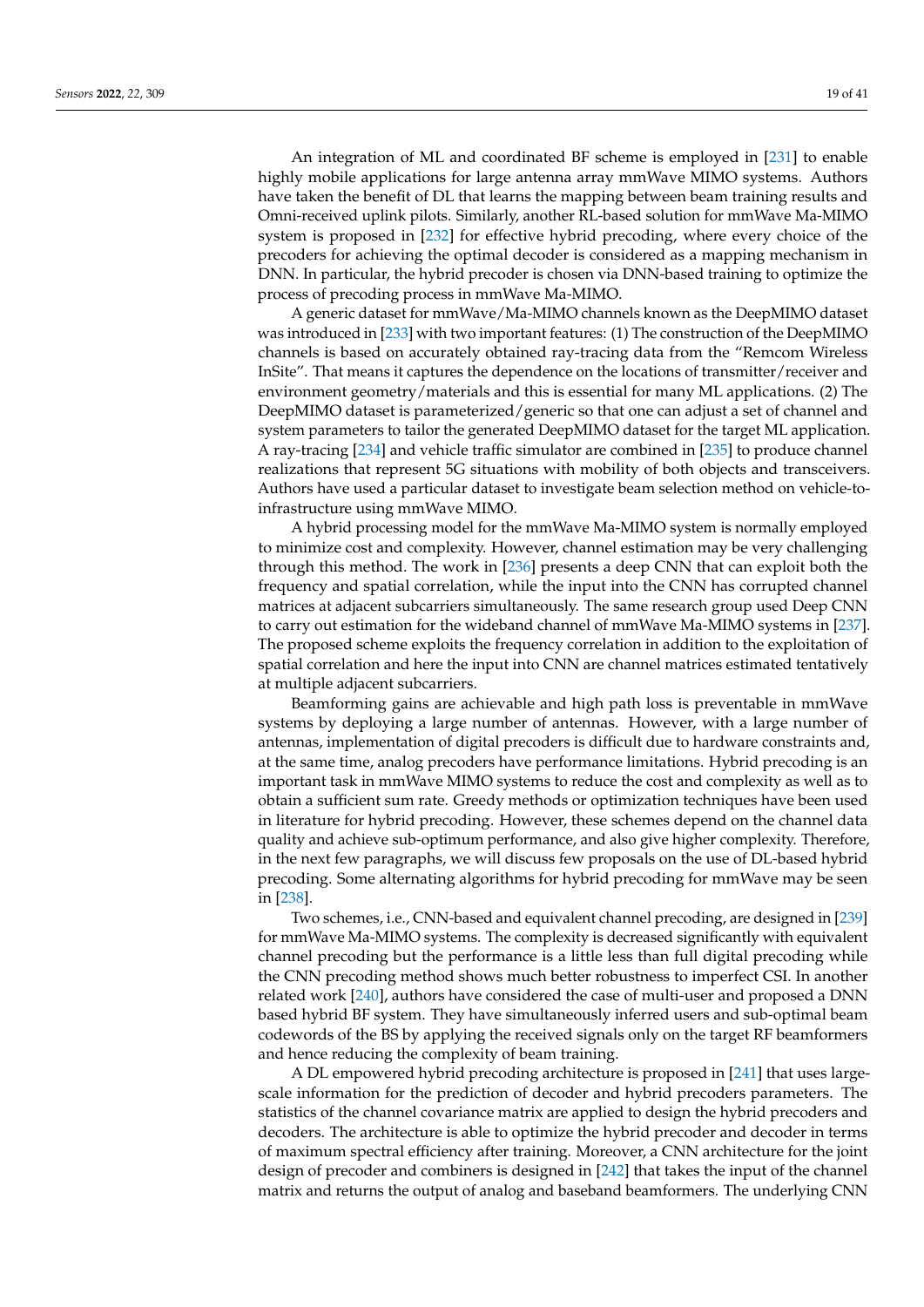An integration of ML and coordinated BF scheme is employed in [231] to enable highly mobile applications for large antenna array mmWave MIMO systems. Authors have taken the benefit of DL that learns the mapping between beam training results and Omni-received uplink pilots. Similarly, another RL-based solution for mmWave Ma-MIMO system is proposed in [232] for effective hybrid precoding, where every choice of the precoders for achieving the optimal decoder is considered as a mapping mechanism in DNN. In particular, the hybrid precoder is chosen via DNN-based training to optimize the process of precoding process in mmWave Ma-MIMO.

A generic dataset for mmWave/Ma-MIMO channels known as the DeepMIMO dataset was introduced in [233] with two important features: (1) The construction of the DeepMIMO channels is based on accurately obtained ray-tracing data from the "Remcom Wireless InSite". That means it captures the dependence on the locations of transmitter/receiver and environment geometry/materials and this is essential for many ML applications. (2) The DeepMIMO dataset is parameterized/generic so that one can adjust a set of channel and system parameters to tailor the generated DeepMIMO dataset for the target ML application. A ray-tracing [234] and vehicle traffic simulator are combined in [235] to produce channel realizations that represent 5G situations with mobility of both objects and transceivers. Authors have used a particular dataset to investigate beam selection method on vehicle-to-infrastructure using mmWave MIMO.

A hybrid processing model for the mmWave Ma-MIMO system is normally employed to minimize cost and complexity. However, channel estimation may be very challenging through this method. The work in [236] presents a deep CNN that can exploit both the frequency and spatial correlation, while the input into the CNN has corrupted channel matrices at adjacent subcarriers simultaneously. The same research group used Deep CNN to carry out estimation for the wideband channel of mmWave Ma-MIMO systems in [237]. The proposed scheme exploits the frequency correlation in addition to the exploitation of spatial correlation and here the input into CNN are channel matrices estimated tentatively at multiple adjacent subcarriers.

Beamforming gains are achievable and high path loss is preventable in mmWave systems by deploying a large number of antennas. However, with a large number of antennas, implementation of digital precoders is difficult due to hardware constraints and, at the same time, analog precoders have performance limitations. Hybrid precoding is an important task in mmWave MIMO systems to reduce the cost and complexity as well as to obtain a sufficient sum rate. Greedy methods or optimization techniques have been used in literature for hybrid precoding. However, these schemes depend on the channel data quality and achieve sub-optimum performance, and also give higher complexity. Therefore, in the next few paragraphs, we will discuss few proposals on the use of DL-based hybrid precoding. Some alternating algorithms for hybrid precoding for mmWave may be seen in [238].

Two schemes, i.e., CNN-based and equivalent channel precoding, are designed in [239] for mmWave Ma-MIMO systems. The complexity is decreased significantly with equivalent channel precoding but the performance is a little less than full digital precoding while the CNN precoding method shows much better robustness to imperfect CSI. In another related work [240], authors have considered the case of multi-user and proposed a DNN based hybrid BF system. They have simultaneously inferred users and sub-optimal beam codewords of the BS by applying the received signals only on the target RF beamformers and hence reducing the complexity of beam training.

A DL empowered hybrid precoding architecture is proposed in [241] that uses large-scale information for the prediction of decoder and hybrid precoders parameters. The statistics of the channel covariance matrix are applied to design the hybrid precoders and decoders. The architecture is able to optimize the hybrid precoder and decoder in terms of maximum spectral efficiency after training. Moreover, a CNN architecture for the joint design of precoder and combiners is designed in [242] that takes the input of the channel matrix and returns the output of analog and baseband beamformers. The underlying CNN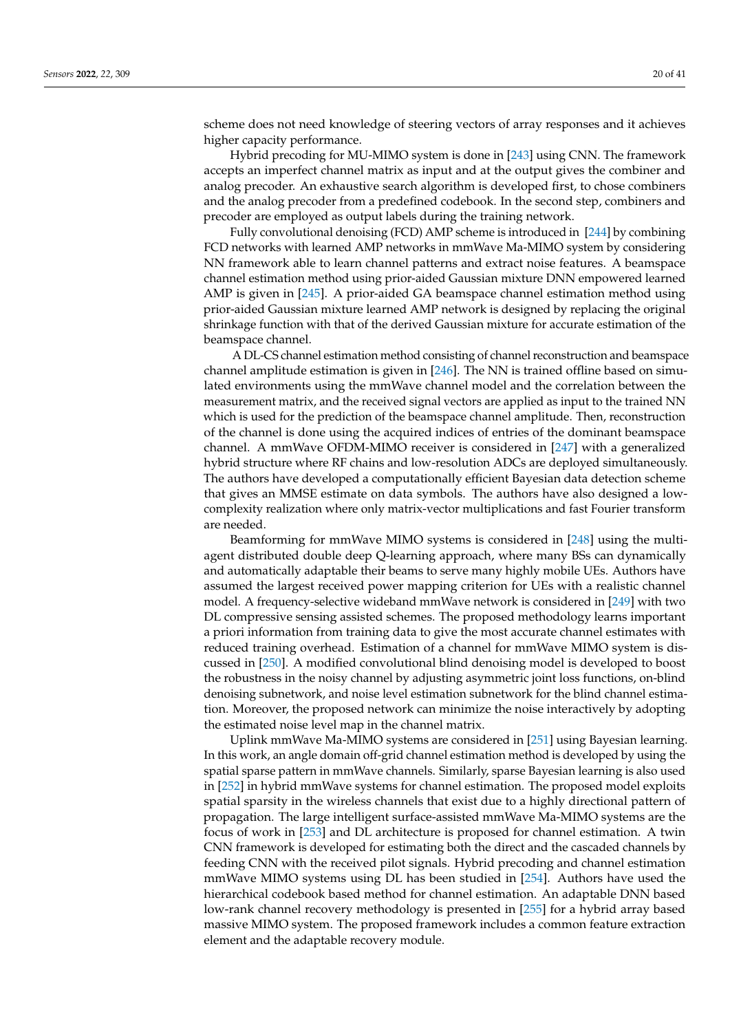scheme does not need knowledge of steering vectors of array responses and it achieves higher capacity performance.

Hybrid precoding for MU-MIMO system is done in [243] using CNN. The framework accepts an imperfect channel matrix as input and at the output gives the combiner and analog precoder. An exhaustive search algorithm is developed first, to chose combiners and the analog precoder from a predefined codebook. In the second step, combiners and precoder are employed as output labels during the training network.

Fully convolutional denoising (FCD) AMP scheme is introduced in [244] by combining FCD networks with learned AMP networks in mmWave Ma-MIMO system by considering NN framework able to learn channel patterns and extract noise features. A beamspace channel estimation method using prior-aided Gaussian mixture DNN empowered learned AMP is given in [245]. A prior-aided GA beamspace channel estimation method using prior-aided Gaussian mixture learned AMP network is designed by replacing the original shrinkage function with that of the derived Gaussian mixture for accurate estimation of the beamspace channel.

A DL-CS channel estimation method consisting of channel reconstruction and beamspace channel amplitude estimation is given in [246]. The NN is trained offline based on simulated environments using the mmWave channel model and the correlation between the measurement matrix, and the received signal vectors are applied as input to the trained NN which is used for the prediction of the beamspace channel amplitude. Then, reconstruction of the channel is done using the acquired indices of entries of the dominant beamspace channel. A mmWave OFDM-MIMO receiver is considered in [247] with a generalized hybrid structure where RF chains and low-resolution ADCs are deployed simultaneously. The authors have developed a computationally efficient Bayesian data detection scheme that gives an MMSE estimate on data symbols. The authors have also designed a low-complexity realization where only matrix-vector multiplications and fast Fourier transform are needed.

Beamforming for mmWave MIMO systems is considered in [248] using the multi-agent distributed double deep Q-learning approach, where many BSs can dynamically and automatically adaptable their beams to serve many highly mobile UEs. Authors have assumed the largest received power mapping criterion for UEs with a realistic channel model. A frequency-selective wideband mmWave network is considered in [249] with two DL compressive sensing assisted schemes. The proposed methodology learns important a priori information from training data to give the most accurate channel estimates with reduced training overhead. Estimation of a channel for mmWave MIMO system is discussed in [250]. A modified convolutional blind denoising model is developed to boost the robustness in the noisy channel by adjusting asymmetric joint loss functions, on-blind denoising subnetwork, and noise level estimation subnetwork for the blind channel estimation. Moreover, the proposed network can minimize the noise interactively by adopting the estimated noise level map in the channel matrix.

Uplink mmWave Ma-MIMO systems are considered in [251] using Bayesian learning. In this work, an angle domain off-grid channel estimation method is developed by using the spatial sparse pattern in mmWave channels. Similarly, sparse Bayesian learning is also used in [252] in hybrid mmWave systems for channel estimation. The proposed model exploits spatial sparsity in the wireless channels that exist due to a highly directional pattern of propagation. The large intelligent surface-assisted mmWave Ma-MIMO systems are the focus of work in [253] and DL architecture is proposed for channel estimation. A twin CNN framework is developed for estimating both the direct and the cascaded channels by feeding CNN with the received pilot signals. Hybrid precoding and channel estimation mmWave MIMO systems using DL has been studied in [254]. Authors have used the hierarchical codebook based method for channel estimation. An adaptable DNN based low-rank channel recovery methodology is presented in [255] for a hybrid array based massive MIMO system. The proposed framework includes a common feature extraction element and the adaptable recovery module.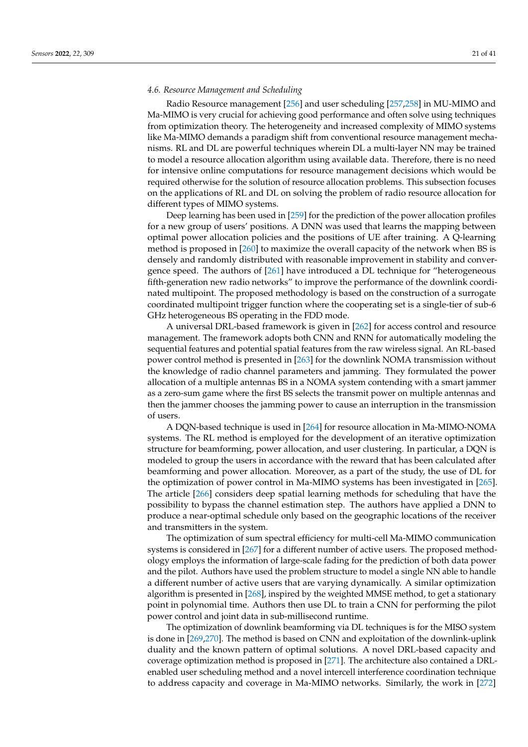### *4.6. Resource Management and Scheduling*

Radio Resource management [256] and user scheduling [257,258] in MU-MIMO and Ma-MIMO is very crucial for achieving good performance and often solve using techniques from optimization theory. The heterogeneity and increased complexity of MIMO systems like Ma-MIMO demands a paradigm shift from conventional resource management mechanisms. RL and DL are powerful techniques wherein DL a multi-layer NN may be trained to model a resource allocation algorithm using available data. Therefore, there is no need for intensive online computations for resource management decisions which would be required otherwise for the solution of resource allocation problems. This subsection focuses on the applications of RL and DL on solving the problem of radio resource allocation for different types of MIMO systems.

Deep learning has been used in [259] for the prediction of the power allocation profiles for a new group of users' positions. A DNN was used that learns the mapping between optimal power allocation policies and the positions of UE after training. A Q-learning method is proposed in [260] to maximize the overall capacity of the network when BS is densely and randomly distributed with reasonable improvement in stability and convergence speed. The authors of [261] have introduced a DL technique for "heterogeneous fifth-generation new radio networks" to improve the performance of the downlink coordinated multipoint. The proposed methodology is based on the construction of a surrogate coordinated multipoint trigger function where the cooperating set is a single-tier of sub-6 GHz heterogeneous BS operating in the FDD mode.

A universal DRL-based framework is given in [262] for access control and resource management. The framework adopts both CNN and RNN for automatically modeling the sequential features and potential spatial features from the raw wireless signal. An RL-based power control method is presented in [263] for the downlink NOMA transmission without the knowledge of radio channel parameters and jamming. They formulated the power allocation of a multiple antennas BS in a NOMA system contending with a smart jammer as a zero-sum game where the first BS selects the transmit power on multiple antennas and then the jammer chooses the jamming power to cause an interruption in the transmission of users.

A DQN-based technique is used in [264] for resource allocation in Ma-MIMO-NOMA systems. The RL method is employed for the development of an iterative optimization structure for beamforming, power allocation, and user clustering. In particular, a DQN is modeled to group the users in accordance with the reward that has been calculated after beamforming and power allocation. Moreover, as a part of the study, the use of DL for the optimization of power control in Ma-MIMO systems has been investigated in [265]. The article [266] considers deep spatial learning methods for scheduling that have the possibility to bypass the channel estimation step. The authors have applied a DNN to produce a near-optimal schedule only based on the geographic locations of the receiver and transmitters in the system.

The optimization of sum spectral efficiency for multi-cell Ma-MIMO communication systems is considered in [267] for a different number of active users. The proposed methodology employs the information of large-scale fading for the prediction of both data power and the pilot. Authors have used the problem structure to model a single NN able to handle a different number of active users that are varying dynamically. A similar optimization algorithm is presented in [268], inspired by the weighted MMSE method, to get a stationary point in polynomial time. Authors then use DL to train a CNN for performing the pilot power control and joint data in sub-millisecond runtime.

The optimization of downlink beamforming via DL techniques is for the MISO system is done in [269,270]. The method is based on CNN and exploitation of the downlink-uplink duality and the known pattern of optimal solutions. A novel DRL-based capacity and coverage optimization method is proposed in [271]. The architecture also contained a DRL-enabled user scheduling method and a novel intercell interference coordination technique to address capacity and coverage in Ma-MIMO networks. Similarly, the work in [272]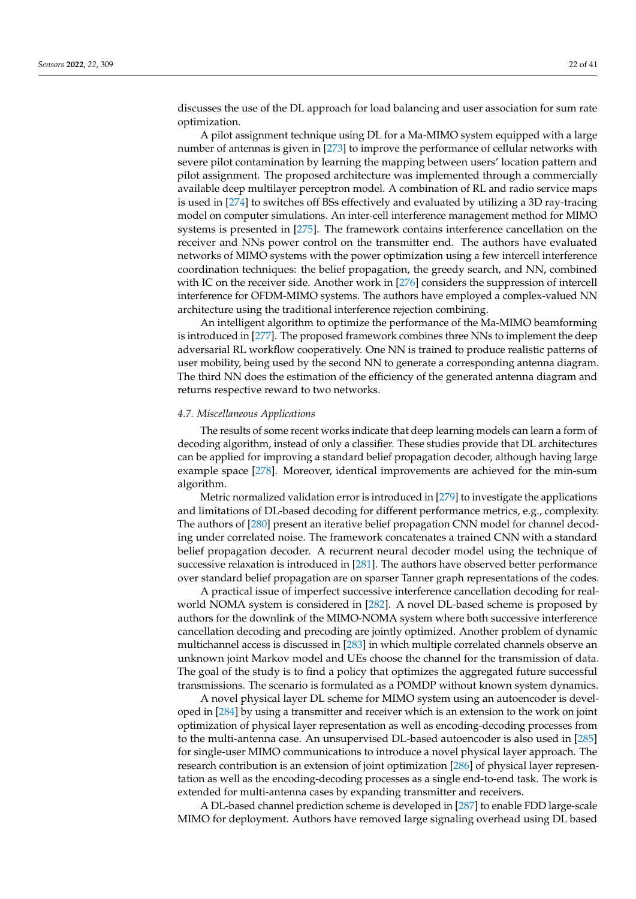discusses the use of the DL approach for load balancing and user association for sum rate optimization.

A pilot assignment technique using DL for a Ma-MIMO system equipped with a large number of antennas is given in [273] to improve the performance of cellular networks with severe pilot contamination by learning the mapping between users' location pattern and pilot assignment. The proposed architecture was implemented through a commercially available deep multilayer perceptron model. A combination of RL and radio service maps is used in [274] to switches off BSs effectively and evaluated by utilizing a 3D ray-tracing model on computer simulations. An inter-cell interference management method for MIMO systems is presented in [275]. The framework contains interference cancellation on the receiver and NNs power control on the transmitter end. The authors have evaluated networks of MIMO systems with the power optimization using a few intercell interference coordination techniques: the belief propagation, the greedy search, and NN, combined with IC on the receiver side. Another work in [276] considers the suppression of intercell interference for OFDM-MIMO systems. The authors have employed a complex-valued NN architecture using the traditional interference rejection combining.

An intelligent algorithm to optimize the performance of the Ma-MIMO beamforming is introduced in [277]. The proposed framework combines three NNs to implement the deep adversarial RL workflow cooperatively. One NN is trained to produce realistic patterns of user mobility, being used by the second NN to generate a corresponding antenna diagram. The third NN does the estimation of the efficiency of the generated antenna diagram and returns respective reward to two networks.

### *4.7. Miscellaneous Applications*

The results of some recent works indicate that deep learning models can learn a form of decoding algorithm, instead of only a classifier. These studies provide that DL architectures can be applied for improving a standard belief propagation decoder, although having large example space [278]. Moreover, identical improvements are achieved for the min-sum algorithm.

Metric normalized validation error is introduced in [279] to investigate the applications and limitations of DL-based decoding for different performance metrics, e.g., complexity. The authors of [280] present an iterative belief propagation CNN model for channel decoding under correlated noise. The framework concatenates a trained CNN with a standard belief propagation decoder. A recurrent neural decoder model using the technique of successive relaxation is introduced in [281]. The authors have observed better performance over standard belief propagation are on sparser Tanner graph representations of the codes.

A practical issue of imperfect successive interference cancellation decoding for real-world NOMA system is considered in [282]. A novel DL-based scheme is proposed by authors for the downlink of the MIMO-NOMA system where both successive interference cancellation decoding and precoding are jointly optimized. Another problem of dynamic multichannel access is discussed in [283] in which multiple correlated channels observe an unknown joint Markov model and UEs choose the channel for the transmission of data. The goal of the study is to find a policy that optimizes the aggregated future successful transmissions. The scenario is formulated as a POMDP without known system dynamics.

A novel physical layer DL scheme for MIMO system using an autoencoder is developed in [284] by using a transmitter and receiver which is an extension to the work on joint optimization of physical layer representation as well as encoding-decoding processes from to the multi-antenna case. An unsupervised DL-based autoencoder is also used in [285] for single-user MIMO communications to introduce a novel physical layer approach. The research contribution is an extension of joint optimization [286] of physical layer representation as well as the encoding-decoding processes as a single end-to-end task. The work is extended for multi-antenna cases by expanding transmitter and receivers.

A DL-based channel prediction scheme is developed in [287] to enable FDD large-scale MIMO for deployment. Authors have removed large signaling overhead using DL based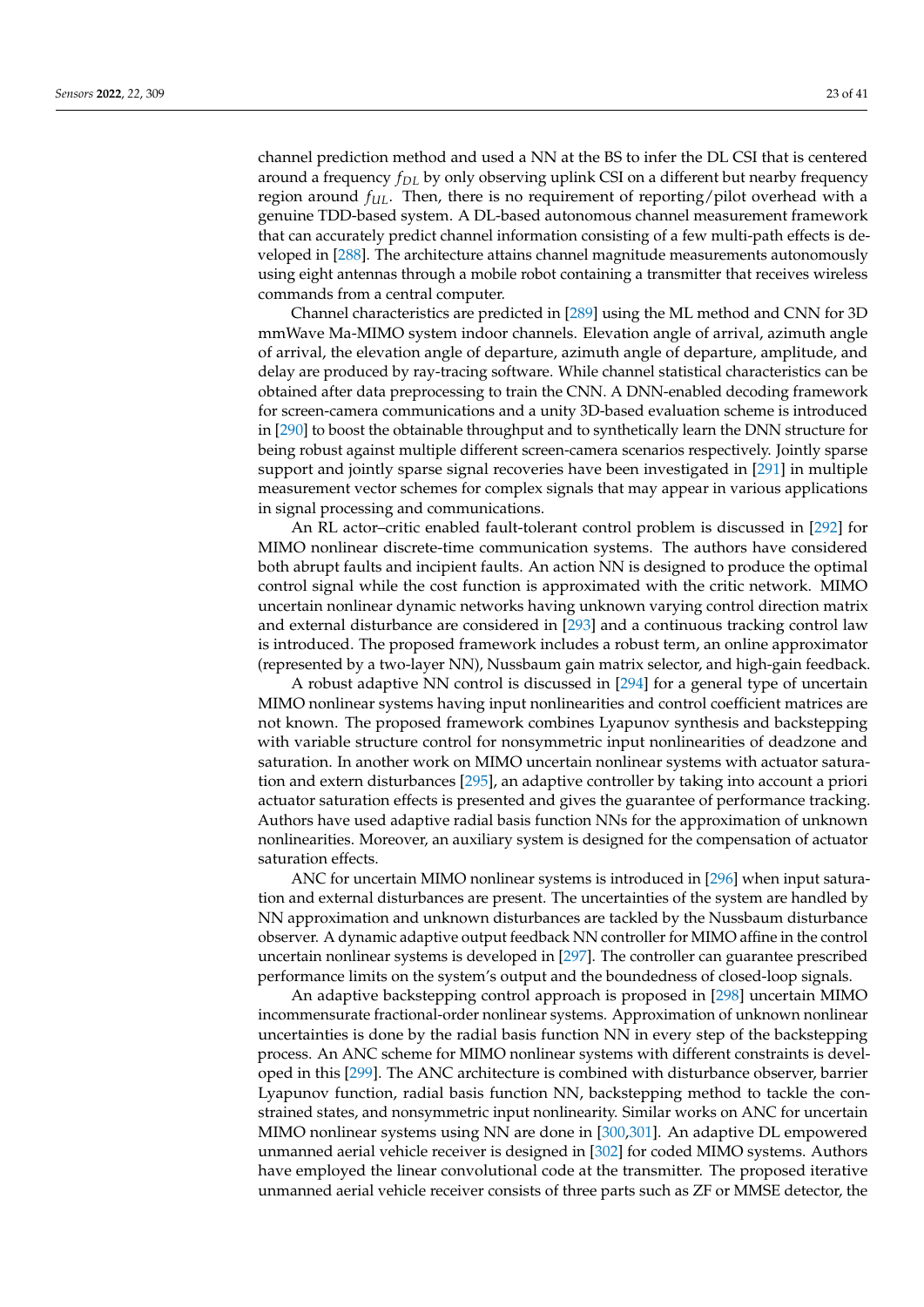channel prediction method and used a NN at the BS to infer the DL CSI that is centered around a frequency $f_{DL}$ by only observing uplink CSI on a different but nearby frequency region around $f_{UL}$. Then, there is no requirement of reporting/pilot overhead with a genuine TDD-based system. A DL-based autonomous channel measurement framework that can accurately predict channel information consisting of a few multi-path effects is developed in [288]. The architecture attains channel magnitude measurements autonomously using eight antennas through a mobile robot containing a transmitter that receives wireless commands from a central computer.

Channel characteristics are predicted in [289] using the ML method and CNN for 3D mmWave Ma-MIMO system indoor channels. Elevation angle of arrival, azimuth angle of arrival, the elevation angle of departure, azimuth angle of departure, amplitude, and delay are produced by ray-tracing software. While channel statistical characteristics can be obtained after data preprocessing to train the CNN. A DNN-enabled decoding framework for screen-camera communications and a unity 3D-based evaluation scheme is introduced in [290] to boost the obtainable throughput and to synthetically learn the DNN structure for being robust against multiple different screen-camera scenarios respectively. Jointly sparse support and jointly sparse signal recoveries have been investigated in [291] in multiple measurement vector schemes for complex signals that may appear in various applications in signal processing and communications.

An RL actor–critic enabled fault-tolerant control problem is discussed in [292] for MIMO nonlinear discrete-time communication systems. The authors have considered both abrupt faults and incipient faults. An action NN is designed to produce the optimal control signal while the cost function is approximated with the critic network. MIMO uncertain nonlinear dynamic networks having unknown varying control direction matrix and external disturbance are considered in [293] and a continuous tracking control law is introduced. The proposed framework includes a robust term, an online approximator (represented by a two-layer NN), Nussbaum gain matrix selector, and high-gain feedback.

A robust adaptive NN control is discussed in [294] for a general type of uncertain MIMO nonlinear systems having input nonlinearities and control coefficient matrices are not known. The proposed framework combines Lyapunov synthesis and backstepping with variable structure control for nonsymmetric input nonlinearities of deadzone and saturation. In another work on MIMO uncertain nonlinear systems with actuator saturation and extern disturbances [295], an adaptive controller by taking into account a priori actuator saturation effects is presented and gives the guarantee of performance tracking. Authors have used adaptive radial basis function NNs for the approximation of unknown nonlinearities. Moreover, an auxiliary system is designed for the compensation of actuator saturation effects.

ANC for uncertain MIMO nonlinear systems is introduced in [296] when input saturation and external disturbances are present. The uncertainties of the system are handled by NN approximation and unknown disturbances are tackled by the Nussbaum disturbance observer. A dynamic adaptive output feedback NN controller for MIMO affine in the control uncertain nonlinear systems is developed in [297]. The controller can guarantee prescribed performance limits on the system's output and the boundedness of closed-loop signals.

An adaptive backstepping control approach is proposed in [298] uncertain MIMO incommensurate fractional-order nonlinear systems. Approximation of unknown nonlinear uncertainties is done by the radial basis function NN in every step of the backstepping process. An ANC scheme for MIMO nonlinear systems with different constraints is developed in this [299]. The ANC architecture is combined with disturbance observer, barrier Lyapunov function, radial basis function NN, backstepping method to tackle the constrained states, and nonsymmetric input nonlinearity. Similar works on ANC for uncertain MIMO nonlinear systems using NN are done in [300,301]. An adaptive DL empowered unmanned aerial vehicle receiver is designed in [302] for coded MIMO systems. Authors have employed the linear convolutional code at the transmitter. The proposed iterative unmanned aerial vehicle receiver consists of three parts such as ZF or MMSE detector, the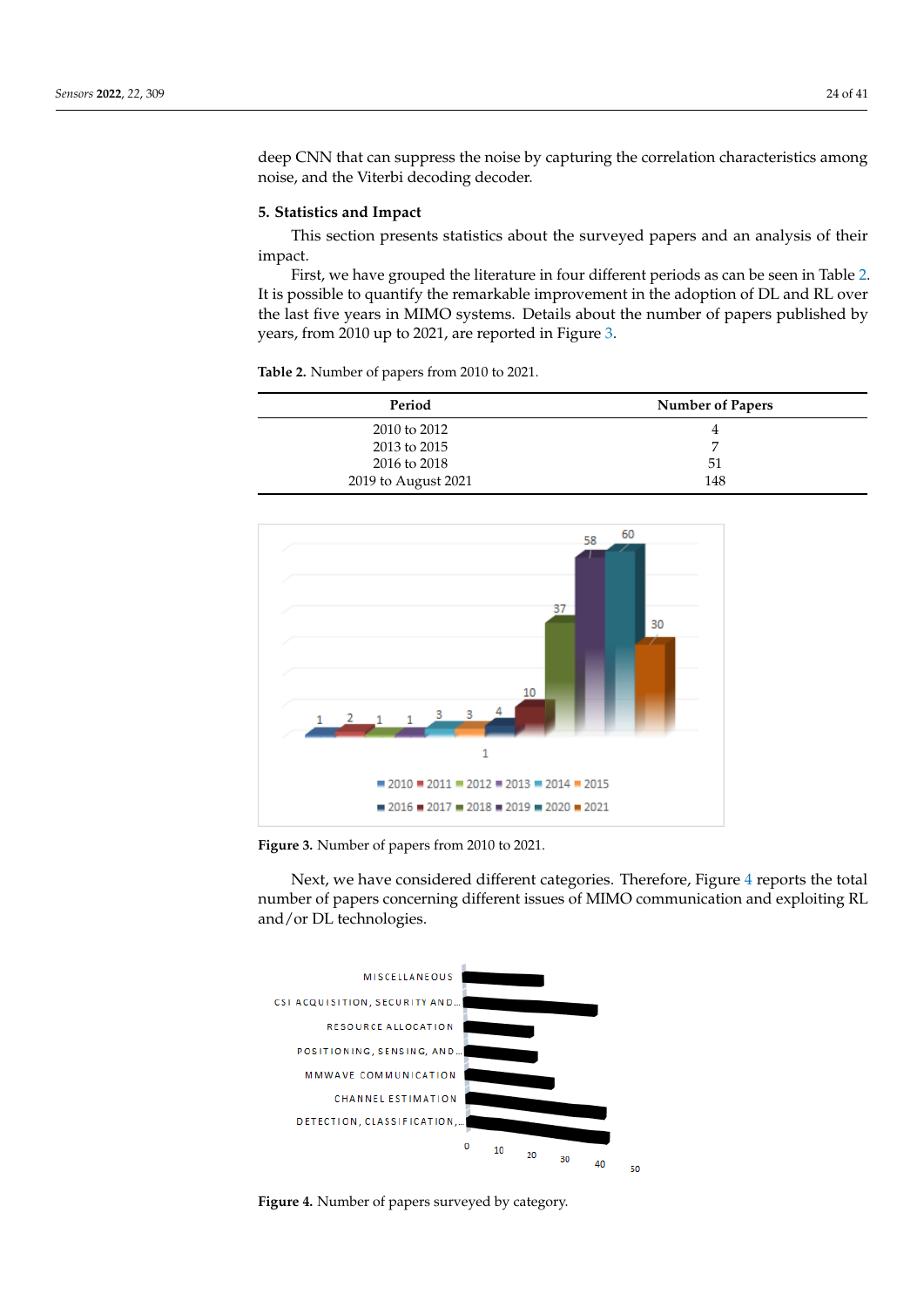deep CNN that can suppress the noise by capturing the correlation characteristics among noise, and the Viterbi decoding decoder.

## 5. Statistics and Impact

This section presents statistics about the surveyed papers and an analysis of their impact.

First, we have grouped the literature in four different periods as can be seen in Table 2. It is possible to quantify the remarkable improvement in the adoption of DL and RL over the last five years in MIMO systems. Details about the number of papers published by years, from 2010 up to 2021, are reported in Figure 3.

**Table 2.** Number of papers from 2010 to 2021.

| Period | Number of Papers |
|---|---|
| 2010 to 2012 | 4 |
| 2013 to 2015 | 7 |
| 2016 to 2018 | 51 |
| 2019 to August 2021 | 148 |

**Figure 3.** Number of papers from 2010 to 2021.

Next, we have considered different categories. Therefore, Figure 4 reports the total number of papers concerning different issues of MIMO communication and exploiting RL and/or DL technologies.

**Figure 4.** Number of papers surveyed by category.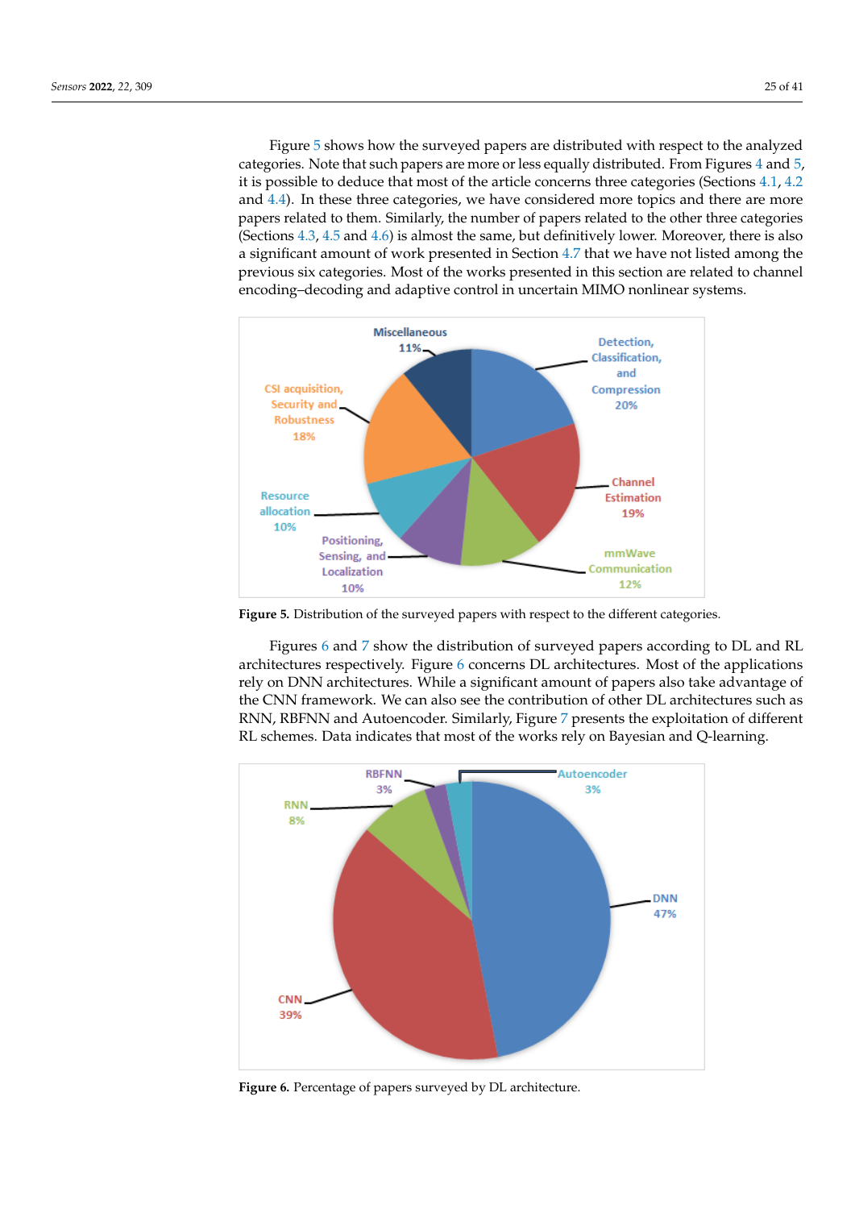Figure 5 shows how the surveyed papers are distributed with respect to the analyzed categories. Note that such papers are more or less equally distributed. From Figures 4 and 5, it is possible to deduce that most of the article concerns three categories (Sections 4.1, 4.2 and 4.4). In these three categories, we have considered more topics and there are more papers related to them. Similarly, the number of papers related to the other three categories (Sections 4.3, 4.5 and 4.6) is almost the same, but definitively lower. Moreover, there is also a significant amount of work presented in Section 4.7 that we have not listed among the previous six categories. Most of the works presented in this section are related to channel encoding–decoding and adaptive control in uncertain MIMO nonlinear systems.

**Figure 5.** Distribution of the surveyed papers with respect to the different categories.

Figures 6 and 7 show the distribution of surveyed papers according to DL and RL architectures respectively. Figure 6 concerns DL architectures. Most of the applications rely on DNN architectures. While a significant amount of papers also take advantage of the CNN framework. We can also see the contribution of other DL architectures such as RNN, RBFNN and Autoencoder. Similarly, Figure 7 presents the exploitation of different RL schemes. Data indicates that most of the works rely on Bayesian and Q-learning.

**Figure 6.** Percentage of papers surveyed by DL architecture.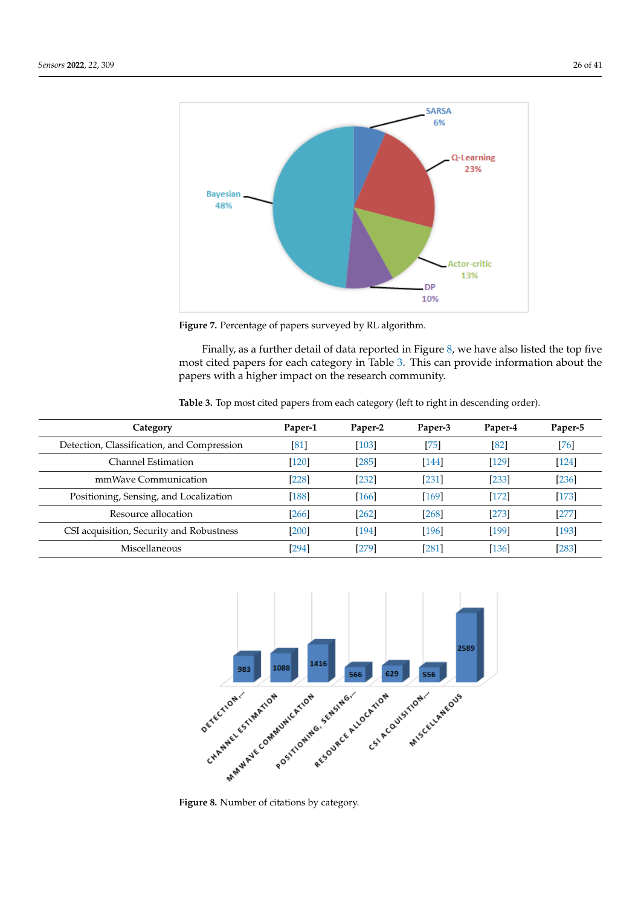Figure 7. Percentage of papers surveyed by RL algorithm.

Finally, as a further detail of data reported in Figure 8, we have also listed the top five most cited papers for each category in Table 3. This can provide information about the papers with a higher impact on the research community.

**Table 3.** Top most cited papers from each category (left to right in descending order).

| Category | Paper-1 | Paper-2 | Paper-3 | Paper-4 | Paper-5 |
|---|---|---|---|---|---|
| Detection, Classification, and Compression | [81] | [103] | [75] | [82] | [76] |
| Channel Estimation | [120] | [285] | [144] | [129] | [124] |
| mmWave Communication | [228] | [232] | [231] | [233] | [236] |
| Positioning, Sensing, and Localization | [188] | [166] | [169] | [172] | [173] |
| Resource allocation | [266] | [262] | [268] | [273] | [277] |
| CSI acquisition, Security and Robustness | [200] | [194] | [196] | [199] | [193] |
| Miscellaneous | [294] | [279] | [281] | [136] | [283] |

Figure 8. Number of citations by category.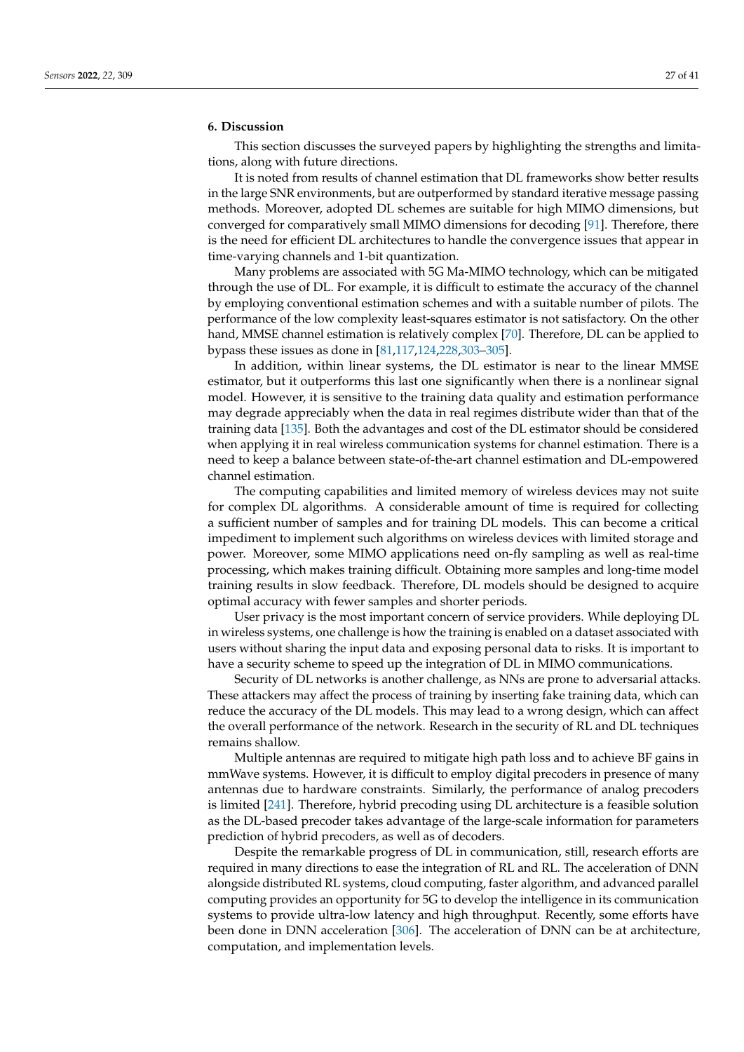## 6. Discussion

This section discusses the surveyed papers by highlighting the strengths and limitations, along with future directions.

It is noted from results of channel estimation that DL frameworks show better results in the large SNR environments, but are outperformed by standard iterative message passing methods. Moreover, adopted DL schemes are suitable for high MIMO dimensions, but converged for comparatively small MIMO dimensions for decoding [91]. Therefore, there is the need for efficient DL architectures to handle the convergence issues that appear in time-varying channels and 1-bit quantization.

Many problems are associated with 5G Ma-MIMO technology, which can be mitigated through the use of DL. For example, it is difficult to estimate the accuracy of the channel by employing conventional estimation schemes and with a suitable number of pilots. The performance of the low complexity least-squares estimator is not satisfactory. On the other hand, MMSE channel estimation is relatively complex [70]. Therefore, DL can be applied to bypass these issues as done in [81,117,124,228,303–305].

In addition, within linear systems, the DL estimator is near to the linear MMSE estimator, but it outperforms this last one significantly when there is a nonlinear signal model. However, it is sensitive to the training data quality and estimation performance may degrade appreciably when the data in real regimes distribute wider than that of the training data [135]. Both the advantages and cost of the DL estimator should be considered when applying it in real wireless communication systems for channel estimation. There is a need to keep a balance between state-of-the-art channel estimation and DL-empowered channel estimation.

The computing capabilities and limited memory of wireless devices may not suite for complex DL algorithms. A considerable amount of time is required for collecting a sufficient number of samples and for training DL models. This can become a critical impediment to implement such algorithms on wireless devices with limited storage and power. Moreover, some MIMO applications need on-fly sampling as well as real-time processing, which makes training difficult. Obtaining more samples and long-time model training results in slow feedback. Therefore, DL models should be designed to acquire optimal accuracy with fewer samples and shorter periods.

User privacy is the most important concern of service providers. While deploying DL in wireless systems, one challenge is how the training is enabled on a dataset associated with users without sharing the input data and exposing personal data to risks. It is important to have a security scheme to speed up the integration of DL in MIMO communications.

Security of DL networks is another challenge, as NNs are prone to adversarial attacks. These attackers may affect the process of training by inserting fake training data, which can reduce the accuracy of the DL models. This may lead to a wrong design, which can affect the overall performance of the network. Research in the security of RL and DL techniques remains shallow.

Multiple antennas are required to mitigate high path loss and to achieve BF gains in mmWave systems. However, it is difficult to employ digital precoders in presence of many antennas due to hardware constraints. Similarly, the performance of analog precoders is limited [241]. Therefore, hybrid precoding using DL architecture is a feasible solution as the DL-based precoder takes advantage of the large-scale information for parameters prediction of hybrid precoders, as well as of decoders.

Despite the remarkable progress of DL in communication, still, research efforts are required in many directions to ease the integration of RL and RL. The acceleration of DNN alongside distributed RL systems, cloud computing, faster algorithm, and advanced parallel computing provides an opportunity for 5G to develop the intelligence in its communication systems to provide ultra-low latency and high throughput. Recently, some efforts have been done in DNN acceleration [306]. The acceleration of DNN can be at architecture, computation, and implementation levels.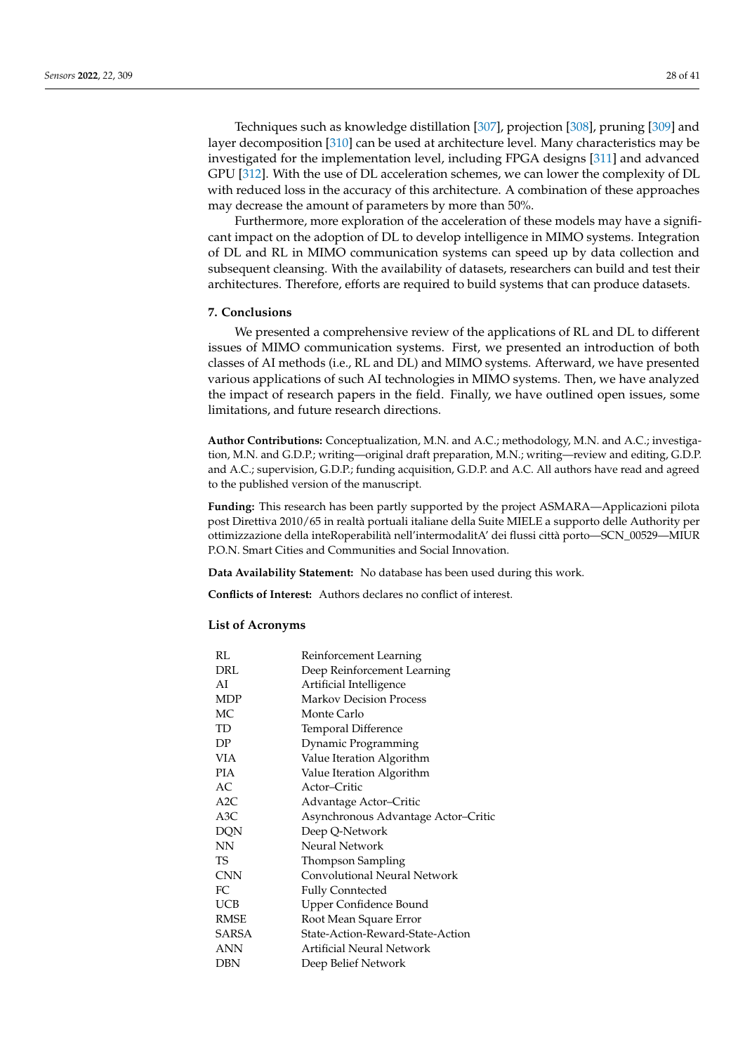Techniques such as knowledge distillation [307], projection [308], pruning [309] and layer decomposition [310] can be used at architecture level. Many characteristics may be investigated for the implementation level, including FPGA designs [311] and advanced GPU [312]. With the use of DL acceleration schemes, we can lower the complexity of DL with reduced loss in the accuracy of this architecture. A combination of these approaches may decrease the amount of parameters by more than 50%.

Furthermore, more exploration of the acceleration of these models may have a significant impact on the adoption of DL to develop intelligence in MIMO systems. Integration of DL and RL in MIMO communication systems can speed up by data collection and subsequent cleansing. With the availability of datasets, researchers can build and test their architectures. Therefore, efforts are required to build systems that can produce datasets.

## 7. Conclusions

We presented a comprehensive review of the applications of RL and DL to different issues of MIMO communication systems. First, we presented an introduction of both classes of AI methods (i.e., RL and DL) and MIMO systems. Afterward, we have presented various applications of such AI technologies in MIMO systems. Then, we have analyzed the impact of research papers in the field. Finally, we have outlined open issues, some limitations, and future research directions.

**Author Contributions:** Conceptualization, M.N. and A.C.; methodology, M.N. and A.C.; investigation, M.N. and G.D.P.; writing—original draft preparation, M.N.; writing—review and editing, G.D.P. and A.C.; supervision, G.D.P.; funding acquisition, G.D.P. and A.C. All authors have read and agreed to the published version of the manuscript.

**Funding:** This research has been partly supported by the project ASMARA—Applicazioni pilota post Direttiva 2010/65 in realtà portuali italiane della Suite MIELE a supporto delle Authority per ottimizzazione della inteRoperabilità nell'intermodalitA' dei flussi città porto—SCN_00529—MIUR P.O.N. Smart Cities and Communities and Social Innovation.

**Data Availability Statement:** No database has been used during this work.

**Conflicts of Interest:** Authors declares no conflict of interest.

### List of Acronyms

| | |
|---|---|
| RL | Reinforcement Learning |
| DRL | Deep Reinforcement Learning |
| AI | Artificial Intelligence |
| MDP | Markov Decision Process |
| MC | Monte Carlo |
| TD | Temporal Difference |
| DP | Dynamic Programming |
| VIA | Value Iteration Algorithm |
| PIA | Value Iteration Algorithm |
| AC | Actor–Critic |
| A2C | Advantage Actor–Critic |
| A3C | Asynchronous Advantage Actor–Critic |
| DQN | Deep Q-Network |
| NN | Neural Network |
| TS | Thompson Sampling |
| CNN | Convolutional Neural Network |
| FC | Fully Conntected |
| UCB | Upper Confidence Bound |
| RMSE | Root Mean Square Error |
| SARSA | State-Action-Reward-State-Action |
| ANN | Artificial Neural Network |
| DBN | Deep Belief Network |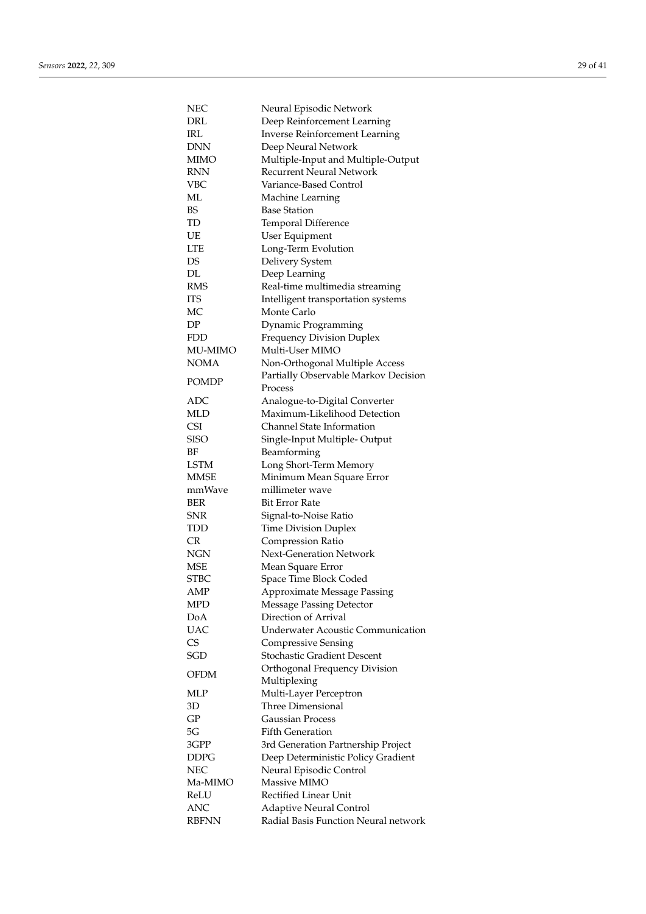| | |
|---|---|
| NEC | Neural Episodic Network |
| DRL | Deep Reinforcement Learning |
| IRL | Inverse Reinforcement Learning |
| DNN | Deep Neural Network |
| MIMO | Multiple-Input and Multiple-Output |
| RNN | Recurrent Neural Network |
| VBC | Variance-Based Control |
| ML | Machine Learning |
| BS | Base Station |
| TD | Temporal Difference |
| UE | User Equipment |
| LTE | Long-Term Evolution |
| DS | Delivery System |
| DL | Deep Learning |
| RMS | Real-time multimedia streaming |
| ITS | Intelligent transportation systems |
| MC | Monte Carlo |
| DP | Dynamic Programming |
| FDD | Frequency Division Duplex |
| MU-MIMO | Multi-User MIMO |
| NOMA | Non-Orthogonal Multiple Access |
| POMDP | Partially Observable Markov Decision Process |
| ADC | Analogue-to-Digital Converter |
| MLD | Maximum-Likelihood Detection |
| CSI | Channel State Information |
| SISO | Single-Input Multiple- Output |
| BF | Beamforming |
| LSTM | Long Short-Term Memory |
| MMSE | Minimum Mean Square Error |
| mmWave | millimeter wave |
| BER | Bit Error Rate |
| SNR | Signal-to-Noise Ratio |
| TDD | Time Division Duplex |
| CR | Compression Ratio |
| NGN | Next-Generation Network |
| MSE | Mean Square Error |
| STBC | Space Time Block Coded |
| AMP | Approximate Message Passing |
| MPD | Message Passing Detector |
| DoA | Direction of Arrival |
| UAC | Underwater Acoustic Communication |
| CS | Compressive Sensing |
| SGD | Stochastic Gradient Descent |
| OFDM | Orthogonal Frequency Division Multiplexing |
| MLP | Multi-Layer Perceptron |
| 3D | Three Dimensional |
| GP | Gaussian Process |
| 5G | Fifth Generation |
| 3GPP | 3rd Generation Partnership Project |
| DDPG | Deep Deterministic Policy Gradient |
| NEC | Neural Episodic Control |
| Ma-MIMO | Massive MIMO |
| ReLU | Rectified Linear Unit |
| ANC | Adaptive Neural Control |
| RBFNN | Radial Basis Function Neural network |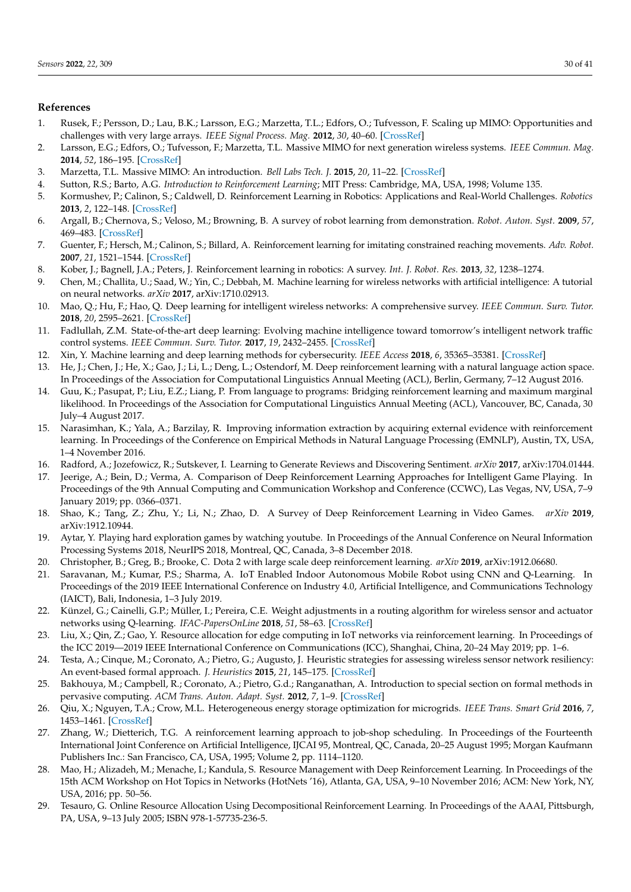## References

1. Rusek, F.; Persson, D.; Lau, B.K.; Larsson, E.G.; Marzetta, T.L.; Edfors, O.; Tufvesson, F. Scaling up MIMO: Opportunities and challenges with very large arrays. *IEEE Signal Process. Mag.* **2012**, *30*, 40–60. [CrossRef]
2. Larsson, E.G.; Edfors, O.; Tufvesson, F.; Marzetta, T.L. Massive MIMO for next generation wireless systems. *IEEE Commun. Mag.* **2014**, *52*, 186–195. [CrossRef]
3. Marzetta, T.L. Massive MIMO: An introduction. *Bell Labs Tech. J.* **2015**, *20*, 11–22. [CrossRef]
4. Sutton, R.S.; Barto, A.G. *Introduction to Reinforcement Learning*; MIT Press: Cambridge, MA, USA, 1998; Volume 135.
5. Kormushev, P.; Calinon, S.; Caldwell, D. Reinforcement Learning in Robotics: Applications and Real-World Challenges. *Robotics* **2013**, *2*, 122–148. [CrossRef]
6. Argall, B.; Chernova, S.; Veloso, M.; Browning, B. A survey of robot learning from demonstration. *Robot. Auton. Syst.* **2009**, *57*, 469–483. [CrossRef]
7. Guenter, F.; Hersch, M.; Calinon, S.; Billard, A. Reinforcement learning for imitating constrained reaching movements. *Adv. Robot.* **2007**, *21*, 1521–1544. [CrossRef]
8. Kober, J.; Bagnell, J.A.; Peters, J. Reinforcement learning in robotics: A survey. *Int. J. Robot. Res.* **2013**, *32*, 1238–1274.
9. Chen, M.; Challita, U.; Saad, W.; Yin, C.; Debbah, M. Machine learning for wireless networks with artificial intelligence: A tutorial on neural networks. *arXiv* **2017**, arXiv:1710.02913.
10. Mao, Q.; Hu, F.; Hao, Q. Deep learning for intelligent wireless networks: A comprehensive survey. *IEEE Commun. Surv. Tutor.* **2018**, *20*, 2595–2621. [CrossRef]
11. Fadlullah, Z.M. State-of-the-art deep learning: Evolving machine intelligence toward tomorrow's intelligent network traffic control systems. *IEEE Commun. Surv. Tutor.* **2017**, *19*, 2432–2455. [CrossRef]
12. Xin, Y. Machine learning and deep learning methods for cybersecurity. *IEEE Access* **2018**, *6*, 35365–35381. [CrossRef]
13. He, J.; Chen, J.; He, X.; Gao, J.; Li, L.; Deng, L.; Ostendorf, M. Deep reinforcement learning with a natural language action space. In Proceedings of the Association for Computational Linguistics Annual Meeting (ACL), Berlin, Germany, 7–12 August 2016.
14. Guu, K.; Pasupat, P.; Liu, E.Z.; Liang, P. From language to programs: Bridging reinforcement learning and maximum marginal likelihood. In Proceedings of the Association for Computational Linguistics Annual Meeting (ACL), Vancouver, BC, Canada, 30 July–4 August 2017.
15. Narasimhan, K.; Yala, A.; Barzilay, R. Improving information extraction by acquiring external evidence with reinforcement learning. In Proceedings of the Conference on Empirical Methods in Natural Language Processing (EMNLP), Austin, TX, USA, 1–4 November 2016.
16. Radford, A.; Jozefowicz, R.; Sutskever, I. Learning to Generate Reviews and Discovering Sentiment. *arXiv* **2017**, arXiv:1704.01444.
17. Jeerige, A.; Bein, D.; Verma, A. Comparison of Deep Reinforcement Learning Approaches for Intelligent Game Playing. In Proceedings of the 9th Annual Computing and Communication Workshop and Conference (CCWC), Las Vegas, NV, USA, 7–9 January 2019; pp. 0366–0371.
18. Shao, K.; Tang, Z.; Zhu, Y.; Li, N.; Zhao, D. A Survey of Deep Reinforcement Learning in Video Games. *arXiv* **2019**, arXiv:1912.10944.
19. Aytar, Y. Playing hard exploration games by watching youtube. In Proceedings of the Annual Conference on Neural Information Processing Systems 2018, NeurIPS 2018, Montreal, QC, Canada, 3–8 December 2018.
20. Christopher, B.; Greg, B.; Brooke, C. Dota 2 with large scale deep reinforcement learning. *arXiv* **2019**, arXiv:1912.06680.
21. Saravanan, M.; Kumar, P.S.; Sharma, A. IoT Enabled Indoor Autonomous Mobile Robot using CNN and Q-Learning. In Proceedings of the 2019 IEEE International Conference on Industry 4.0, Artificial Intelligence, and Communications Technology (IAICT), Bali, Indonesia, 1–3 July 2019.
22. Künzel, G.; Cainelli, G.P.; Müller, I.; Pereira, C.E. Weight adjustments in a routing algorithm for wireless sensor and actuator networks using Q-learning. *IFAC-PapersOnLine* **2018**, *51*, 58–63. [CrossRef]
23. Liu, X.; Qin, Z.; Gao, Y. Resource allocation for edge computing in IoT networks via reinforcement learning. In Proceedings of the ICC 2019—2019 IEEE International Conference on Communications (ICC), Shanghai, China, 20–24 May 2019; pp. 1–6.
24. Testa, A.; Cinque, M.; Coronato, A.; Pietro, G.; Augusto, J. Heuristic strategies for assessing wireless sensor network resiliency: An event-based formal approach. *J. Heuristics* **2015**, *21*, 145–175. [CrossRef]
25. Bakhouya, M.; Campbell, R.; Coronato, A.; Pietro, G.d.; Ranganathan, A. Introduction to special section on formal methods in pervasive computing. *ACM Trans. Auton. Adapt. Syst.* **2012**, *7*, 1–9. [CrossRef]
26. Qiu, X.; Nguyen, T.A.; Crow, M.L. Heterogeneous energy storage optimization for microgrids. *IEEE Trans. Smart Grid* **2016**, *7*, 1453–1461. [CrossRef]
27. Zhang, W.; Dietterich, T.G. A reinforcement learning approach to job-shop scheduling. In Proceedings of the Fourteenth International Joint Conference on Artificial Intelligence, IJCAI 95, Montreal, QC, Canada, 20–25 August 1995; Morgan Kaufmann Publishers Inc.: San Francisco, CA, USA, 1995; Volume 2, pp. 1114–1120.
28. Mao, H.; Alizadeh, M.; Menache, I.; Kandula, S. Resource Management with Deep Reinforcement Learning. In Proceedings of the 15th ACM Workshop on Hot Topics in Networks (HotNets '16), Atlanta, GA, USA, 9–10 November 2016; ACM: New York, NY, USA, 2016; pp. 50–56.
29. Tesauro, G. Online Resource Allocation Using Decompositional Reinforcement Learning. In Proceedings of the AAAI, Pittsburgh, PA, USA, 9–13 July 2005; ISBN 978-1-57735-236-5.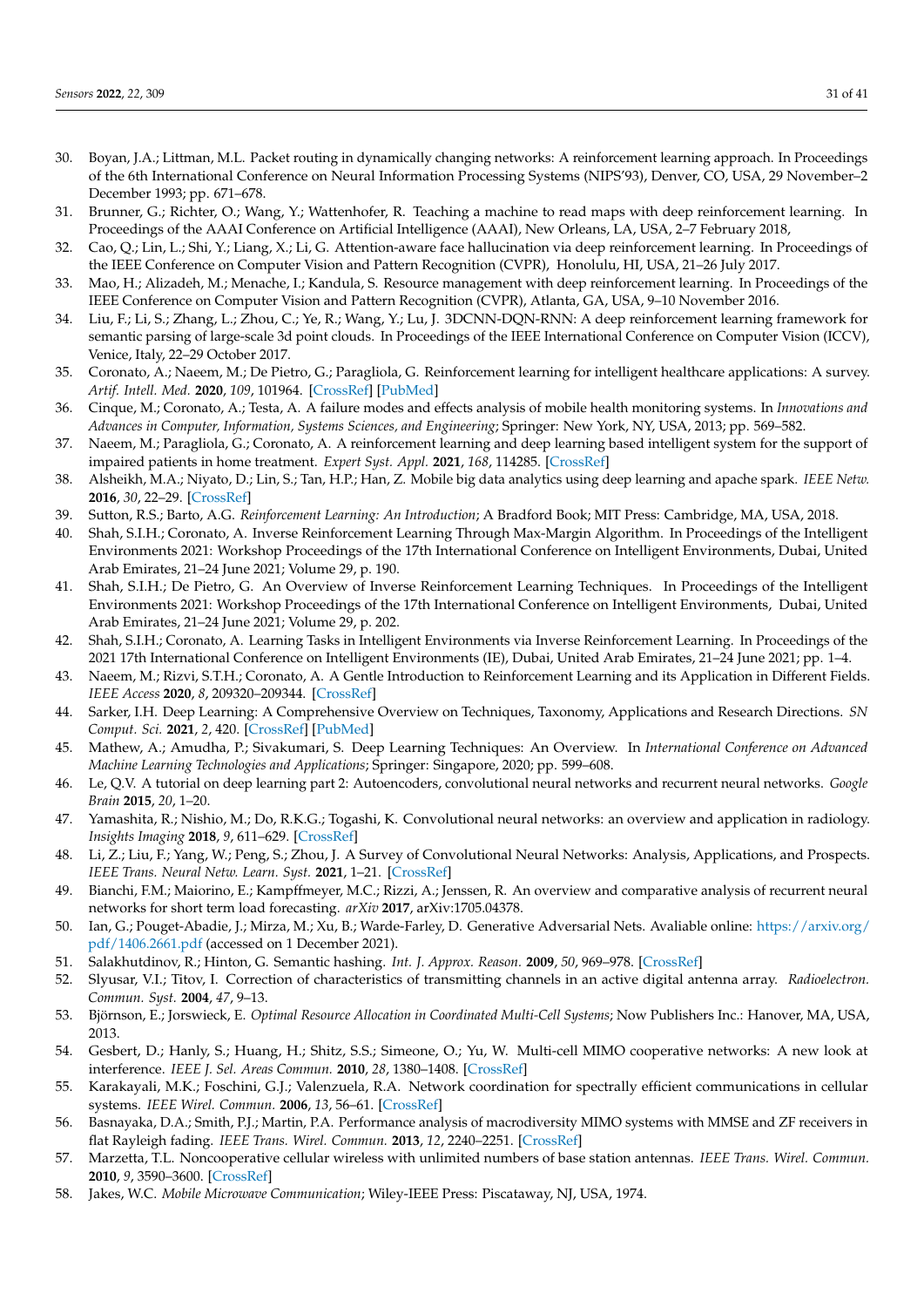30. Boyan, J.A.; Littman, M.L. Packet routing in dynamically changing networks: A reinforcement learning approach. In Proceedings of the 6th International Conference on Neural Information Processing Systems (NIPS'93), Denver, CO, USA, 29 November–2 December 1993; pp. 671–678.
31. Brunner, G.; Richter, O.; Wang, Y.; Wattenhofer, R. Teaching a machine to read maps with deep reinforcement learning. In Proceedings of the AAAI Conference on Artificial Intelligence (AAAI), New Orleans, LA, USA, 2–7 February 2018,
32. Cao, Q.; Lin, L.; Shi, Y.; Liang, X.; Li, G. Attention-aware face hallucination via deep reinforcement learning. In Proceedings of the IEEE Conference on Computer Vision and Pattern Recognition (CVPR), Honolulu, HI, USA, 21–26 July 2017.
33. Mao, H.; Alizadeh, M.; Menache, I.; Kandula, S. Resource management with deep reinforcement learning. In Proceedings of the IEEE Conference on Computer Vision and Pattern Recognition (CVPR), Atlanta, GA, USA, 9–10 November 2016.
34. Liu, F.; Li, S.; Zhang, L.; Zhou, C.; Ye, R.; Wang, Y.; Lu, J. 3DCNN-DQN-RNN: A deep reinforcement learning framework for semantic parsing of large-scale 3d point clouds. In Proceedings of the IEEE International Conference on Computer Vision (ICCV), Venice, Italy, 22–29 October 2017.
35. Coronato, A.; Naeem, M.; De Pietro, G.; Paragliola, G. Reinforcement learning for intelligent healthcare applications: A survey. *Artif. Intell. Med.* **2020**, *109*, 101964. [CrossRef] [PubMed]
36. Cinque, M.; Coronato, A.; Testa, A. A failure modes and effects analysis of mobile health monitoring systems. In *Innovations and Advances in Computer, Information, Systems Sciences, and Engineering*; Springer: New York, NY, USA, 2013; pp. 569–582.
37. Naeem, M.; Paragliola, G.; Coronato, A. A reinforcement learning and deep learning based intelligent system for the support of impaired patients in home treatment. *Expert Syst. Appl.* **2021**, *168*, 114285. [CrossRef]
38. Alsheikh, M.A.; Niyato, D.; Lin, S.; Tan, H.P.; Han, Z. Mobile big data analytics using deep learning and apache spark. *IEEE Netw.* **2016**, *30*, 22–29. [CrossRef]
39. Sutton, R.S.; Barto, A.G. *Reinforcement Learning: An Introduction*; A Bradford Book; MIT Press: Cambridge, MA, USA, 2018.
40. Shah, S.I.H.; Coronato, A. Inverse Reinforcement Learning Through Max-Margin Algorithm. In Proceedings of the Intelligent Environments 2021: Workshop Proceedings of the 17th International Conference on Intelligent Environments, Dubai, United Arab Emirates, 21–24 June 2021; Volume 29, p. 190.
41. Shah, S.I.H.; De Pietro, G. An Overview of Inverse Reinforcement Learning Techniques. In Proceedings of the Intelligent Environments 2021: Workshop Proceedings of the 17th International Conference on Intelligent Environments, Dubai, United Arab Emirates, 21–24 June 2021; Volume 29, p. 202.
42. Shah, S.I.H.; Coronato, A. Learning Tasks in Intelligent Environments via Inverse Reinforcement Learning. In Proceedings of the 2021 17th International Conference on Intelligent Environments (IE), Dubai, United Arab Emirates, 21–24 June 2021; pp. 1–4.
43. Naeem, M.; Rizvi, S.T.H.; Coronato, A. A Gentle Introduction to Reinforcement Learning and its Application in Different Fields. *IEEE Access* **2020**, *8*, 209320–209344. [CrossRef]
44. Sarker, I.H. Deep Learning: A Comprehensive Overview on Techniques, Taxonomy, Applications and Research Directions. *SN Comput. Sci.* **2021**, *2*, 420. [CrossRef] [PubMed]
45. Mathew, A.; Amudha, P.; Sivakumari, S. Deep Learning Techniques: An Overview. In *International Conference on Advanced Machine Learning Technologies and Applications*; Springer: Singapore, 2020; pp. 599–608.
46. Le, Q.V. A tutorial on deep learning part 2: Autoencoders, convolutional neural networks and recurrent neural networks. *Google Brain* **2015**, *20*, 1–20.
47. Yamashita, R.; Nishio, M.; Do, R.K.G.; Togashi, K. Convolutional neural networks: an overview and application in radiology. *Insights Imaging* **2018**, *9*, 611–629. [CrossRef]
48. Li, Z.; Liu, F.; Yang, W.; Peng, S.; Zhou, J. A Survey of Convolutional Neural Networks: Analysis, Applications, and Prospects. *IEEE Trans. Neural Netw. Learn. Syst.* **2021**, 1–21. [CrossRef]
49. Bianchi, F.M.; Maiorino, E.; Kampffmeyer, M.C.; Rizzi, A.; Jenssen, R. An overview and comparative analysis of recurrent neural networks for short term load forecasting. *arXiv* **2017**, arXiv:1705.04378.
50. Ian, G.; Pouget-Abadie, J.; Mirza, M.; Xu, B.; Warde-Farley, D. Generative Adversarial Nets. Avaliable online: https://arxiv.org/pdf/1406.2661.pdf (accessed on 1 December 2021).
51. Salakhutdinov, R.; Hinton, G. Semantic hashing. *Int. J. Approx. Reason.* **2009**, *50*, 969–978. [CrossRef]
52. Slyusar, V.I.; Titov, I. Correction of characteristics of transmitting channels in an active digital antenna array. *Radioelectron. Commun. Syst.* **2004**, *47*, 9–13.
53. Björnson, E.; Jorswieck, E. *Optimal Resource Allocation in Coordinated Multi-Cell Systems*; Now Publishers Inc.: Hanover, MA, USA, 2013.
54. Gesbert, D.; Hanly, S.; Huang, H.; Shitz, S.S.; Simeone, O.; Yu, W. Multi-cell MIMO cooperative networks: A new look at interference. *IEEE J. Sel. Areas Commun.* **2010**, *28*, 1380–1408. [CrossRef]
55. Karakayali, M.K.; Foschini, G.J.; Valenzuela, R.A. Network coordination for spectrally efficient communications in cellular systems. *IEEE Wirel. Commun.* **2006**, *13*, 56–61. [CrossRef]
56. Basnayaka, D.A.; Smith, P.J.; Martin, P.A. Performance analysis of macrodiversity MIMO systems with MMSE and ZF receivers in flat Rayleigh fading. *IEEE Trans. Wirel. Commun.* **2013**, *12*, 2240–2251. [CrossRef]
57. Marzetta, T.L. Noncooperative cellular wireless with unlimited numbers of base station antennas. *IEEE Trans. Wirel. Commun.* **2010**, *9*, 3590–3600. [CrossRef]
58. Jakes, W.C. *Mobile Microwave Communication*; Wiley-IEEE Press: Piscataway, NJ, USA, 1974.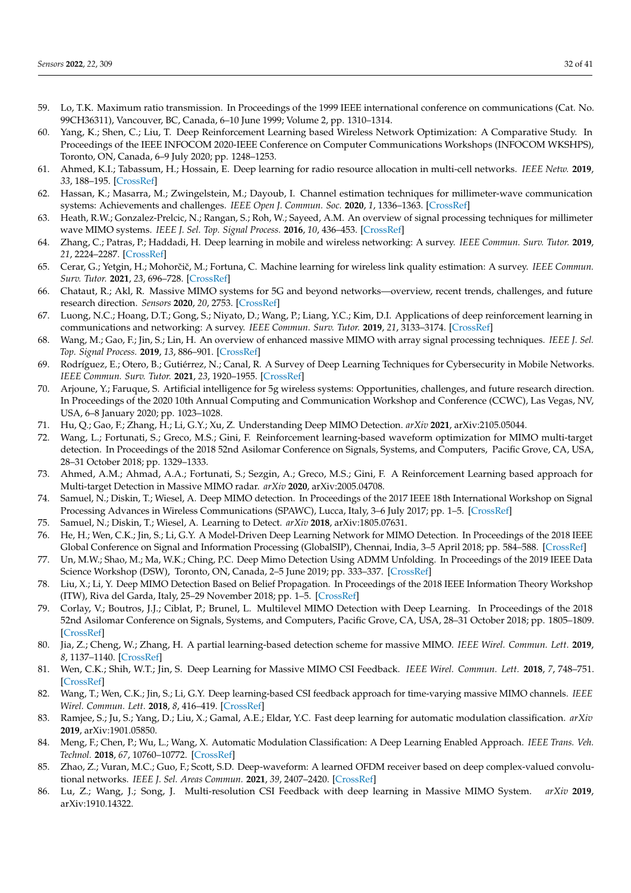59. Lo, T.K. Maximum ratio transmission. In Proceedings of the 1999 IEEE international conference on communications (Cat. No. 99CH36311), Vancouver, BC, Canada, 6–10 June 1999; Volume 2, pp. 1310–1314.
60. Yang, K.; Shen, C.; Liu, T. Deep Reinforcement Learning based Wireless Network Optimization: A Comparative Study. In Proceedings of the IEEE INFOCOM 2020-IEEE Conference on Computer Communications Workshops (INFOCOM WKSHPS), Toronto, ON, Canada, 6–9 July 2020; pp. 1248–1253.
61. Ahmed, K.I.; Tabassum, H.; Hossain, E. Deep learning for radio resource allocation in multi-cell networks. *IEEE Netw.* **2019**, *33*, 188–195. [CrossRef]
62. Hassan, K.; Masarra, M.; Zwingelstein, M.; Dayoub, I. Channel estimation techniques for millimeter-wave communication systems: Achievements and challenges. *IEEE Open J. Commun. Soc.* **2020**, *1*, 1336–1363. [CrossRef]
63. Heath, R.W.; Gonzalez-Prelcic, N.; Rangan, S.; Roh, W.; Sayeed, A.M. An overview of signal processing techniques for millimeter wave MIMO systems. *IEEE J. Sel. Top. Signal Process.* **2016**, *10*, 436–453. [CrossRef]
64. Zhang, C.; Patras, P.; Haddadi, H. Deep learning in mobile and wireless networking: A survey. *IEEE Commun. Surv. Tutor.* **2019**, *21*, 2224–2287. [CrossRef]
65. Cerar, G.; Yetgin, H.; Mohorčič, M.; Fortuna, C. Machine learning for wireless link quality estimation: A survey. *IEEE Commun. Surv. Tutor.* **2021**, *23*, 696–728. [CrossRef]
66. Chataut, R.; Akl, R. Massive MIMO systems for 5G and beyond networks—overview, recent trends, challenges, and future research direction. *Sensors* **2020**, *20*, 2753. [CrossRef]
67. Luong, N.C.; Hoang, D.T.; Gong, S.; Niyato, D.; Wang, P.; Liang, Y.C.; Kim, D.I. Applications of deep reinforcement learning in communications and networking: A survey. *IEEE Commun. Surv. Tutor.* **2019**, *21*, 3133–3174. [CrossRef]
68. Wang, M.; Gao, F.; Jin, S.; Lin, H. An overview of enhanced massive MIMO with array signal processing techniques. *IEEE J. Sel. Top. Signal Process.* **2019**, *13*, 886–901. [CrossRef]
69. Rodríguez, E.; Otero, B.; Gutiérrez, N.; Canal, R. A Survey of Deep Learning Techniques for Cybersecurity in Mobile Networks. *IEEE Commun. Surv. Tutor.* **2021**, *23*, 1920–1955. [CrossRef]
70. Arjoune, Y.; Faruque, S. Artificial intelligence for 5g wireless systems: Opportunities, challenges, and future research direction. In Proceedings of the 2020 10th Annual Computing and Communication Workshop and Conference (CCWC), Las Vegas, NV, USA, 6–8 January 2020; pp. 1023–1028.
71. Hu, Q.; Gao, F.; Zhang, H.; Li, G.Y.; Xu, Z. Understanding Deep MIMO Detection. *arXiv* **2021**, arXiv:2105.05044.
72. Wang, L.; Fortunati, S.; Greco, M.S.; Gini, F. Reinforcement learning-based waveform optimization for MIMO multi-target detection. In Proceedings of the 2018 52nd Asilomar Conference on Signals, Systems, and Computers, Pacific Grove, CA, USA, 28–31 October 2018; pp. 1329–1333.
73. Ahmed, A.M.; Ahmad, A.A.; Fortunati, S.; Sezgin, A.; Greco, M.S.; Gini, F. A Reinforcement Learning based approach for Multi-target Detection in Massive MIMO radar. *arXiv* **2020**, arXiv:2005.04708.
74. Samuel, N.; Diskin, T.; Wiesel, A. Deep MIMO detection. In Proceedings of the 2017 IEEE 18th International Workshop on Signal Processing Advances in Wireless Communications (SPAWC), Lucca, Italy, 3–6 July 2017; pp. 1–5. [CrossRef]
75. Samuel, N.; Diskin, T.; Wiesel, A. Learning to Detect. *arXiv* **2018**, arXiv:1805.07631.
76. He, H.; Wen, C.K.; Jin, S.; Li, G.Y. A Model-Driven Deep Learning Network for MIMO Detection. In Proceedings of the 2018 IEEE Global Conference on Signal and Information Processing (GlobalSIP), Chennai, India, 3–5 April 2018; pp. 584–588. [CrossRef]
77. Un, M.W.; Shao, M.; Ma, W.K.; Ching, P.C. Deep Mimo Detection Using ADMM Unfolding. In Proceedings of the 2019 IEEE Data Science Workshop (DSW), Toronto, ON, Canada, 2–5 June 2019; pp. 333–337. [CrossRef]
78. Liu, X.; Li, Y. Deep MIMO Detection Based on Belief Propagation. In Proceedings of the 2018 IEEE Information Theory Workshop (ITW), Riva del Garda, Italy, 25–29 November 2018; pp. 1–5. [CrossRef]
79. Corlay, V.; Boutros, J.J.; Ciblat, P.; Brunel, L. Multilevel MIMO Detection with Deep Learning. In Proceedings of the 2018 52nd Asilomar Conference on Signals, Systems, and Computers, Pacific Grove, CA, USA, 28–31 October 2018; pp. 1805–1809. [CrossRef]
80. Jia, Z.; Cheng, W.; Zhang, H. A partial learning-based detection scheme for massive MIMO. *IEEE Wirel. Commun. Lett.* **2019**, *8*, 1137–1140. [CrossRef]
81. Wen, C.K.; Shih, W.T.; Jin, S. Deep Learning for Massive MIMO CSI Feedback. *IEEE Wirel. Commun. Lett.* **2018**, *7*, 748–751. [CrossRef]
82. Wang, T.; Wen, C.K.; Jin, S.; Li, G.Y. Deep learning-based CSI feedback approach for time-varying massive MIMO channels. *IEEE Wirel. Commun. Lett.* **2018**, *8*, 416–419. [CrossRef]
83. Ramjee, S.; Ju, S.; Yang, D.; Liu, X.; Gamal, A.E.; Eldar, Y.C. Fast deep learning for automatic modulation classification. *arXiv* **2019**, arXiv:1901.05850.
84. Meng, F.; Chen, P.; Wu, L.; Wang, X. Automatic Modulation Classification: A Deep Learning Enabled Approach. *IEEE Trans. Veh. Technol.* **2018**, *67*, 10760–10772. [CrossRef]
85. Zhao, Z.; Vuran, M.C.; Guo, F.; Scott, S.D. Deep-waveform: A learned OFDM receiver based on deep complex-valued convolutional networks. *IEEE J. Sel. Areas Commun.* **2021**, *39*, 2407–2420. [CrossRef]
86. Lu, Z.; Wang, J.; Song, J. Multi-resolution CSI Feedback with deep learning in Massive MIMO System. *arXiv* **2019**, arXiv:1910.14322.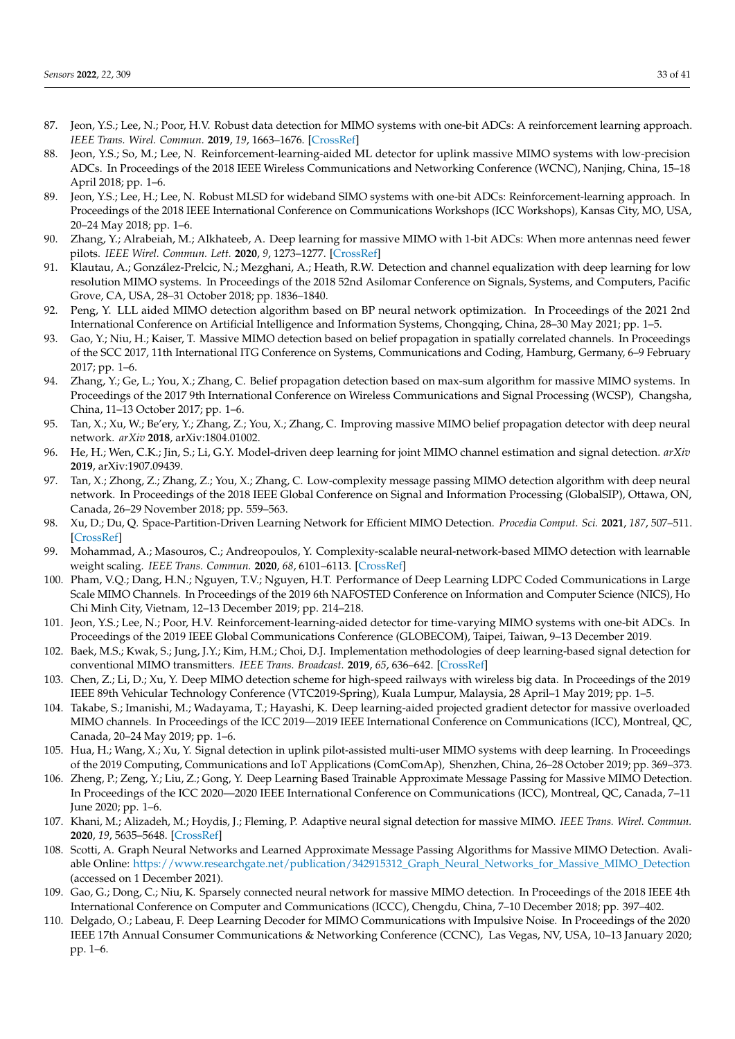87. Jeon, Y.S.; Lee, N.; Poor, H.V. Robust data detection for MIMO systems with one-bit ADCs: A reinforcement learning approach. *IEEE Trans. Wirel. Commun.* **2019**, *19*, 1663–1676. [CrossRef]
88. Jeon, Y.S.; So, M.; Lee, N. Reinforcement-learning-aided ML detector for uplink massive MIMO systems with low-precision ADCs. In Proceedings of the 2018 IEEE Wireless Communications and Networking Conference (WCNC), Nanjing, China, 15–18 April 2018; pp. 1–6.
89. Jeon, Y.S.; Lee, H.; Lee, N. Robust MLSD for wideband SIMO systems with one-bit ADCs: Reinforcement-learning approach. In Proceedings of the 2018 IEEE International Conference on Communications Workshops (ICC Workshops), Kansas City, MO, USA, 20–24 May 2018; pp. 1–6.
90. Zhang, Y.; Alrabeiah, M.; Alkhateeb, A. Deep learning for massive MIMO with 1-bit ADCs: When more antennas need fewer pilots. *IEEE Wirel. Commun. Lett.* **2020**, *9*, 1273–1277. [CrossRef]
91. Klautau, A.; González-Prelcic, N.; Mezghani, A.; Heath, R.W. Detection and channel equalization with deep learning for low resolution MIMO systems. In Proceedings of the 2018 52nd Asilomar Conference on Signals, Systems, and Computers, Pacific Grove, CA, USA, 28–31 October 2018; pp. 1836–1840.
92. Peng, Y. LLL aided MIMO detection algorithm based on BP neural network optimization. In Proceedings of the 2021 2nd International Conference on Artificial Intelligence and Information Systems, Chongqing, China, 28–30 May 2021; pp. 1–5.
93. Gao, Y.; Niu, H.; Kaiser, T. Massive MIMO detection based on belief propagation in spatially correlated channels. In Proceedings of the SCC 2017, 11th International ITG Conference on Systems, Communications and Coding, Hamburg, Germany, 6–9 February 2017; pp. 1–6.
94. Zhang, Y.; Ge, L.; You, X.; Zhang, C. Belief propagation detection based on max-sum algorithm for massive MIMO systems. In Proceedings of the 2017 9th International Conference on Wireless Communications and Signal Processing (WCSP), Changsha, China, 11–13 October 2017; pp. 1–6.
95. Tan, X.; Xu, W.; Be'ery, Y.; Zhang, Z.; You, X.; Zhang, C. Improving massive MIMO belief propagation detector with deep neural network. *arXiv* **2018**, arXiv:1804.01002.
96. He, H.; Wen, C.K.; Jin, S.; Li, G.Y. Model-driven deep learning for joint MIMO channel estimation and signal detection. *arXiv* **2019**, arXiv:1907.09439.
97. Tan, X.; Zhong, Z.; Zhang, Z.; You, X.; Zhang, C. Low-complexity message passing MIMO detection algorithm with deep neural network. In Proceedings of the 2018 IEEE Global Conference on Signal and Information Processing (GlobalSIP), Ottawa, ON, Canada, 26–29 November 2018; pp. 559–563.
98. Xu, D.; Du, Q. Space-Partition-Driven Learning Network for Efficient MIMO Detection. *Procedia Comput. Sci.* **2021**, *187*, 507–511. [CrossRef]
99. Mohammad, A.; Masouros, C.; Andreopoulos, Y. Complexity-scalable neural-network-based MIMO detection with learnable weight scaling. *IEEE Trans. Commun.* **2020**, *68*, 6101–6113. [CrossRef]
100. Pham, V.Q.; Dang, H.N.; Nguyen, T.V.; Nguyen, H.T. Performance of Deep Learning LDPC Coded Communications in Large Scale MIMO Channels. In Proceedings of the 2019 6th NAFOSTED Conference on Information and Computer Science (NICS), Ho Chi Minh City, Vietnam, 12–13 December 2019; pp. 214–218.
101. Jeon, Y.S.; Lee, N.; Poor, H.V. Reinforcement-learning-aided detector for time-varying MIMO systems with one-bit ADCs. In Proceedings of the 2019 IEEE Global Communications Conference (GLOBECOM), Taipei, Taiwan, 9–13 December 2019.
102. Baek, M.S.; Kwak, S.; Jung, J.Y.; Kim, H.M.; Choi, D.J. Implementation methodologies of deep learning-based signal detection for conventional MIMO transmitters. *IEEE Trans. Broadcast.* **2019**, *65*, 636–642. [CrossRef]
103. Chen, Z.; Li, D.; Xu, Y. Deep MIMO detection scheme for high-speed railways with wireless big data. In Proceedings of the 2019 IEEE 89th Vehicular Technology Conference (VTC2019-Spring), Kuala Lumpur, Malaysia, 28 April–1 May 2019; pp. 1–5.
104. Takabe, S.; Imanishi, M.; Wadayama, T.; Hayashi, K. Deep learning-aided projected gradient detector for massive overloaded MIMO channels. In Proceedings of the ICC 2019—2019 IEEE International Conference on Communications (ICC), Montreal, QC, Canada, 20–24 May 2019; pp. 1–6.
105. Hua, H.; Wang, X.; Xu, Y. Signal detection in uplink pilot-assisted multi-user MIMO systems with deep learning. In Proceedings of the 2019 Computing, Communications and IoT Applications (ComComAp), Shenzhen, China, 26–28 October 2019; pp. 369–373.
106. Zheng, P.; Zeng, Y.; Liu, Z.; Gong, Y. Deep Learning Based Trainable Approximate Message Passing for Massive MIMO Detection. In Proceedings of the ICC 2020—2020 IEEE International Conference on Communications (ICC), Montreal, QC, Canada, 7–11 June 2020; pp. 1–6.
107. Khani, M.; Alizadeh, M.; Hoydis, J.; Fleming, P. Adaptive neural signal detection for massive MIMO. *IEEE Trans. Wirel. Commun.* **2020**, *19*, 5635–5648. [CrossRef]
108. Scotti, A. Graph Neural Networks and Learned Approximate Message Passing Algorithms for Massive MIMO Detection. Available Online: https://www.researchgate.net/publication/342915312_Graph_Neural_Networks_for_Massive_MIMO_Detection (accessed on 1 December 2021).
109. Gao, G.; Dong, C.; Niu, K. Sparsely connected neural network for massive MIMO detection. In Proceedings of the 2018 IEEE 4th International Conference on Computer and Communications (ICCC), Chengdu, China, 7–10 December 2018; pp. 397–402.
110. Delgado, O.; Labeau, F. Deep Learning Decoder for MIMO Communications with Impulsive Noise. In Proceedings of the 2020 IEEE 17th Annual Consumer Communications & Networking Conference (CCNC), Las Vegas, NV, USA, 10–13 January 2020; pp. 1–6.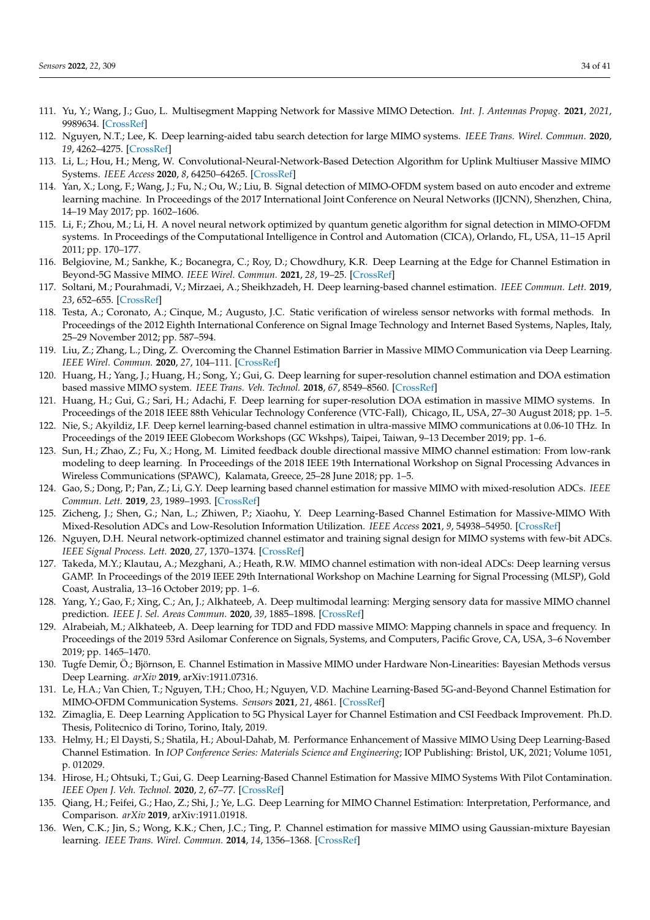111. Yu, Y.; Wang, J.; Guo, L. Multisegment Mapping Network for Massive MIMO Detection. *Int. J. Antennas Propag.* **2021**, *2021*, 9989634. [CrossRef]
112. Nguyen, N.T.; Lee, K. Deep learning-aided tabu search detection for large MIMO systems. *IEEE Trans. Wirel. Commun.* **2020**, *19*, 4262–4275. [CrossRef]
113. Li, L.; Hou, H.; Meng, W. Convolutional-Neural-Network-Based Detection Algorithm for Uplink Multiuser Massive MIMO Systems. *IEEE Access* **2020**, *8*, 64250–64265. [CrossRef]
114. Yan, X.; Long, F.; Wang, J.; Fu, N.; Ou, W.; Liu, B. Signal detection of MIMO-OFDM system based on auto encoder and extreme learning machine. In Proceedings of the 2017 International Joint Conference on Neural Networks (IJCNN), Shenzhen, China, 14–19 May 2017; pp. 1602–1606.
115. Li, F.; Zhou, M.; Li, H. A novel neural network optimized by quantum genetic algorithm for signal detection in MIMO-OFDM systems. In Proceedings of the Computational Intelligence in Control and Automation (CICA), Orlando, FL, USA, 11–15 April 2011; pp. 170–177.
116. Belgiovine, M.; Sankhe, K.; Bocanegra, C.; Roy, D.; Chowdhury, K.R. Deep Learning at the Edge for Channel Estimation in Beyond-5G Massive MIMO. *IEEE Wirel. Commun.* **2021**, *28*, 19–25. [CrossRef]
117. Soltani, M.; Pourahmadi, V.; Mirzaei, A.; Sheikhzadeh, H. Deep learning-based channel estimation. *IEEE Commun. Lett.* **2019**, *23*, 652–655. [CrossRef]
118. Testa, A.; Coronato, A.; Cinque, M.; Augusto, J.C. Static verification of wireless sensor networks with formal methods. In Proceedings of the 2012 Eighth International Conference on Signal Image Technology and Internet Based Systems, Naples, Italy, 25–29 November 2012; pp. 587–594.
119. Liu, Z.; Zhang, L.; Ding, Z. Overcoming the Channel Estimation Barrier in Massive MIMO Communication via Deep Learning. *IEEE Wirel. Commun.* **2020**, *27*, 104–111. [CrossRef]
120. Huang, H.; Yang, J.; Huang, H.; Song, Y.; Gui, G. Deep learning for super-resolution channel estimation and DOA estimation based massive MIMO system. *IEEE Trans. Veh. Technol.* **2018**, *67*, 8549–8560. [CrossRef]
121. Huang, H.; Gui, G.; Sari, H.; Adachi, F. Deep learning for super-resolution DOA estimation in massive MIMO systems. In Proceedings of the 2018 IEEE 88th Vehicular Technology Conference (VTC-Fall), Chicago, IL, USA, 27–30 August 2018; pp. 1–5.
122. Nie, S.; Akyildiz, I.F. Deep kernel learning-based channel estimation in ultra-massive MIMO communications at 0.06-10 THz. In Proceedings of the 2019 IEEE Globecom Workshops (GC Wkshps), Taipei, Taiwan, 9–13 December 2019; pp. 1–6.
123. Sun, H.; Zhao, Z.; Fu, X.; Hong, M. Limited feedback double directional massive MIMO channel estimation: From low-rank modeling to deep learning. In Proceedings of the 2018 IEEE 19th International Workshop on Signal Processing Advances in Wireless Communications (SPAWC), Kalamata, Greece, 25–28 June 2018; pp. 1–5.
124. Gao, S.; Dong, P.; Pan, Z.; Li, G.Y. Deep learning based channel estimation for massive MIMO with mixed-resolution ADCs. *IEEE Commun. Lett.* **2019**, *23*, 1989–1993. [CrossRef]
125. Zicheng, J.; Shen, G.; Nan, L.; Zhiwen, P.; Xiaohu, Y. Deep Learning-Based Channel Estimation for Massive-MIMO With Mixed-Resolution ADCs and Low-Resolution Information Utilization. *IEEE Access* **2021**, *9*, 54938–54950. [CrossRef]
126. Nguyen, D.H. Neural network-optimized channel estimator and training signal design for MIMO systems with few-bit ADCs. *IEEE Signal Process. Lett.* **2020**, *27*, 1370–1374. [CrossRef]
127. Takeda, M.Y.; Klautau, A.; Mezghani, A.; Heath, R.W. MIMO channel estimation with non-ideal ADCs: Deep learning versus GAMP. In Proceedings of the 2019 IEEE 29th International Workshop on Machine Learning for Signal Processing (MLSP), Gold Coast, Australia, 13–16 October 2019; pp. 1–6.
128. Yang, Y.; Gao, F.; Xing, C.; An, J.; Alkhateeb, A. Deep multimodal learning: Merging sensory data for massive MIMO channel prediction. *IEEE J. Sel. Areas Commun.* **2020**, *39*, 1885–1898. [CrossRef]
129. Alrabeiah, M.; Alkhateeb, A. Deep learning for TDD and FDD massive MIMO: Mapping channels in space and frequency. In Proceedings of the 2019 53rd Asilomar Conference on Signals, Systems, and Computers, Pacific Grove, CA, USA, 3–6 November 2019; pp. 1465–1470.
130. Tugfe Demir, Ö.; Björnson, E. Channel Estimation in Massive MIMO under Hardware Non-Linearities: Bayesian Methods versus Deep Learning. *arXiv* **2019**, arXiv:1911.07316.
131. Le, H.A.; Van Chien, T.; Nguyen, T.H.; Choo, H.; Nguyen, V.D. Machine Learning-Based 5G-and-Beyond Channel Estimation for MIMO-OFDM Communication Systems. *Sensors* **2021**, *21*, 4861. [CrossRef]
132. Zimaglia, E. Deep Learning Application to 5G Physical Layer for Channel Estimation and CSI Feedback Improvement. Ph.D. Thesis, Politecnico di Torino, Torino, Italy, 2019.
133. Helmy, H.; El Daysti, S.; Shatila, H.; Aboul-Dahab, M. Performance Enhancement of Massive MIMO Using Deep Learning-Based Channel Estimation. In *IOP Conference Series: Materials Science and Engineering*; IOP Publishing: Bristol, UK, 2021; Volume 1051, p. 012029.
134. Hirose, H.; Ohtsuki, T.; Gui, G. Deep Learning-Based Channel Estimation for Massive MIMO Systems With Pilot Contamination. *IEEE Open J. Veh. Technol.* **2020**, *2*, 67–77. [CrossRef]
135. Qiang, H.; Feifei, G.; Hao, Z.; Shi, J.; Ye, L.G. Deep Learning for MIMO Channel Estimation: Interpretation, Performance, and Comparison. *arXiv* **2019**, arXiv:1911.01918.
136. Wen, C.K.; Jin, S.; Wong, K.K.; Chen, J.C.; Ting, P. Channel estimation for massive MIMO using Gaussian-mixture Bayesian learning. *IEEE Trans. Wirel. Commun.* **2014**, *14*, 1356–1368. [CrossRef]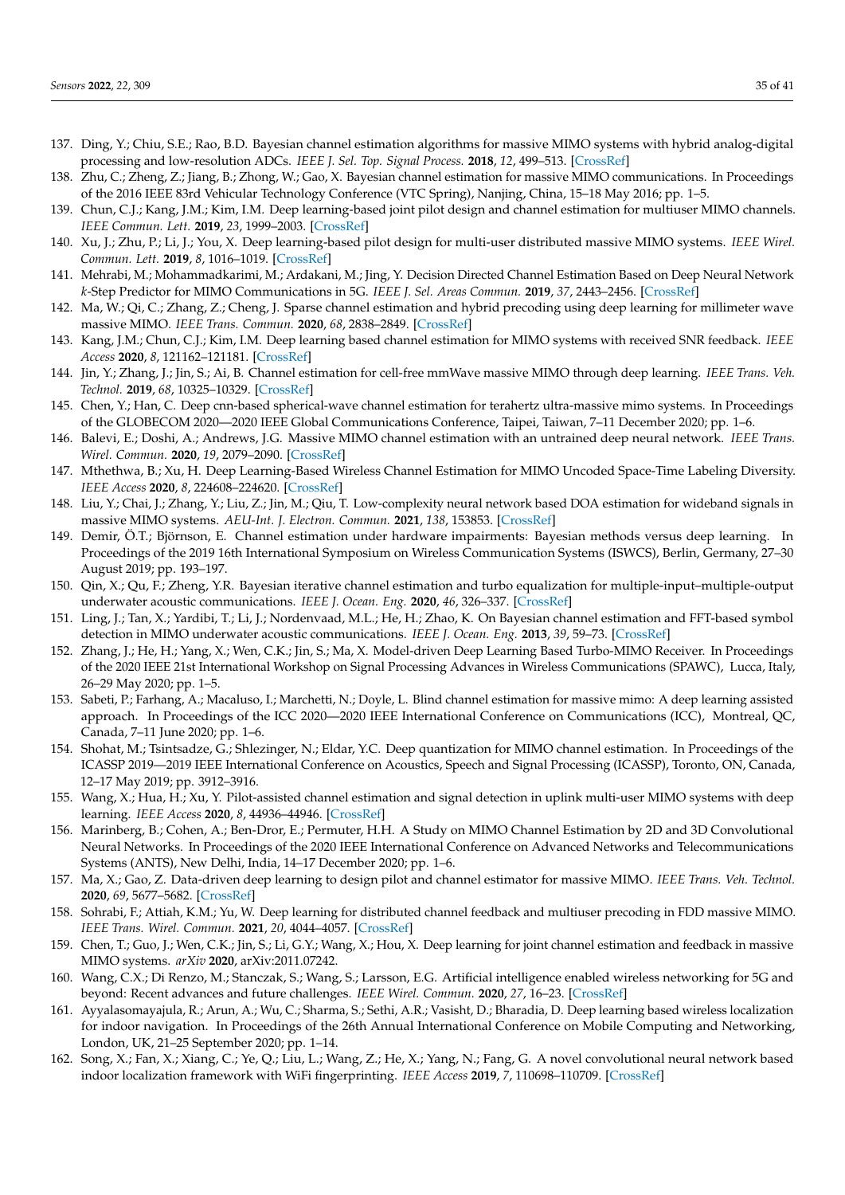137. Ding, Y.; Chiu, S.E.; Rao, B.D. Bayesian channel estimation algorithms for massive MIMO systems with hybrid analog-digital processing and low-resolution ADCs. *IEEE J. Sel. Top. Signal Process.* **2018**, *12*, 499–513. [CrossRef]
138. Zhu, C.; Zheng, Z.; Jiang, B.; Zhong, W.; Gao, X. Bayesian channel estimation for massive MIMO communications. In Proceedings of the 2016 IEEE 83rd Vehicular Technology Conference (VTC Spring), Nanjing, China, 15–18 May 2016; pp. 1–5.
139. Chun, C.J.; Kang, J.M.; Kim, I.M. Deep learning-based joint pilot design and channel estimation for multiuser MIMO channels. *IEEE Commun. Lett.* **2019**, *23*, 1999–2003. [CrossRef]
140. Xu, J.; Zhu, P.; Li, J.; You, X. Deep learning-based pilot design for multi-user distributed massive MIMO systems. *IEEE Wirel. Commun. Lett.* **2019**, *8*, 1016–1019. [CrossRef]
141. Mehrabi, M.; Mohammadkarimi, M.; Ardakani, M.; Jing, Y. Decision Directed Channel Estimation Based on Deep Neural Network *k*-Step Predictor for MIMO Communications in 5G. *IEEE J. Sel. Areas Commun.* **2019**, *37*, 2443–2456. [CrossRef]
142. Ma, W.; Qi, C.; Zhang, Z.; Cheng, J. Sparse channel estimation and hybrid precoding using deep learning for millimeter wave massive MIMO. *IEEE Trans. Commun.* **2020**, *68*, 2838–2849. [CrossRef]
143. Kang, J.M.; Chun, C.J.; Kim, I.M. Deep learning based channel estimation for MIMO systems with received SNR feedback. *IEEE Access* **2020**, *8*, 121162–121181. [CrossRef]
144. Jin, Y.; Zhang, J.; Jin, S.; Ai, B. Channel estimation for cell-free mmWave massive MIMO through deep learning. *IEEE Trans. Veh. Technol.* **2019**, *68*, 10325–10329. [CrossRef]
145. Chen, Y.; Han, C. Deep cnn-based spherical-wave channel estimation for terahertz ultra-massive mimo systems. In Proceedings of the GLOBECOM 2020—2020 IEEE Global Communications Conference, Taipei, Taiwan, 7–11 December 2020; pp. 1–6.
146. Balevi, E.; Doshi, A.; Andrews, J.G. Massive MIMO channel estimation with an untrained deep neural network. *IEEE Trans. Wirel. Commun.* **2020**, *19*, 2079–2090. [CrossRef]
147. Mthethwa, B.; Xu, H. Deep Learning-Based Wireless Channel Estimation for MIMO Uncoded Space-Time Labeling Diversity. *IEEE Access* **2020**, *8*, 224608–224620. [CrossRef]
148. Liu, Y.; Chai, J.; Zhang, Y.; Liu, Z.; Jin, M.; Qiu, T. Low-complexity neural network based DOA estimation for wideband signals in massive MIMO systems. *AEU-Int. J. Electron. Commun.* **2021**, *138*, 153853. [CrossRef]
149. Demir, Ö.T.; Björnson, E. Channel estimation under hardware impairments: Bayesian methods versus deep learning. In Proceedings of the 2019 16th International Symposium on Wireless Communication Systems (ISWCS), Berlin, Germany, 27–30 August 2019; pp. 193–197.
150. Qin, X.; Qu, F.; Zheng, Y.R. Bayesian iterative channel estimation and turbo equalization for multiple-input–multiple-output underwater acoustic communications. *IEEE J. Ocean. Eng.* **2020**, *46*, 326–337. [CrossRef]
151. Ling, J.; Tan, X.; Yardibi, T.; Li, J.; Nordenvaad, M.L.; He, H.; Zhao, K. On Bayesian channel estimation and FFT-based symbol detection in MIMO underwater acoustic communications. *IEEE J. Ocean. Eng.* **2013**, *39*, 59–73. [CrossRef]
152. Zhang, J.; He, H.; Yang, X.; Wen, C.K.; Jin, S.; Ma, X. Model-driven Deep Learning Based Turbo-MIMO Receiver. In Proceedings of the 2020 IEEE 21st International Workshop on Signal Processing Advances in Wireless Communications (SPAWC), Lucca, Italy, 26–29 May 2020; pp. 1–5.
153. Sabeti, P.; Farhang, A.; Macaluso, I.; Marchetti, N.; Doyle, L. Blind channel estimation for massive mimo: A deep learning assisted approach. In Proceedings of the ICC 2020—2020 IEEE International Conference on Communications (ICC), Montreal, QC, Canada, 7–11 June 2020; pp. 1–6.
154. Shohat, M.; Tsintsadze, G.; Shlezinger, N.; Eldar, Y.C. Deep quantization for MIMO channel estimation. In Proceedings of the ICASSP 2019—2019 IEEE International Conference on Acoustics, Speech and Signal Processing (ICASSP), Toronto, ON, Canada, 12–17 May 2019; pp. 3912–3916.
155. Wang, X.; Hua, H.; Xu, Y. Pilot-assisted channel estimation and signal detection in uplink multi-user MIMO systems with deep learning. *IEEE Access* **2020**, *8*, 44936–44946. [CrossRef]
156. Marinberg, B.; Cohen, A.; Ben-Dror, E.; Permuter, H.H. A Study on MIMO Channel Estimation by 2D and 3D Convolutional Neural Networks. In Proceedings of the 2020 IEEE International Conference on Advanced Networks and Telecommunications Systems (ANTS), New Delhi, India, 14–17 December 2020; pp. 1–6.
157. Ma, X.; Gao, Z. Data-driven deep learning to design pilot and channel estimator for massive MIMO. *IEEE Trans. Veh. Technol.* **2020**, *69*, 5677–5682. [CrossRef]
158. Sohrabi, F.; Attiah, K.M.; Yu, W. Deep learning for distributed channel feedback and multiuser precoding in FDD massive MIMO. *IEEE Trans. Wirel. Commun.* **2021**, *20*, 4044–4057. [CrossRef]
159. Chen, T.; Guo, J.; Wen, C.K.; Jin, S.; Li, G.Y.; Wang, X.; Hou, X. Deep learning for joint channel estimation and feedback in massive MIMO systems. *arXiv* **2020**, arXiv:2011.07242.
160. Wang, C.X.; Di Renzo, M.; Stanczak, S.; Wang, S.; Larsson, E.G. Artificial intelligence enabled wireless networking for 5G and beyond: Recent advances and future challenges. *IEEE Wirel. Commun.* **2020**, *27*, 16–23. [CrossRef]
161. Ayyalasomayajula, R.; Arun, A.; Wu, C.; Sharma, S.; Sethi, A.R.; Vasisht, D.; Bharadia, D. Deep learning based wireless localization for indoor navigation. In Proceedings of the 26th Annual International Conference on Mobile Computing and Networking, London, UK, 21–25 September 2020; pp. 1–14.
162. Song, X.; Fan, X.; Xiang, C.; Ye, Q.; Liu, L.; Wang, Z.; He, X.; Yang, N.; Fang, G. A novel convolutional neural network based indoor localization framework with WiFi fingerprinting. *IEEE Access* **2019**, *7*, 110698–110709. [CrossRef]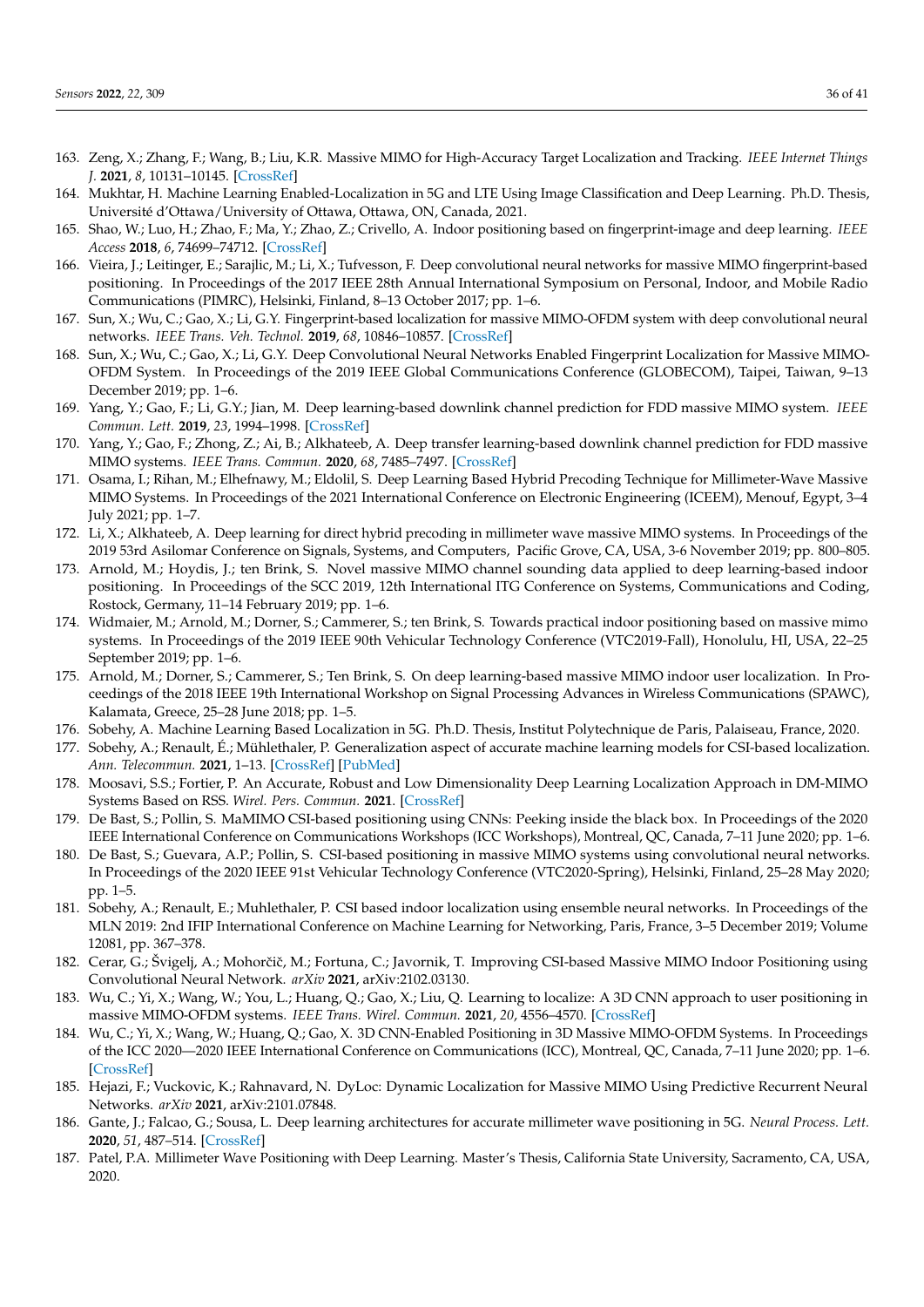163. Zeng, X.; Zhang, F.; Wang, B.; Liu, K.R. Massive MIMO for High-Accuracy Target Localization and Tracking. *IEEE Internet Things J.* **2021**, *8*, 10131–10145. [CrossRef]
164. Mukhtar, H. Machine Learning Enabled-Localization in 5G and LTE Using Image Classification and Deep Learning. Ph.D. Thesis, Université d'Ottawa/University of Ottawa, Ottawa, ON, Canada, 2021.
165. Shao, W.; Luo, H.; Zhao, F.; Ma, Y.; Zhao, Z.; Crivello, A. Indoor positioning based on fingerprint-image and deep learning. *IEEE Access* **2018**, *6*, 74699–74712. [CrossRef]
166. Vieira, J.; Leitinger, E.; Sarajlic, M.; Li, X.; Tufvesson, F. Deep convolutional neural networks for massive MIMO fingerprint-based positioning. In Proceedings of the 2017 IEEE 28th Annual International Symposium on Personal, Indoor, and Mobile Radio Communications (PIMRC), Helsinki, Finland, 8–13 October 2017; pp. 1–6.
167. Sun, X.; Wu, C.; Gao, X.; Li, G.Y. Fingerprint-based localization for massive MIMO-OFDM system with deep convolutional neural networks. *IEEE Trans. Veh. Technol.* **2019**, *68*, 10846–10857. [CrossRef]
168. Sun, X.; Wu, C.; Gao, X.; Li, G.Y. Deep Convolutional Neural Networks Enabled Fingerprint Localization for Massive MIMO-OFDM System. In Proceedings of the 2019 IEEE Global Communications Conference (GLOBECOM), Taipei, Taiwan, 9–13 December 2019; pp. 1–6.
169. Yang, Y.; Gao, F.; Li, G.Y.; Jian, M. Deep learning-based downlink channel prediction for FDD massive MIMO system. *IEEE Commun. Lett.* **2019**, *23*, 1994–1998. [CrossRef]
170. Yang, Y.; Gao, F.; Zhong, Z.; Ai, B.; Alkhateeb, A. Deep transfer learning-based downlink channel prediction for FDD massive MIMO systems. *IEEE Trans. Commun.* **2020**, *68*, 7485–7497. [CrossRef]
171. Osama, I.; Rihan, M.; Elhefnawy, M.; Eldolil, S. Deep Learning Based Hybrid Precoding Technique for Millimeter-Wave Massive MIMO Systems. In Proceedings of the 2021 International Conference on Electronic Engineering (ICEEM), Menouf, Egypt, 3–4 July 2021; pp. 1–7.
172. Li, X.; Alkhateeb, A. Deep learning for direct hybrid precoding in millimeter wave massive MIMO systems. In Proceedings of the 2019 53rd Asilomar Conference on Signals, Systems, and Computers, Pacific Grove, CA, USA, 3-6 November 2019; pp. 800–805.
173. Arnold, M.; Hoydis, J.; ten Brink, S. Novel massive MIMO channel sounding data applied to deep learning-based indoor positioning. In Proceedings of the SCC 2019, 12th International ITG Conference on Systems, Communications and Coding, Rostock, Germany, 11–14 February 2019; pp. 1–6.
174. Widmaier, M.; Arnold, M.; Dorner, S.; Cammerer, S.; ten Brink, S. Towards practical indoor positioning based on massive mimo systems. In Proceedings of the 2019 IEEE 90th Vehicular Technology Conference (VTC2019-Fall), Honolulu, HI, USA, 22–25 September 2019; pp. 1–6.
175. Arnold, M.; Dorner, S.; Cammerer, S.; Ten Brink, S. On deep learning-based massive MIMO indoor user localization. In Proceedings of the 2018 IEEE 19th International Workshop on Signal Processing Advances in Wireless Communications (SPAWC), Kalamata, Greece, 25–28 June 2018; pp. 1–5.
176. Sobehy, A. Machine Learning Based Localization in 5G. Ph.D. Thesis, Institut Polytechnique de Paris, Palaiseau, France, 2020.
177. Sobehy, A.; Renault, É.; Mühlethaler, P. Generalization aspect of accurate machine learning models for CSI-based localization. *Ann. Telecommun.* **2021**, 1–13. [CrossRef] [PubMed]
178. Moosavi, S.S.; Fortier, P. An Accurate, Robust and Low Dimensionality Deep Learning Localization Approach in DM-MIMO Systems Based on RSS. *Wirel. Pers. Commun.* **2021**. [CrossRef]
179. De Bast, S.; Pollin, S. MaMIMO CSI-based positioning using CNNs: Peeking inside the black box. In Proceedings of the 2020 IEEE International Conference on Communications Workshops (ICC Workshops), Montreal, QC, Canada, 7–11 June 2020; pp. 1–6.
180. De Bast, S.; Guevara, A.P.; Pollin, S. CSI-based positioning in massive MIMO systems using convolutional neural networks. In Proceedings of the 2020 IEEE 91st Vehicular Technology Conference (VTC2020-Spring), Helsinki, Finland, 25–28 May 2020; pp. 1–5.
181. Sobehy, A.; Renault, E.; Muhlethaler, P. CSI based indoor localization using ensemble neural networks. In Proceedings of the MLN 2019: 2nd IFIP International Conference on Machine Learning for Networking, Paris, France, 3–5 December 2019; Volume 12081, pp. 367–378.
182. Cerar, G.; Švigelj, A.; Mohorčič, M.; Fortuna, C.; Javornik, T. Improving CSI-based Massive MIMO Indoor Positioning using Convolutional Neural Network. *arXiv* **2021**, arXiv:2102.03130.
183. Wu, C.; Yi, X.; Wang, W.; You, L.; Huang, Q.; Gao, X.; Liu, Q. Learning to localize: A 3D CNN approach to user positioning in massive MIMO-OFDM systems. *IEEE Trans. Wirel. Commun.* **2021**, *20*, 4556–4570. [CrossRef]
184. Wu, C.; Yi, X.; Wang, W.; Huang, Q.; Gao, X. 3D CNN-Enabled Positioning in 3D Massive MIMO-OFDM Systems. In Proceedings of the ICC 2020—2020 IEEE International Conference on Communications (ICC), Montreal, QC, Canada, 7–11 June 2020; pp. 1–6. [CrossRef]
185. Hejazi, F.; Vuckovic, K.; Rahnavard, N. DyLoc: Dynamic Localization for Massive MIMO Using Predictive Recurrent Neural Networks. *arXiv* **2021**, arXiv:2101.07848.
186. Gante, J.; Falcao, G.; Sousa, L. Deep learning architectures for accurate millimeter wave positioning in 5G. *Neural Process. Lett.* **2020**, *51*, 487–514. [CrossRef]
187. Patel, P.A. Millimeter Wave Positioning with Deep Learning. Master's Thesis, California State University, Sacramento, CA, USA, 2020.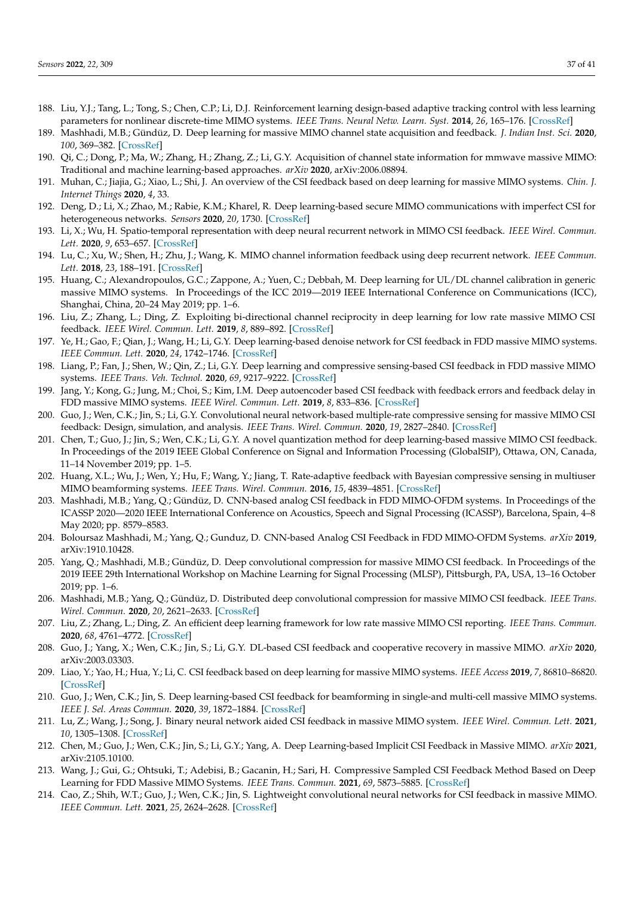188. Liu, Y.J.; Tang, L.; Tong, S.; Chen, C.P.; Li, D.J. Reinforcement learning design-based adaptive tracking control with less learning parameters for nonlinear discrete-time MIMO systems. *IEEE Trans. Neural Netw. Learn. Syst.* **2014**, *26*, 165–176. [CrossRef]
189. Mashhadi, M.B.; Gündüz, D. Deep learning for massive MIMO channel state acquisition and feedback. *J. Indian Inst. Sci.* **2020**, *100*, 369–382. [CrossRef]
190. Qi, C.; Dong, P.; Ma, W.; Zhang, H.; Zhang, Z.; Li, G.Y. Acquisition of channel state information for mmwave massive MIMO: Traditional and machine learning-based approaches. *arXiv* **2020**, arXiv:2006.08894.
191. Muhan, C.; Jiajia, G.; Xiao, L.; Shi, J. An overview of the CSI feedback based on deep learning for massive MIMO systems. *Chin. J. Internet Things* **2020**, *4*, 33.
192. Deng, D.; Li, X.; Zhao, M.; Rabie, K.M.; Kharel, R. Deep learning-based secure MIMO communications with imperfect CSI for heterogeneous networks. *Sensors* **2020**, *20*, 1730. [CrossRef]
193. Li, X.; Wu, H. Spatio-temporal representation with deep neural recurrent network in MIMO CSI feedback. *IEEE Wirel. Commun. Lett.* **2020**, *9*, 653–657. [CrossRef]
194. Lu, C.; Xu, W.; Shen, H.; Zhu, J.; Wang, K. MIMO channel information feedback using deep recurrent network. *IEEE Commun. Lett.* **2018**, *23*, 188–191. [CrossRef]
195. Huang, C.; Alexandropoulos, G.C.; Zappone, A.; Yuen, C.; Debbah, M. Deep learning for UL/DL channel calibration in generic massive MIMO systems. In Proceedings of the ICC 2019—2019 IEEE International Conference on Communications (ICC), Shanghai, China, 20–24 May 2019; pp. 1–6.
196. Liu, Z.; Zhang, L.; Ding, Z. Exploiting bi-directional channel reciprocity in deep learning for low rate massive MIMO CSI feedback. *IEEE Wirel. Commun. Lett.* **2019**, *8*, 889–892. [CrossRef]
197. Ye, H.; Gao, F.; Qian, J.; Wang, H.; Li, G.Y. Deep learning-based denoise network for CSI feedback in FDD massive MIMO systems. *IEEE Commun. Lett.* **2020**, *24*, 1742–1746. [CrossRef]
198. Liang, P.; Fan, J.; Shen, W.; Qin, Z.; Li, G.Y. Deep learning and compressive sensing-based CSI feedback in FDD massive MIMO systems. *IEEE Trans. Veh. Technol.* **2020**, *69*, 9217–9222. [CrossRef]
199. Jang, Y.; Kong, G.; Jung, M.; Choi, S.; Kim, I.M. Deep autoencoder based CSI feedback with feedback errors and feedback delay in FDD massive MIMO systems. *IEEE Wirel. Commun. Lett.* **2019**, *8*, 833–836. [CrossRef]
200. Guo, J.; Wen, C.K.; Jin, S.; Li, G.Y. Convolutional neural network-based multiple-rate compressive sensing for massive MIMO CSI feedback: Design, simulation, and analysis. *IEEE Trans. Wirel. Commun.* **2020**, *19*, 2827–2840. [CrossRef]
201. Chen, T.; Guo, J.; Jin, S.; Wen, C.K.; Li, G.Y. A novel quantization method for deep learning-based massive MIMO CSI feedback. In Proceedings of the 2019 IEEE Global Conference on Signal and Information Processing (GlobalSIP), Ottawa, ON, Canada, 11–14 November 2019; pp. 1–5.
202. Huang, X.L.; Wu, J.; Wen, Y.; Hu, F.; Wang, Y.; Jiang, T. Rate-adaptive feedback with Bayesian compressive sensing in multiuser MIMO beamforming systems. *IEEE Trans. Wirel. Commun.* **2016**, *15*, 4839–4851. [CrossRef]
203. Mashhadi, M.B.; Yang, Q.; Gündüz, D. CNN-based analog CSI feedback in FDD MIMO-OFDM systems. In Proceedings of the ICASSP 2020—2020 IEEE International Conference on Acoustics, Speech and Signal Processing (ICASSP), Barcelona, Spain, 4–8 May 2020; pp. 8579–8583.
204. Boloursaz Mashhadi, M.; Yang, Q.; Gunduz, D. CNN-based Analog CSI Feedback in FDD MIMO-OFDM Systems. *arXiv* **2019**, arXiv:1910.10428.
205. Yang, Q.; Mashhadi, M.B.; Gündüz, D. Deep convolutional compression for massive MIMO CSI feedback. In Proceedings of the 2019 IEEE 29th International Workshop on Machine Learning for Signal Processing (MLSP), Pittsburgh, PA, USA, 13–16 October 2019; pp. 1–6.
206. Mashhadi, M.B.; Yang, Q.; Gündüz, D. Distributed deep convolutional compression for massive MIMO CSI feedback. *IEEE Trans. Wirel. Commun.* **2020**, *20*, 2621–2633. [CrossRef]
207. Liu, Z.; Zhang, L.; Ding, Z. An efficient deep learning framework for low rate massive MIMO CSI reporting. *IEEE Trans. Commun.* **2020**, *68*, 4761–4772. [CrossRef]
208. Guo, J.; Yang, X.; Wen, C.K.; Jin, S.; Li, G.Y. DL-based CSI feedback and cooperative recovery in massive MIMO. *arXiv* **2020**, arXiv:2003.03303.
209. Liao, Y.; Yao, H.; Hua, Y.; Li, C. CSI feedback based on deep learning for massive MIMO systems. *IEEE Access* **2019**, *7*, 86810–86820. [CrossRef]
210. Guo, J.; Wen, C.K.; Jin, S. Deep learning-based CSI feedback for beamforming in single-and multi-cell massive MIMO systems. *IEEE J. Sel. Areas Commun.* **2020**, *39*, 1872–1884. [CrossRef]
211. Lu, Z.; Wang, J.; Song, J. Binary neural network aided CSI feedback in massive MIMO system. *IEEE Wirel. Commun. Lett.* **2021**, *10*, 1305–1308. [CrossRef]
212. Chen, M.; Guo, J.; Wen, C.K.; Jin, S.; Li, G.Y.; Yang, A. Deep Learning-based Implicit CSI Feedback in Massive MIMO. *arXiv* **2021**, arXiv:2105.10100.
213. Wang, J.; Gui, G.; Ohtsuki, T.; Adebisi, B.; Gacanin, H.; Sari, H. Compressive Sampled CSI Feedback Method Based on Deep Learning for FDD Massive MIMO Systems. *IEEE Trans. Commun.* **2021**, *69*, 5873–5885. [CrossRef]
214. Cao, Z.; Shih, W.T.; Guo, J.; Wen, C.K.; Jin, S. Lightweight convolutional neural networks for CSI feedback in massive MIMO. *IEEE Commun. Lett.* **2021**, *25*, 2624–2628. [CrossRef]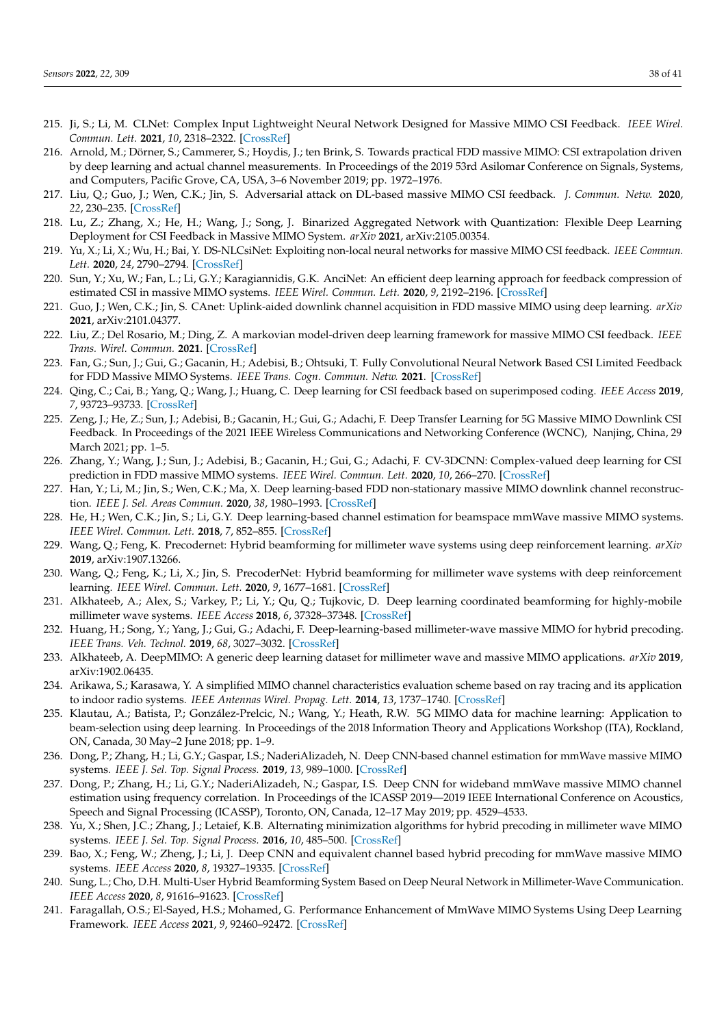215. Ji, S.; Li, M. CLNet: Complex Input Lightweight Neural Network Designed for Massive MIMO CSI Feedback. *IEEE Wirel. Commun. Lett.* **2021**, *10*, 2318–2322. [CrossRef]
216. Arnold, M.; Dörner, S.; Cammerer, S.; Hoydis, J.; ten Brink, S. Towards practical FDD massive MIMO: CSI extrapolation driven by deep learning and actual channel measurements. In Proceedings of the 2019 53rd Asilomar Conference on Signals, Systems, and Computers, Pacific Grove, CA, USA, 3–6 November 2019; pp. 1972–1976.
217. Liu, Q.; Guo, J.; Wen, C.K.; Jin, S. Adversarial attack on DL-based massive MIMO CSI feedback. *J. Commun. Netw.* **2020**, *22*, 230–235. [CrossRef]
218. Lu, Z.; Zhang, X.; He, H.; Wang, J.; Song, J. Binarized Aggregated Network with Quantization: Flexible Deep Learning Deployment for CSI Feedback in Massive MIMO System. *arXiv* **2021**, arXiv:2105.00354.
219. Yu, X.; Li, X.; Wu, H.; Bai, Y. DS-NLCsiNet: Exploiting non-local neural networks for massive MIMO CSI feedback. *IEEE Commun. Lett.* **2020**, *24*, 2790–2794. [CrossRef]
220. Sun, Y.; Xu, W.; Fan, L.; Li, G.Y.; Karagiannidis, G.K. AnciNet: An efficient deep learning approach for feedback compression of estimated CSI in massive MIMO systems. *IEEE Wirel. Commun. Lett.* **2020**, *9*, 2192–2196. [CrossRef]
221. Guo, J.; Wen, C.K.; Jin, S. CAnet: Uplink-aided downlink channel acquisition in FDD massive MIMO using deep learning. *arXiv* **2021**, arXiv:2101.04377.
222. Liu, Z.; Del Rosario, M.; Ding, Z. A markovian model-driven deep learning framework for massive MIMO CSI feedback. *IEEE Trans. Wirel. Commun.* **2021**. [CrossRef]
223. Fan, G.; Sun, J.; Gui, G.; Gacanin, H.; Adebisi, B.; Ohtsuki, T. Fully Convolutional Neural Network Based CSI Limited Feedback for FDD Massive MIMO Systems. *IEEE Trans. Cogn. Commun. Netw.* **2021**. [CrossRef]
224. Qing, C.; Cai, B.; Yang, Q.; Wang, J.; Huang, C. Deep learning for CSI feedback based on superimposed coding. *IEEE Access* **2019**, *7*, 93723–93733. [CrossRef]
225. Zeng, J.; He, Z.; Sun, J.; Adebisi, B.; Gacanin, H.; Gui, G.; Adachi, F. Deep Transfer Learning for 5G Massive MIMO Downlink CSI Feedback. In Proceedings of the 2021 IEEE Wireless Communications and Networking Conference (WCNC), Nanjing, China, 29 March 2021; pp. 1–5.
226. Zhang, Y.; Wang, J.; Sun, J.; Adebisi, B.; Gacanin, H.; Gui, G.; Adachi, F. CV-3DCNN: Complex-valued deep learning for CSI prediction in FDD massive MIMO systems. *IEEE Wirel. Commun. Lett.* **2020**, *10*, 266–270. [CrossRef]
227. Han, Y.; Li, M.; Jin, S.; Wen, C.K.; Ma, X. Deep learning-based FDD non-stationary massive MIMO downlink channel reconstruction. *IEEE J. Sel. Areas Commun.* **2020**, *38*, 1980–1993. [CrossRef]
228. He, H.; Wen, C.K.; Jin, S.; Li, G.Y. Deep learning-based channel estimation for beamspace mmWave massive MIMO systems. *IEEE Wirel. Commun. Lett.* **2018**, *7*, 852–855. [CrossRef]
229. Wang, Q.; Feng, K. Precodernet: Hybrid beamforming for millimeter wave systems using deep reinforcement learning. *arXiv* **2019**, arXiv:1907.13266.
230. Wang, Q.; Feng, K.; Li, X.; Jin, S. PrecoderNet: Hybrid beamforming for millimeter wave systems with deep reinforcement learning. *IEEE Wirel. Commun. Lett.* **2020**, *9*, 1677–1681. [CrossRef]
231. Alkhateeb, A.; Alex, S.; Varkey, P.; Li, Y.; Qu, Q.; Tujkovic, D. Deep learning coordinated beamforming for highly-mobile millimeter wave systems. *IEEE Access* **2018**, *6*, 37328–37348. [CrossRef]
232. Huang, H.; Song, Y.; Yang, J.; Gui, G.; Adachi, F. Deep-learning-based millimeter-wave massive MIMO for hybrid precoding. *IEEE Trans. Veh. Technol.* **2019**, *68*, 3027–3032. [CrossRef]
233. Alkhateeb, A. DeepMIMO: A generic deep learning dataset for millimeter wave and massive MIMO applications. *arXiv* **2019**, arXiv:1902.06435.
234. Arikawa, S.; Karasawa, Y. A simplified MIMO channel characteristics evaluation scheme based on ray tracing and its application to indoor radio systems. *IEEE Antennas Wirel. Propag. Lett.* **2014**, *13*, 1737–1740. [CrossRef]
235. Klautau, A.; Batista, P.; González-Prelcic, N.; Wang, Y.; Heath, R.W. 5G MIMO data for machine learning: Application to beam-selection using deep learning. In Proceedings of the 2018 Information Theory and Applications Workshop (ITA), Rockland, ON, Canada, 30 May–2 June 2018; pp. 1–9.
236. Dong, P.; Zhang, H.; Li, G.Y.; Gaspar, I.S.; NaderiAlizadeh, N. Deep CNN-based channel estimation for mmWave massive MIMO systems. *IEEE J. Sel. Top. Signal Process.* **2019**, *13*, 989–1000. [CrossRef]
237. Dong, P.; Zhang, H.; Li, G.Y.; NaderiAlizadeh, N.; Gaspar, I.S. Deep CNN for wideband mmWave massive MIMO channel estimation using frequency correlation. In Proceedings of the ICASSP 2019—2019 IEEE International Conference on Acoustics, Speech and Signal Processing (ICASSP), Toronto, ON, Canada, 12–17 May 2019; pp. 4529–4533.
238. Yu, X.; Shen, J.C.; Zhang, J.; Letaief, K.B. Alternating minimization algorithms for hybrid precoding in millimeter wave MIMO systems. *IEEE J. Sel. Top. Signal Process.* **2016**, *10*, 485–500. [CrossRef]
239. Bao, X.; Feng, W.; Zheng, J.; Li, J. Deep CNN and equivalent channel based hybrid precoding for mmWave massive MIMO systems. *IEEE Access* **2020**, *8*, 19327–19335. [CrossRef]
240. Sung, L.; Cho, D.H. Multi-User Hybrid Beamforming System Based on Deep Neural Network in Millimeter-Wave Communication. *IEEE Access* **2020**, *8*, 91616–91623. [CrossRef]
241. Faragallah, O.S.; El-Sayed, H.S.; Mohamed, G. Performance Enhancement of MmWave MIMO Systems Using Deep Learning Framework. *IEEE Access* **2021**, *9*, 92460–92472. [CrossRef]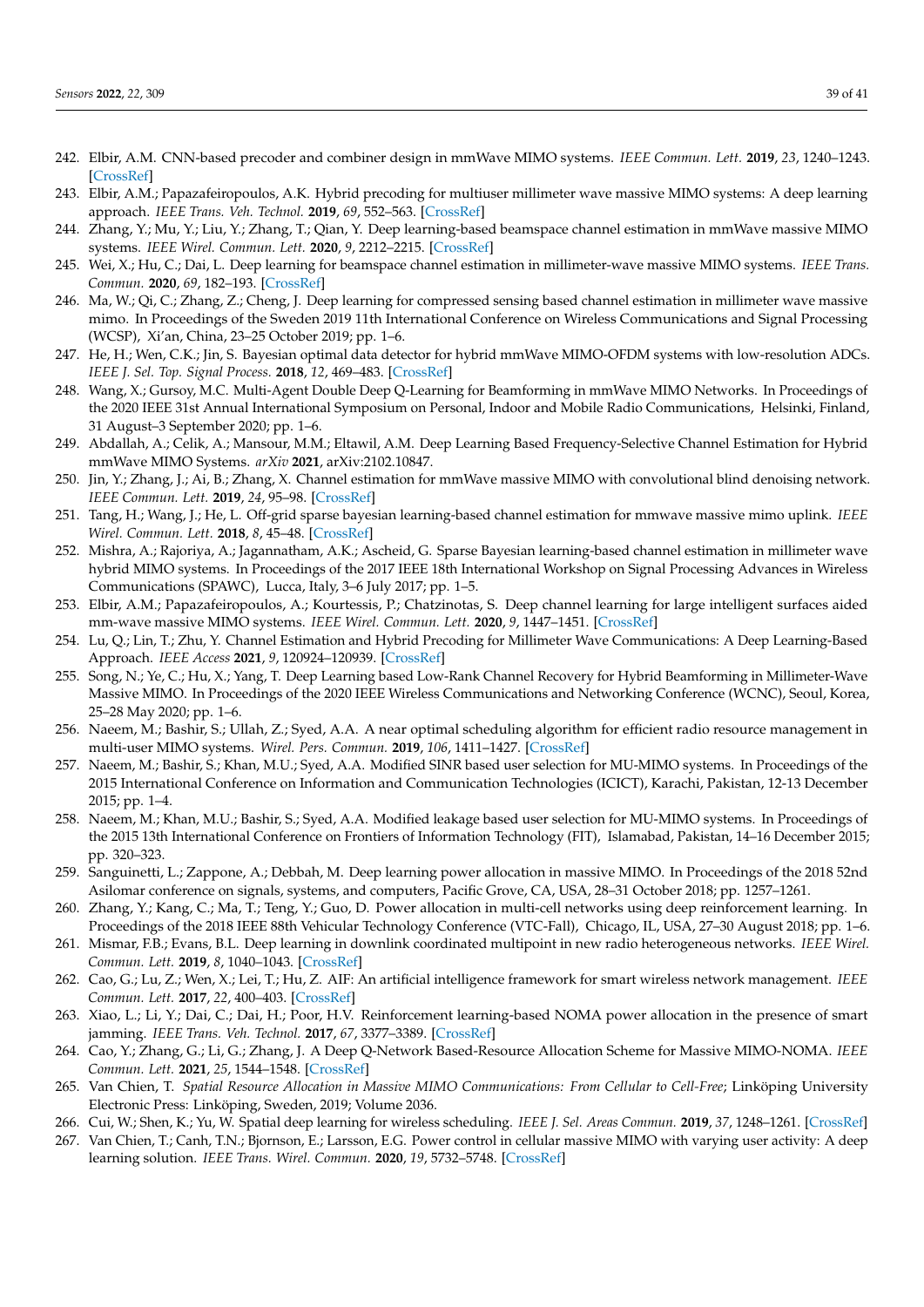242. Elbir, A.M. CNN-based precoder and combiner design in mmWave MIMO systems. *IEEE Commun. Lett.* **2019**, *23*, 1240–1243. [CrossRef]
243. Elbir, A.M.; Papazafeiropoulos, A.K. Hybrid precoding for multiuser millimeter wave massive MIMO systems: A deep learning approach. *IEEE Trans. Veh. Technol.* **2019**, *69*, 552–563. [CrossRef]
244. Zhang, Y.; Mu, Y.; Liu, Y.; Zhang, T.; Qian, Y. Deep learning-based beamspace channel estimation in mmWave massive MIMO systems. *IEEE Wirel. Commun. Lett.* **2020**, *9*, 2212–2215. [CrossRef]
245. Wei, X.; Hu, C.; Dai, L. Deep learning for beamspace channel estimation in millimeter-wave massive MIMO systems. *IEEE Trans. Commun.* **2020**, *69*, 182–193. [CrossRef]
246. Ma, W.; Qi, C.; Zhang, Z.; Cheng, J. Deep learning for compressed sensing based channel estimation in millimeter wave massive mimo. In Proceedings of the Sweden 2019 11th International Conference on Wireless Communications and Signal Processing (WCSP), Xi'an, China, 23–25 October 2019; pp. 1–6.
247. He, H.; Wen, C.K.; Jin, S. Bayesian optimal data detector for hybrid mmWave MIMO-OFDM systems with low-resolution ADCs. *IEEE J. Sel. Top. Signal Process.* **2018**, *12*, 469–483. [CrossRef]
248. Wang, X.; Gursoy, M.C. Multi-Agent Double Deep Q-Learning for Beamforming in mmWave MIMO Networks. In Proceedings of the 2020 IEEE 31st Annual International Symposium on Personal, Indoor and Mobile Radio Communications, Helsinki, Finland, 31 August–3 September 2020; pp. 1–6.
249. Abdallah, A.; Celik, A.; Mansour, M.M.; Eltawil, A.M. Deep Learning Based Frequency-Selective Channel Estimation for Hybrid mmWave MIMO Systems. *arXiv* **2021**, arXiv:2102.10847.
250. Jin, Y.; Zhang, J.; Ai, B.; Zhang, X. Channel estimation for mmWave massive MIMO with convolutional blind denoising network. *IEEE Commun. Lett.* **2019**, *24*, 95–98. [CrossRef]
251. Tang, H.; Wang, J.; He, L. Off-grid sparse bayesian learning-based channel estimation for mmwave massive mimo uplink. *IEEE Wirel. Commun. Lett.* **2018**, *8*, 45–48. [CrossRef]
252. Mishra, A.; Rajoriya, A.; Jagannatham, A.K.; Ascheid, G. Sparse Bayesian learning-based channel estimation in millimeter wave hybrid MIMO systems. In Proceedings of the 2017 IEEE 18th International Workshop on Signal Processing Advances in Wireless Communications (SPAWC), Lucca, Italy, 3–6 July 2017; pp. 1–5.
253. Elbir, A.M.; Papazafeiropoulos, A.; Kourtessis, P.; Chatzinotas, S. Deep channel learning for large intelligent surfaces aided mm-wave massive MIMO systems. *IEEE Wirel. Commun. Lett.* **2020**, *9*, 1447–1451. [CrossRef]
254. Lu, Q.; Lin, T.; Zhu, Y. Channel Estimation and Hybrid Precoding for Millimeter Wave Communications: A Deep Learning-Based Approach. *IEEE Access* **2021**, *9*, 120924–120939. [CrossRef]
255. Song, N.; Ye, C.; Hu, X.; Yang, T. Deep Learning based Low-Rank Channel Recovery for Hybrid Beamforming in Millimeter-Wave Massive MIMO. In Proceedings of the 2020 IEEE Wireless Communications and Networking Conference (WCNC), Seoul, Korea, 25–28 May 2020; pp. 1–6.
256. Naeem, M.; Bashir, S.; Ullah, Z.; Syed, A.A. A near optimal scheduling algorithm for efficient radio resource management in multi-user MIMO systems. *Wirel. Pers. Commun.* **2019**, *106*, 1411–1427. [CrossRef]
257. Naeem, M.; Bashir, S.; Khan, M.U.; Syed, A.A. Modified SINR based user selection for MU-MIMO systems. In Proceedings of the 2015 International Conference on Information and Communication Technologies (ICICT), Karachi, Pakistan, 12-13 December 2015; pp. 1–4.
258. Naeem, M.; Khan, M.U.; Bashir, S.; Syed, A.A. Modified leakage based user selection for MU-MIMO systems. In Proceedings of the 2015 13th International Conference on Frontiers of Information Technology (FIT), Islamabad, Pakistan, 14–16 December 2015; pp. 320–323.
259. Sanguinetti, L.; Zappone, A.; Debbah, M. Deep learning power allocation in massive MIMO. In Proceedings of the 2018 52nd Asilomar conference on signals, systems, and computers, Pacific Grove, CA, USA, 28–31 October 2018; pp. 1257–1261.
260. Zhang, Y.; Kang, C.; Ma, T.; Teng, Y.; Guo, D. Power allocation in multi-cell networks using deep reinforcement learning. In Proceedings of the 2018 IEEE 88th Vehicular Technology Conference (VTC-Fall), Chicago, IL, USA, 27–30 August 2018; pp. 1–6.
261. Mismar, F.B.; Evans, B.L. Deep learning in downlink coordinated multipoint in new radio heterogeneous networks. *IEEE Wirel. Commun. Lett.* **2019**, *8*, 1040–1043. [CrossRef]
262. Cao, G.; Lu, Z.; Wen, X.; Lei, T.; Hu, Z. AIF: An artificial intelligence framework for smart wireless network management. *IEEE Commun. Lett.* **2017**, *22*, 400–403. [CrossRef]
263. Xiao, L.; Li, Y.; Dai, C.; Dai, H.; Poor, H.V. Reinforcement learning-based NOMA power allocation in the presence of smart jamming. *IEEE Trans. Veh. Technol.* **2017**, *67*, 3377–3389. [CrossRef]
264. Cao, Y.; Zhang, G.; Li, G.; Zhang, J. A Deep Q-Network Based-Resource Allocation Scheme for Massive MIMO-NOMA. *IEEE Commun. Lett.* **2021**, *25*, 1544–1548. [CrossRef]
265. Van Chien, T. *Spatial Resource Allocation in Massive MIMO Communications: From Cellular to Cell-Free*; Linköping University Electronic Press: Linköping, Sweden, 2019; Volume 2036.
266. Cui, W.; Shen, K.; Yu, W. Spatial deep learning for wireless scheduling. *IEEE J. Sel. Areas Commun.* **2019**, *37*, 1248–1261. [CrossRef]
267. Van Chien, T.; Canh, T.N.; Bjornson, E.; Larsson, E.G. Power control in cellular massive MIMO with varying user activity: A deep learning solution. *IEEE Trans. Wirel. Commun.* **2020**, *19*, 5732–5748. [CrossRef]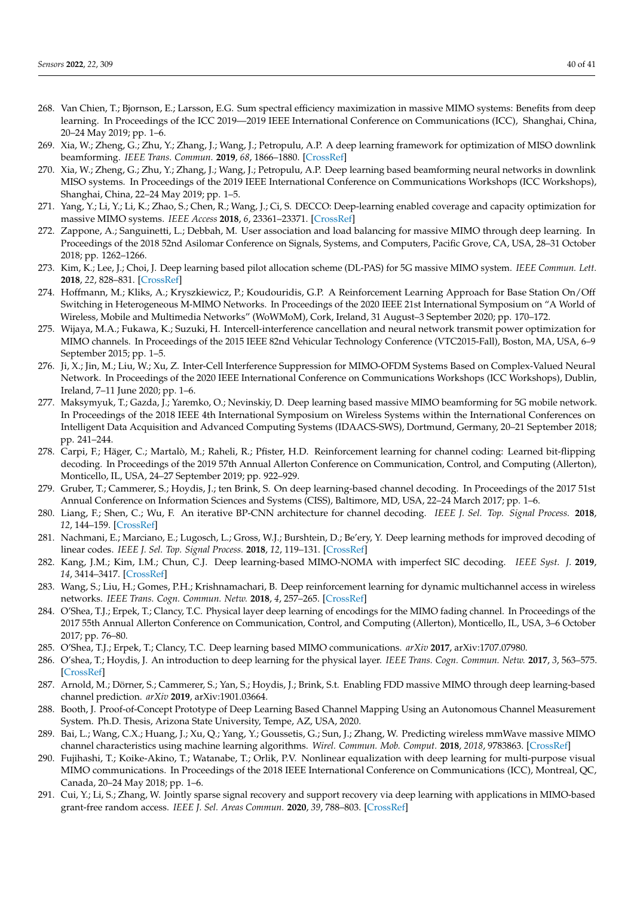268. Van Chien, T.; Bjornson, E.; Larsson, E.G. Sum spectral efficiency maximization in massive MIMO systems: Benefits from deep learning. In Proceedings of the ICC 2019—2019 IEEE International Conference on Communications (ICC), Shanghai, China, 20–24 May 2019; pp. 1–6.
269. Xia, W.; Zheng, G.; Zhu, Y.; Zhang, J.; Wang, J.; Petropulu, A.P. A deep learning framework for optimization of MISO downlink beamforming. *IEEE Trans. Commun.* **2019**, *68*, 1866–1880. [CrossRef]
270. Xia, W.; Zheng, G.; Zhu, Y.; Zhang, J.; Wang, J.; Petropulu, A.P. Deep learning based beamforming neural networks in downlink MISO systems. In Proceedings of the 2019 IEEE International Conference on Communications Workshops (ICC Workshops), Shanghai, China, 22–24 May 2019; pp. 1–5.
271. Yang, Y.; Li, Y.; Li, K.; Zhao, S.; Chen, R.; Wang, J.; Ci, S. DECCO: Deep-learning enabled coverage and capacity optimization for massive MIMO systems. *IEEE Access* **2018**, *6*, 23361–23371. [CrossRef]
272. Zappone, A.; Sanguinetti, L.; Debbah, M. User association and load balancing for massive MIMO through deep learning. In Proceedings of the 2018 52nd Asilomar Conference on Signals, Systems, and Computers, Pacific Grove, CA, USA, 28–31 October 2018; pp. 1262–1266.
273. Kim, K.; Lee, J.; Choi, J. Deep learning based pilot allocation scheme (DL-PAS) for 5G massive MIMO system. *IEEE Commun. Lett.* **2018**, *22*, 828–831. [CrossRef]
274. Hoffmann, M.; Kliks, A.; Kryszkiewicz, P.; Koudouridis, G.P. A Reinforcement Learning Approach for Base Station On/Off Switching in Heterogeneous M-MIMO Networks. In Proceedings of the 2020 IEEE 21st International Symposium on "A World of Wireless, Mobile and Multimedia Networks" (WoWMoM), Cork, Ireland, 31 August–3 September 2020; pp. 170–172.
275. Wijaya, M.A.; Fukawa, K.; Suzuki, H. Intercell-interference cancellation and neural network transmit power optimization for MIMO channels. In Proceedings of the 2015 IEEE 82nd Vehicular Technology Conference (VTC2015-Fall), Boston, MA, USA, 6–9 September 2015; pp. 1–5.
276. Ji, X.; Jin, M.; Liu, W.; Xu, Z. Inter-Cell Interference Suppression for MIMO-OFDM Systems Based on Complex-Valued Neural Network. In Proceedings of the 2020 IEEE International Conference on Communications Workshops (ICC Workshops), Dublin, Ireland, 7–11 June 2020; pp. 1–6.
277. Maksymyuk, T.; Gazda, J.; Yaremko, O.; Nevinskiy, D. Deep learning based massive MIMO beamforming for 5G mobile network. In Proceedings of the 2018 IEEE 4th International Symposium on Wireless Systems within the International Conferences on Intelligent Data Acquisition and Advanced Computing Systems (IDAACS-SWS), Dortmund, Germany, 20–21 September 2018; pp. 241–244.
278. Carpi, F.; Häger, C.; Martalò, M.; Raheli, R.; Pfister, H.D. Reinforcement learning for channel coding: Learned bit-flipping decoding. In Proceedings of the 2019 57th Annual Allerton Conference on Communication, Control, and Computing (Allerton), Monticello, IL, USA, 24–27 September 2019; pp. 922–929.
279. Gruber, T.; Cammerer, S.; Hoydis, J.; ten Brink, S. On deep learning-based channel decoding. In Proceedings of the 2017 51st Annual Conference on Information Sciences and Systems (CISS), Baltimore, MD, USA, 22–24 March 2017; pp. 1–6.
280. Liang, F.; Shen, C.; Wu, F. An iterative BP-CNN architecture for channel decoding. *IEEE J. Sel. Top. Signal Process.* **2018**, *12*, 144–159. [CrossRef]
281. Nachmani, E.; Marciano, E.; Lugosch, L.; Gross, W.J.; Burshtein, D.; Be'ery, Y. Deep learning methods for improved decoding of linear codes. *IEEE J. Sel. Top. Signal Process.* **2018**, *12*, 119–131. [CrossRef]
282. Kang, J.M.; Kim, I.M.; Chun, C.J. Deep learning-based MIMO-NOMA with imperfect SIC decoding. *IEEE Syst. J.* **2019**, *14*, 3414–3417. [CrossRef]
283. Wang, S.; Liu, H.; Gomes, P.H.; Krishnamachari, B. Deep reinforcement learning for dynamic multichannel access in wireless networks. *IEEE Trans. Cogn. Commun. Netw.* **2018**, *4*, 257–265. [CrossRef]
284. O'Shea, T.J.; Erpek, T.; Clancy, T.C. Physical layer deep learning of encodings for the MIMO fading channel. In Proceedings of the 2017 55th Annual Allerton Conference on Communication, Control, and Computing (Allerton), Monticello, IL, USA, 3–6 October 2017; pp. 76–80.
285. O'Shea, T.J.; Erpek, T.; Clancy, T.C. Deep learning based MIMO communications. *arXiv* **2017**, arXiv:1707.07980.
286. O'shea, T.; Hoydis, J. An introduction to deep learning for the physical layer. *IEEE Trans. Cogn. Commun. Netw.* **2017**, *3*, 563–575. [CrossRef]
287. Arnold, M.; Dörner, S.; Cammerer, S.; Yan, S.; Hoydis, J.; Brink, S.t. Enabling FDD massive MIMO through deep learning-based channel prediction. *arXiv* **2019**, arXiv:1901.03664.
288. Booth, J. Proof-of-Concept Prototype of Deep Learning Based Channel Mapping Using an Autonomous Channel Measurement System. Ph.D. Thesis, Arizona State University, Tempe, AZ, USA, 2020.
289. Bai, L.; Wang, C.X.; Huang, J.; Xu, Q.; Yang, Y.; Goussetis, G.; Sun, J.; Zhang, W. Predicting wireless mmWave massive MIMO channel characteristics using machine learning algorithms. *Wirel. Commun. Mob. Comput.* **2018**, *2018*, 9783863. [CrossRef]
290. Fujihashi, T.; Koike-Akino, T.; Watanabe, T.; Orlik, P.V. Nonlinear equalization with deep learning for multi-purpose visual MIMO communications. In Proceedings of the 2018 IEEE International Conference on Communications (ICC), Montreal, QC, Canada, 20–24 May 2018; pp. 1–6.
291. Cui, Y.; Li, S.; Zhang, W. Jointly sparse signal recovery and support recovery via deep learning with applications in MIMO-based grant-free random access. *IEEE J. Sel. Areas Commun.* **2020**, *39*, 788–803. [CrossRef]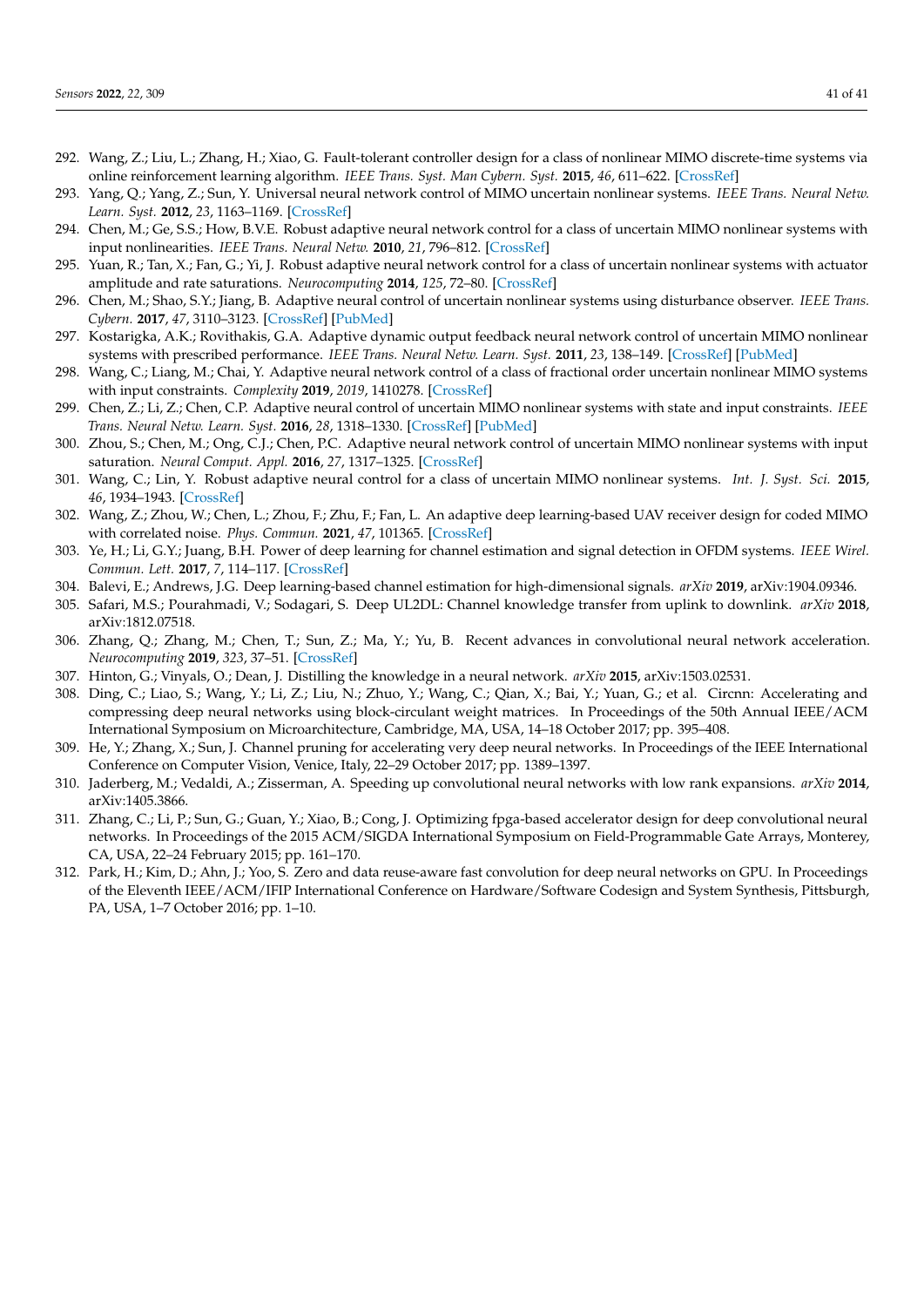292. Wang, Z.; Liu, L.; Zhang, H.; Xiao, G. Fault-tolerant controller design for a class of nonlinear MIMO discrete-time systems via online reinforcement learning algorithm. *IEEE Trans. Syst. Man Cybern. Syst.* **2015**, *46*, 611–622. [CrossRef]
293. Yang, Q.; Yang, Z.; Sun, Y. Universal neural network control of MIMO uncertain nonlinear systems. *IEEE Trans. Neural Netw. Learn. Syst.* **2012**, *23*, 1163–1169. [CrossRef]
294. Chen, M.; Ge, S.S.; How, B.V.E. Robust adaptive neural network control for a class of uncertain MIMO nonlinear systems with input nonlinearities. *IEEE Trans. Neural Netw.* **2010**, *21*, 796–812. [CrossRef]
295. Yuan, R.; Tan, X.; Fan, G.; Yi, J. Robust adaptive neural network control for a class of uncertain nonlinear systems with actuator amplitude and rate saturations. *Neurocomputing* **2014**, *125*, 72–80. [CrossRef]
296. Chen, M.; Shao, S.Y.; Jiang, B. Adaptive neural control of uncertain nonlinear systems using disturbance observer. *IEEE Trans. Cybern.* **2017**, *47*, 3110–3123. [CrossRef] [PubMed]
297. Kostarigka, A.K.; Rovithakis, G.A. Adaptive dynamic output feedback neural network control of uncertain MIMO nonlinear systems with prescribed performance. *IEEE Trans. Neural Netw. Learn. Syst.* **2011**, *23*, 138–149. [CrossRef] [PubMed]
298. Wang, C.; Liang, M.; Chai, Y. Adaptive neural network control of a class of fractional order uncertain nonlinear MIMO systems with input constraints. *Complexity* **2019**, *2019*, 1410278. [CrossRef]
299. Chen, Z.; Li, Z.; Chen, C.P. Adaptive neural control of uncertain MIMO nonlinear systems with state and input constraints. *IEEE Trans. Neural Netw. Learn. Syst.* **2016**, *28*, 1318–1330. [CrossRef] [PubMed]
300. Zhou, S.; Chen, M.; Ong, C.J.; Chen, P.C. Adaptive neural network control of uncertain MIMO nonlinear systems with input saturation. *Neural Comput. Appl.* **2016**, *27*, 1317–1325. [CrossRef]
301. Wang, C.; Lin, Y. Robust adaptive neural control for a class of uncertain MIMO nonlinear systems. *Int. J. Syst. Sci.* **2015**, *46*, 1934–1943. [CrossRef]
302. Wang, Z.; Zhou, W.; Chen, L.; Zhou, F.; Zhu, F.; Fan, L. An adaptive deep learning-based UAV receiver design for coded MIMO with correlated noise. *Phys. Commun.* **2021**, *47*, 101365. [CrossRef]
303. Ye, H.; Li, G.Y.; Juang, B.H. Power of deep learning for channel estimation and signal detection in OFDM systems. *IEEE Wirel. Commun. Lett.* **2017**, *7*, 114–117. [CrossRef]
304. Balevi, E.; Andrews, J.G. Deep learning-based channel estimation for high-dimensional signals. *arXiv* **2019**, arXiv:1904.09346.
305. Safari, M.S.; Pourahmadi, V.; Sodagari, S. Deep UL2DL: Channel knowledge transfer from uplink to downlink. *arXiv* **2018**, arXiv:1812.07518.
306. Zhang, Q.; Zhang, M.; Chen, T.; Sun, Z.; Ma, Y.; Yu, B. Recent advances in convolutional neural network acceleration. *Neurocomputing* **2019**, *323*, 37–51. [CrossRef]
307. Hinton, G.; Vinyals, O.; Dean, J. Distilling the knowledge in a neural network. *arXiv* **2015**, arXiv:1503.02531.
308. Ding, C.; Liao, S.; Wang, Y.; Li, Z.; Liu, N.; Zhuo, Y.; Wang, C.; Qian, X.; Bai, Y.; Yuan, G.; et al. Circnn: Accelerating and compressing deep neural networks using block-circulant weight matrices. In Proceedings of the 50th Annual IEEE/ACM International Symposium on Microarchitecture, Cambridge, MA, USA, 14–18 October 2017; pp. 395–408.
309. He, Y.; Zhang, X.; Sun, J. Channel pruning for accelerating very deep neural networks. In Proceedings of the IEEE International Conference on Computer Vision, Venice, Italy, 22–29 October 2017; pp. 1389–1397.
310. Jaderberg, M.; Vedaldi, A.; Zisserman, A. Speeding up convolutional neural networks with low rank expansions. *arXiv* **2014**, arXiv:1405.3866.
311. Zhang, C.; Li, P.; Sun, G.; Guan, Y.; Xiao, B.; Cong, J. Optimizing fpga-based accelerator design for deep convolutional neural networks. In Proceedings of the 2015 ACM/SIGDA International Symposium on Field-Programmable Gate Arrays, Monterey, CA, USA, 22–24 February 2015; pp. 161–170.
312. Park, H.; Kim, D.; Ahn, J.; Yoo, S. Zero and data reuse-aware fast convolution for deep neural networks on GPU. In Proceedings of the Eleventh IEEE/ACM/IFIP International Conference on Hardware/Software Codesign and System Synthesis, Pittsburgh, PA, USA, 1–7 October 2016; pp. 1–10.